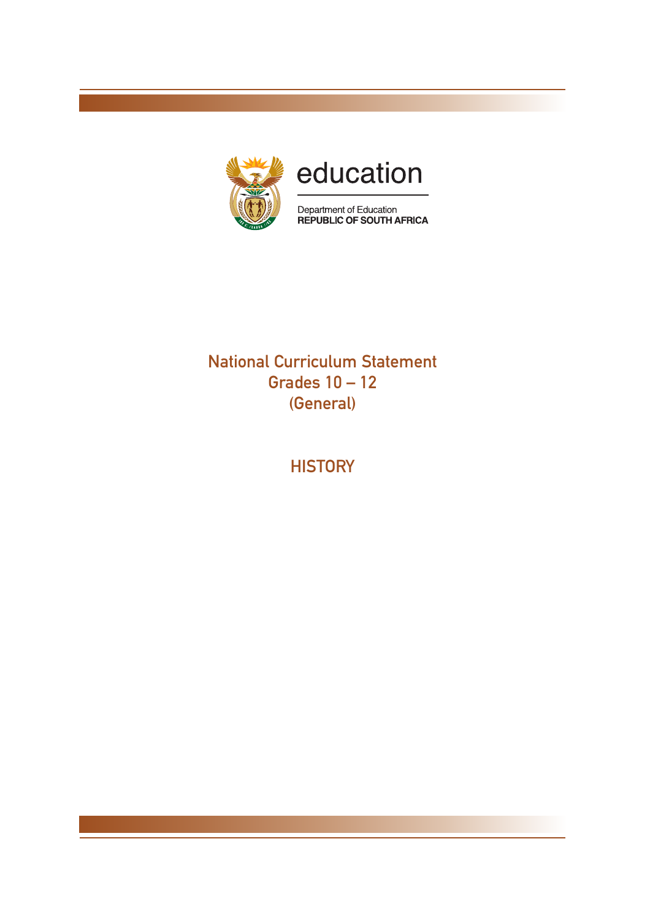education

Department of Education
REPUBLIC OF SOUTH AFRICA

# National Curriculum Statement
# Grades 10 – 12
# (General)

## HISTORY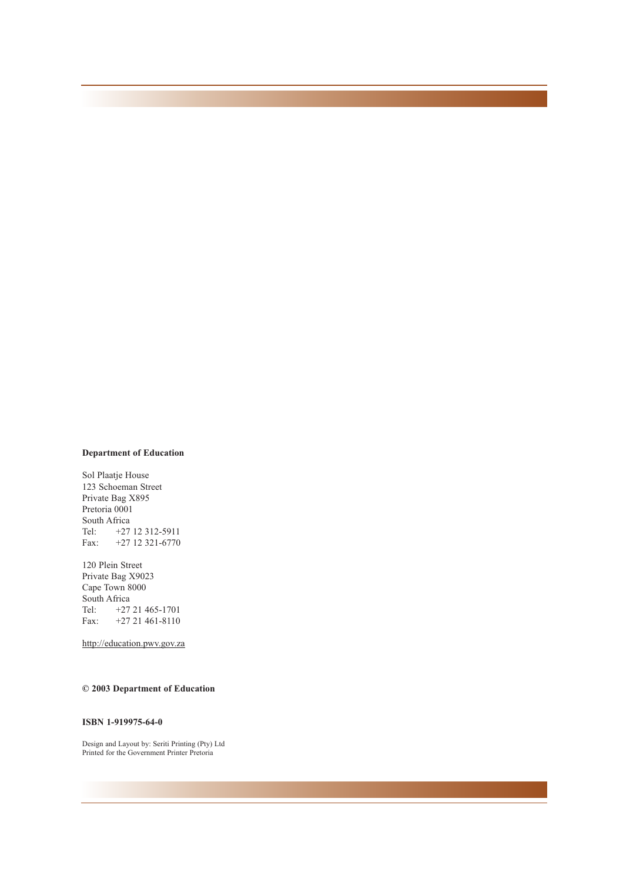**Department of Education**

Sol Plaatje House
123 Schoeman Street
Private Bag X895
Pretoria 0001
South Africa
Tel: +27 12 312-5911
Fax: +27 12 321-6770

120 Plein Street
Private Bag X9023
Cape Town 8000
South Africa
Tel: +27 21 465-1701
Fax: +27 21 461-8110

http://education.pwv.gov.za

**© 2003 Department of Education**

**ISBN 1-919975-64-0**

Design and Layout by: Seriti Printing (Pty) Ltd
Printed for the Government Printer Pretoria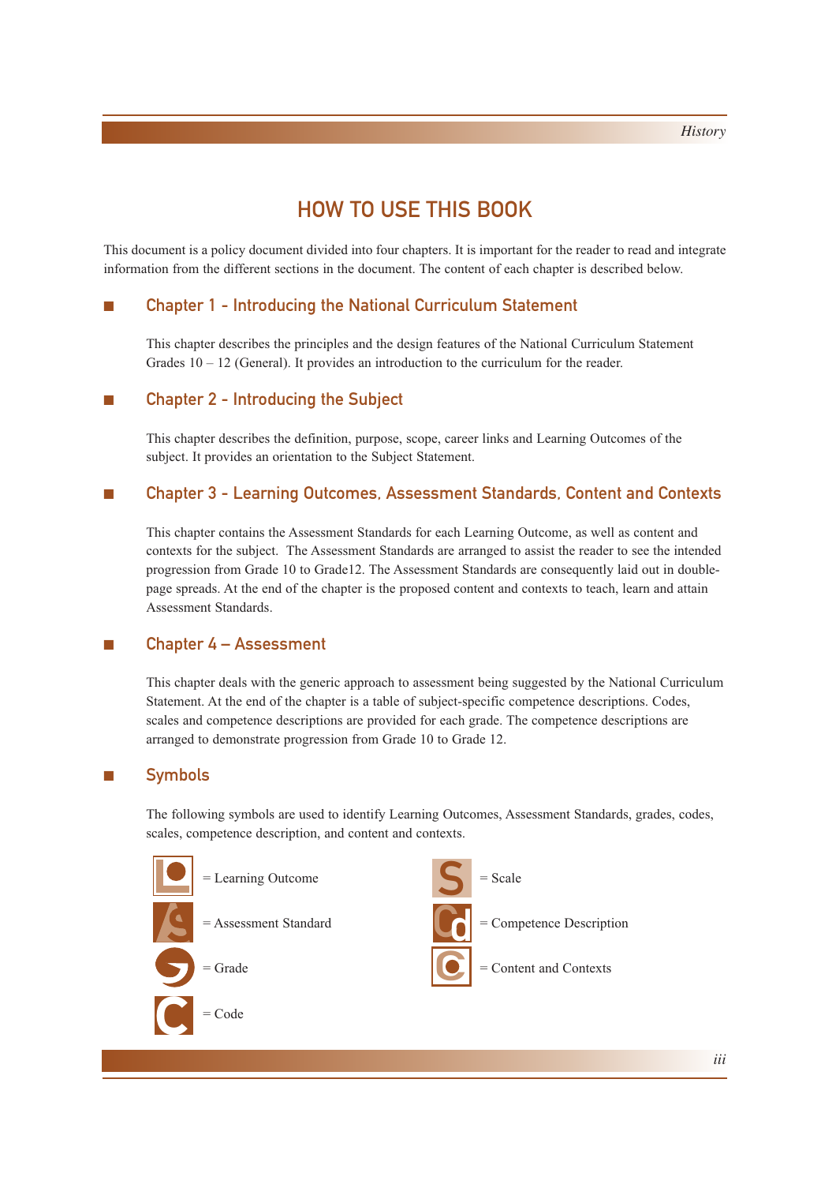# HOW TO USE THIS BOOK

This document is a policy document divided into four chapters. It is important for the reader to read and integrate information from the different sections in the document. The content of each chapter is described below.

## Chapter 1 - Introducing the National Curriculum Statement

This chapter describes the principles and the design features of the National Curriculum Statement Grades 10 – 12 (General). It provides an introduction to the curriculum for the reader.

## Chapter 2 - Introducing the Subject

This chapter describes the definition, purpose, scope, career links and Learning Outcomes of the subject. It provides an orientation to the Subject Statement.

## Chapter 3 - Learning Outcomes, Assessment Standards, Content and Contexts

This chapter contains the Assessment Standards for each Learning Outcome, as well as content and contexts for the subject. The Assessment Standards are arranged to assist the reader to see the intended progression from Grade 10 to Grade12. The Assessment Standards are consequently laid out in double-page spreads. At the end of the chapter is the proposed content and contexts to teach, learn and attain Assessment Standards.

## Chapter 4 – Assessment

This chapter deals with the generic approach to assessment being suggested by the National Curriculum Statement. At the end of the chapter is a table of subject-specific competence descriptions. Codes, scales and competence descriptions are provided for each grade. The competence descriptions are arranged to demonstrate progression from Grade 10 to Grade 12.

## Symbols

The following symbols are used to identify Learning Outcomes, Assessment Standards, grades, codes, scales, competence description, and content and contexts.

- = Learning Outcome
- = Assessment Standard
- = Grade
- = Code
- = Scale
- = Competence Description
- = Content and Contexts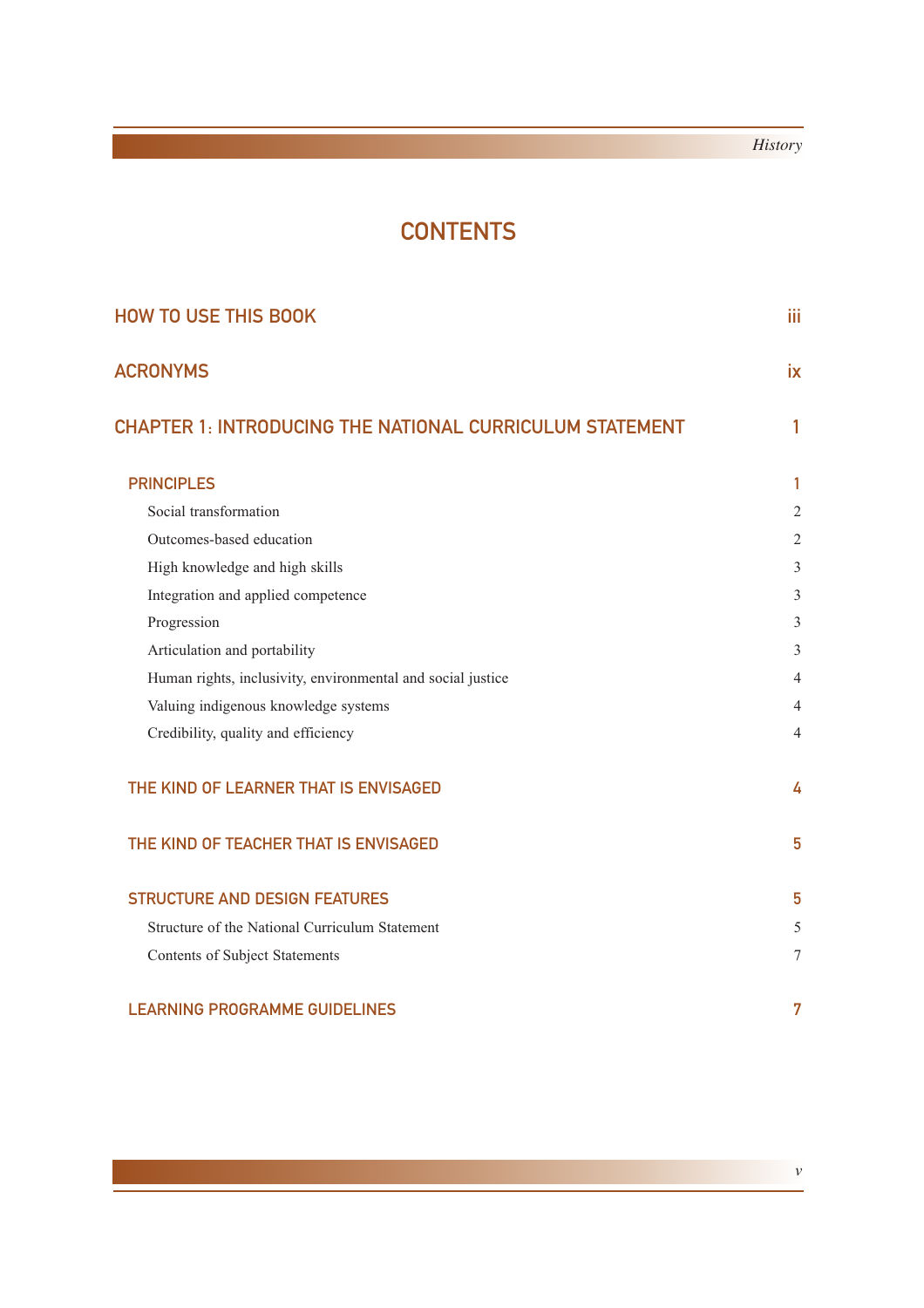# CONTENTS

| | |
|---|---|
| **HOW TO USE THIS BOOK** | **iii** |
| **ACRONYMS** | **ix** |
| **CHAPTER 1: INTRODUCING THE NATIONAL CURRICULUM STATEMENT** | **1** |
| **PRINCIPLES** | **1** |
| Social transformation | 2 |
| Outcomes-based education | 2 |
| High knowledge and high skills | 3 |
| Integration and applied competence | 3 |
| Progression | 3 |
| Articulation and portability | 3 |
| Human rights, inclusivity, environmental and social justice | 4 |
| Valuing indigenous knowledge systems | 4 |
| Credibility, quality and efficiency | 4 |
| **THE KIND OF LEARNER THAT IS ENVISAGED** | **4** |
| **THE KIND OF TEACHER THAT IS ENVISAGED** | **5** |
| **STRUCTURE AND DESIGN FEATURES** | **5** |
| Structure of the National Curriculum Statement | 5 |
| Contents of Subject Statements | 7 |
| **LEARNING PROGRAMME GUIDELINES** | **7** |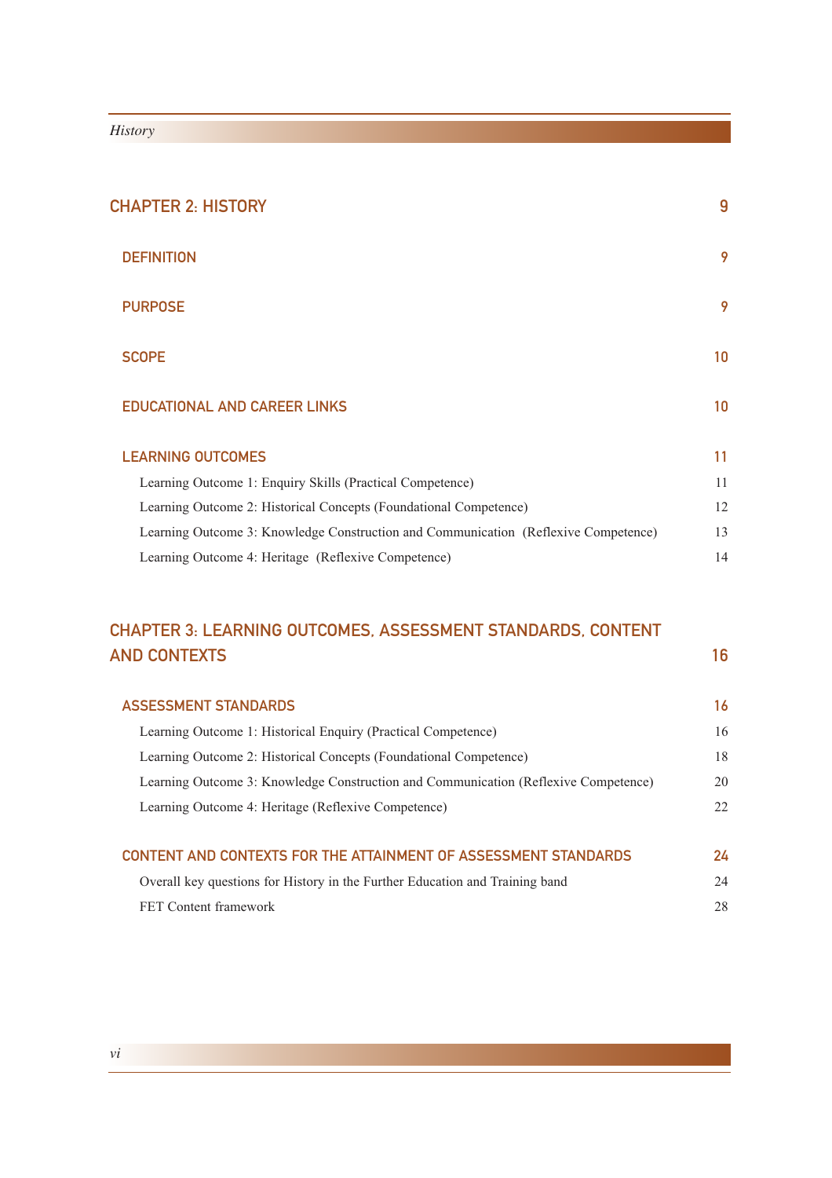## CHAPTER 2: HISTORY 9

### DEFINITION 9

### PURPOSE 9

### SCOPE 10

### EDUCATIONAL AND CAREER LINKS 10

### LEARNING OUTCOMES 11

Learning Outcome 1: Enquiry Skills (Practical Competence) 11

Learning Outcome 2: Historical Concepts (Foundational Competence) 12

Learning Outcome 3: Knowledge Construction and Communication (Reflexive Competence) 13

Learning Outcome 4: Heritage (Reflexive Competence) 14

## CHAPTER 3: LEARNING OUTCOMES, ASSESSMENT STANDARDS, CONTENT AND CONTEXTS 16

### ASSESSMENT STANDARDS 16

Learning Outcome 1: Historical Enquiry (Practical Competence) 16

Learning Outcome 2: Historical Concepts (Foundational Competence) 18

Learning Outcome 3: Knowledge Construction and Communication (Reflexive Competence) 20

Learning Outcome 4: Heritage (Reflexive Competence) 22

### CONTENT AND CONTEXTS FOR THE ATTAINMENT OF ASSESSMENT STANDARDS 24

Overall key questions for History in the Further Education and Training band 24

FET Content framework 28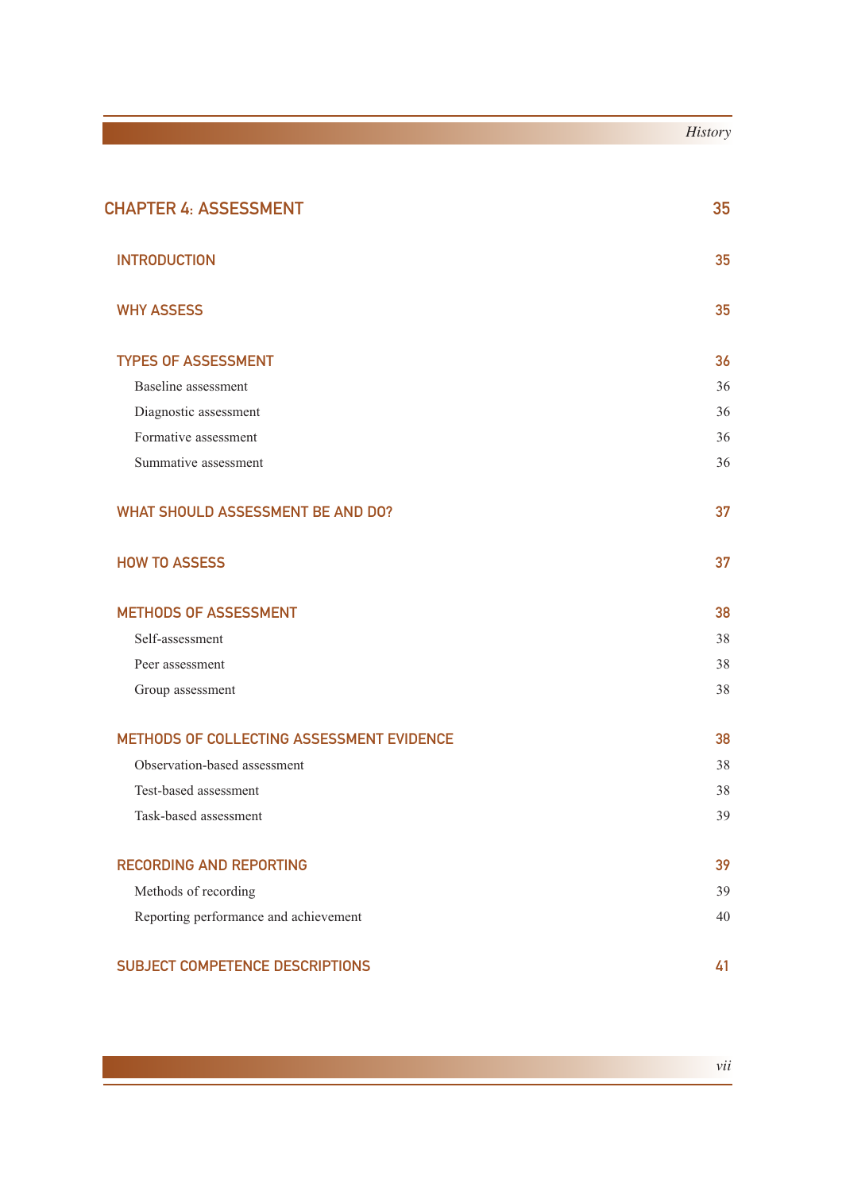| | |
|---|---|
| **CHAPTER 4: ASSESSMENT** | **35** |
| **INTRODUCTION** | **35** |
| **WHY ASSESS** | **35** |
| **TYPES OF ASSESSMENT** | **36** |
| Baseline assessment | 36 |
| Diagnostic assessment | 36 |
| Formative assessment | 36 |
| Summative assessment | 36 |
| **WHAT SHOULD ASSESSMENT BE AND DO?** | **37** |
| **HOW TO ASSESS** | **37** |
| **METHODS OF ASSESSMENT** | **38** |
| Self-assessment | 38 |
| Peer assessment | 38 |
| Group assessment | 38 |
| **METHODS OF COLLECTING ASSESSMENT EVIDENCE** | **38** |
| Observation-based assessment | 38 |
| Test-based assessment | 38 |
| Task-based assessment | 39 |
| **RECORDING AND REPORTING** | **39** |
| Methods of recording | 39 |
| Reporting performance and achievement | 40 |
| **SUBJECT COMPETENCE DESCRIPTIONS** | **41** |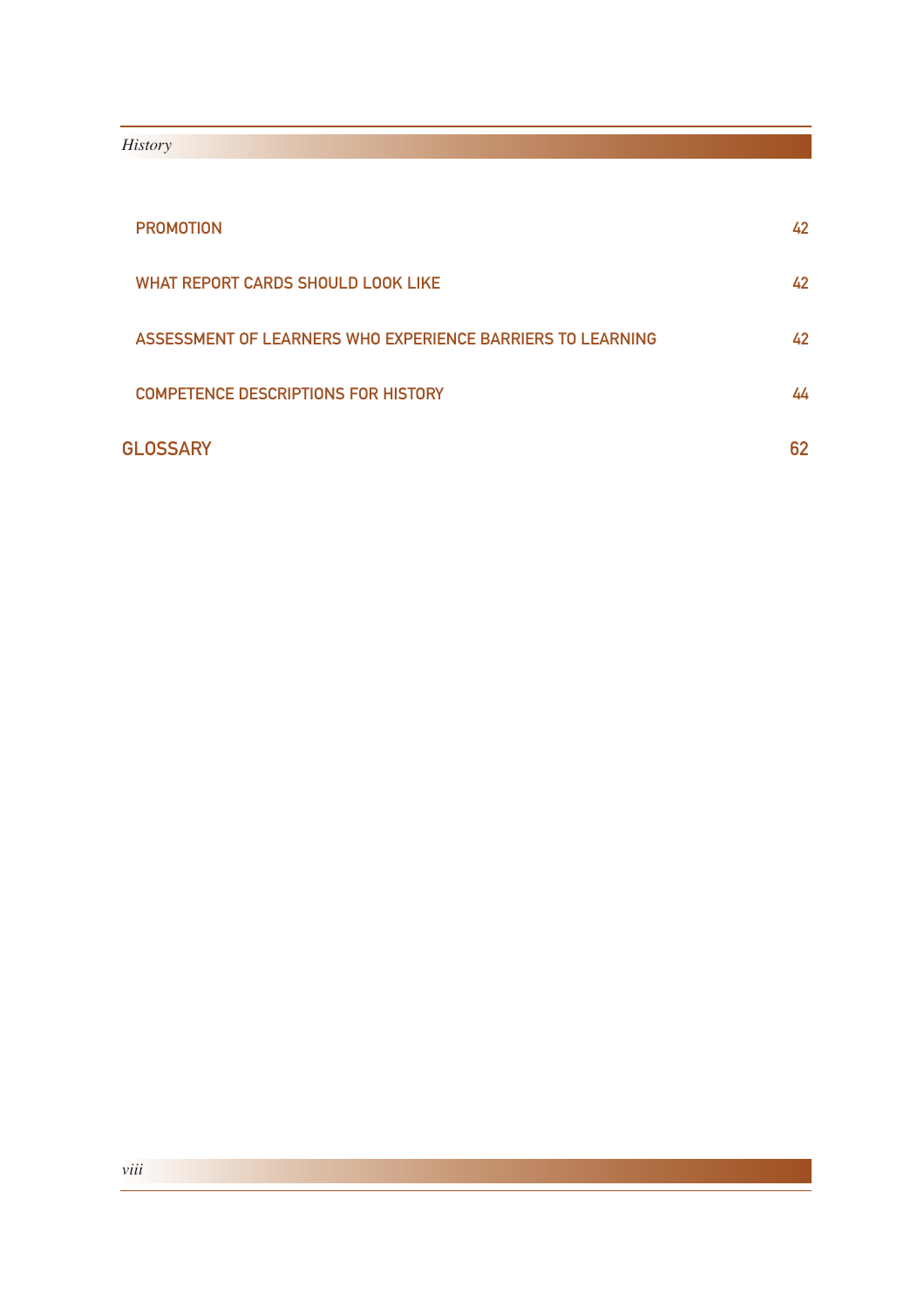| | |
|---|---|
| PROMOTION | 42 |
| WHAT REPORT CARDS SHOULD LOOK LIKE | 42 |
| ASSESSMENT OF LEARNERS WHO EXPERIENCE BARRIERS TO LEARNING | 42 |
| COMPETENCE DESCRIPTIONS FOR HISTORY | 44 |
| **GLOSSARY** | **62** |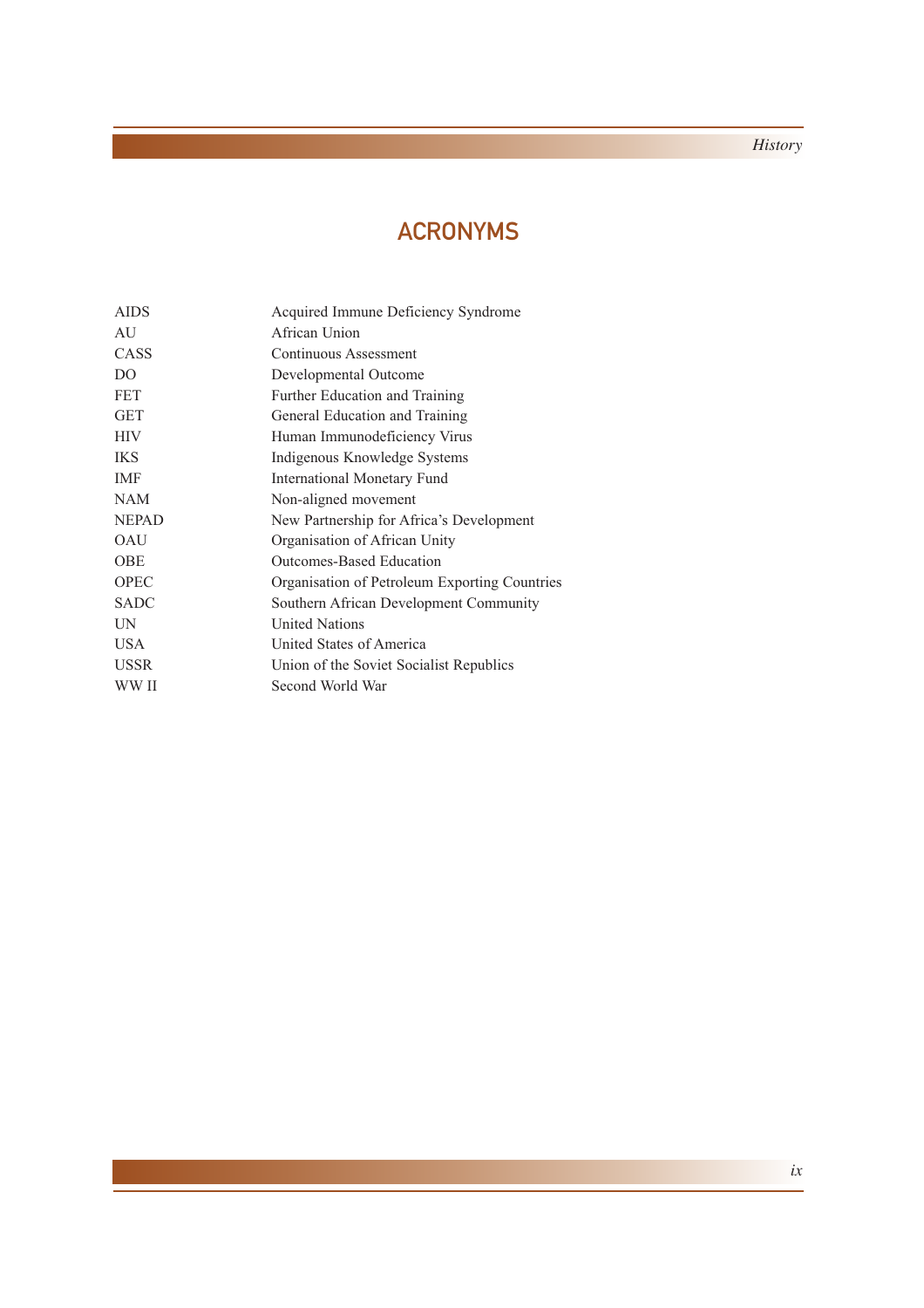# ACRONYMS

| | |
|---|---|
| AIDS | Acquired Immune Deficiency Syndrome |
| AU | African Union |
| CASS | Continuous Assessment |
| DO | Developmental Outcome |
| FET | Further Education and Training |
| GET | General Education and Training |
| HIV | Human Immunodeficiency Virus |
| IKS | Indigenous Knowledge Systems |
| IMF | International Monetary Fund |
| NAM | Non-aligned movement |
| NEPAD | New Partnership for Africa's Development |
| OAU | Organisation of African Unity |
| OBE | Outcomes-Based Education |
| OPEC | Organisation of Petroleum Exporting Countries |
| SADC | Southern African Development Community |
| UN | United Nations |
| USA | United States of America |
| USSR | Union of the Soviet Socialist Republics |
| WW II | Second World War |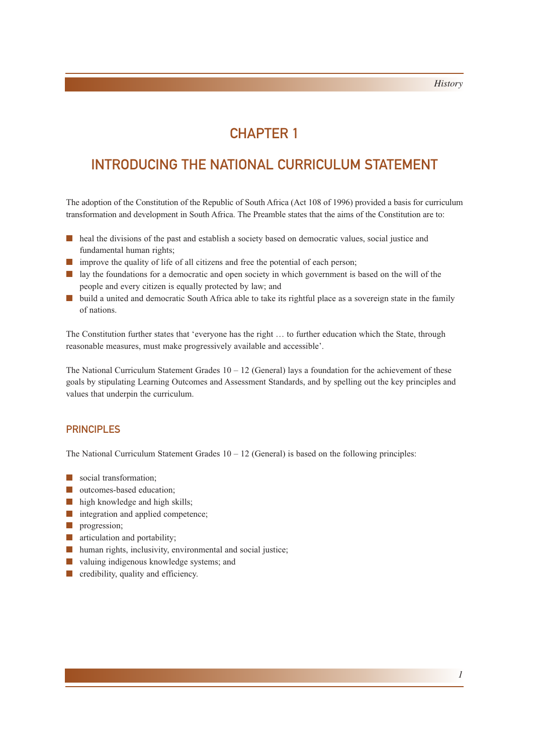# CHAPTER 1

# INTRODUCING THE NATIONAL CURRICULUM STATEMENT

The adoption of the Constitution of the Republic of South Africa (Act 108 of 1996) provided a basis for curriculum transformation and development in South Africa. The Preamble states that the aims of the Constitution are to:

- heal the divisions of the past and establish a society based on democratic values, social justice and fundamental human rights;
- improve the quality of life of all citizens and free the potential of each person;
- lay the foundations for a democratic and open society in which government is based on the will of the people and every citizen is equally protected by law; and
- build a united and democratic South Africa able to take its rightful place as a sovereign state in the family of nations.

The Constitution further states that 'everyone has the right … to further education which the State, through reasonable measures, must make progressively available and accessible'.

The National Curriculum Statement Grades 10 – 12 (General) lays a foundation for the achievement of these goals by stipulating Learning Outcomes and Assessment Standards, and by spelling out the key principles and values that underpin the curriculum.

## PRINCIPLES

The National Curriculum Statement Grades 10 – 12 (General) is based on the following principles:

- social transformation;
- outcomes-based education;
- high knowledge and high skills;
- integration and applied competence;
- progression;
- articulation and portability;
- human rights, inclusivity, environmental and social justice;
- valuing indigenous knowledge systems; and
- credibility, quality and efficiency.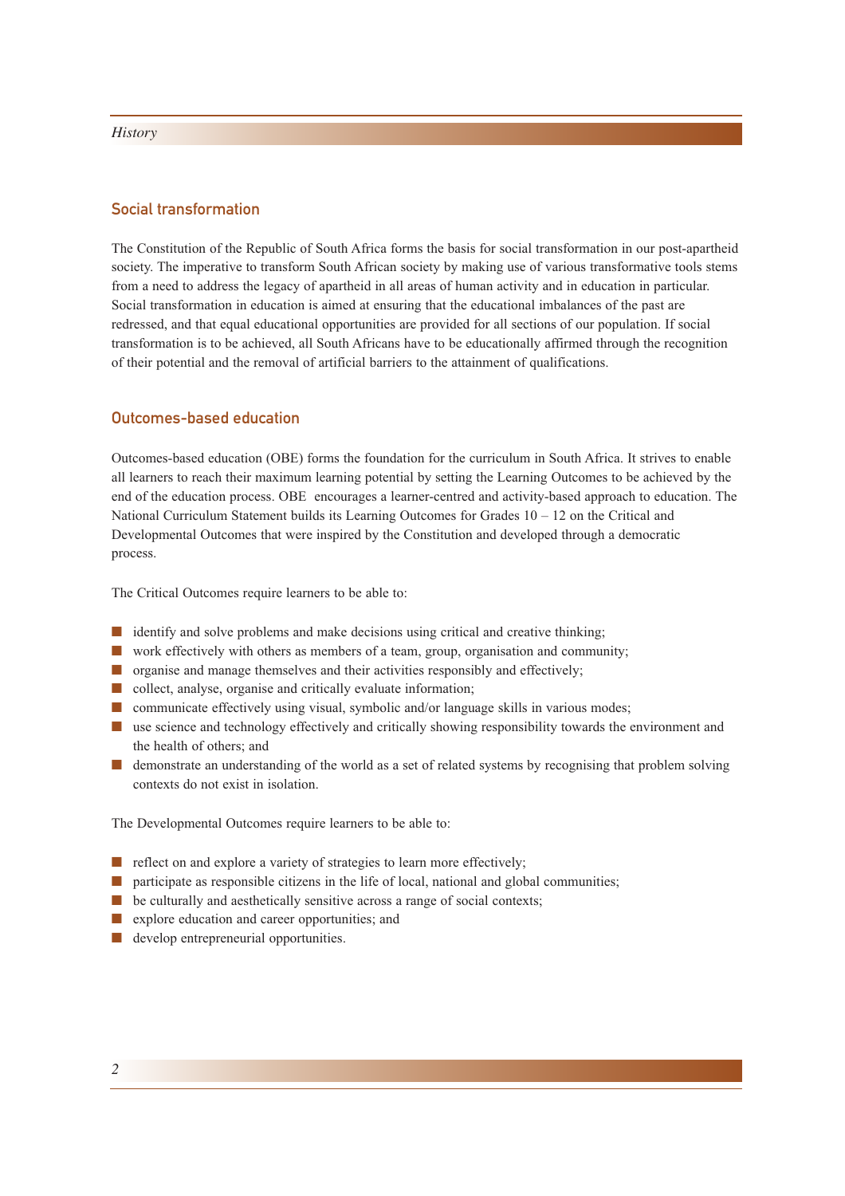## Social transformation

The Constitution of the Republic of South Africa forms the basis for social transformation in our post-apartheid society. The imperative to transform South African society by making use of various transformative tools stems from a need to address the legacy of apartheid in all areas of human activity and in education in particular. Social transformation in education is aimed at ensuring that the educational imbalances of the past are redressed, and that equal educational opportunities are provided for all sections of our population. If social transformation is to be achieved, all South Africans have to be educationally affirmed through the recognition of their potential and the removal of artificial barriers to the attainment of qualifications.

## Outcomes-based education

Outcomes-based education (OBE) forms the foundation for the curriculum in South Africa. It strives to enable all learners to reach their maximum learning potential by setting the Learning Outcomes to be achieved by the end of the education process. OBE encourages a learner-centred and activity-based approach to education. The National Curriculum Statement builds its Learning Outcomes for Grades 10 – 12 on the Critical and Developmental Outcomes that were inspired by the Constitution and developed through a democratic process.

The Critical Outcomes require learners to be able to:

- identify and solve problems and make decisions using critical and creative thinking;
- work effectively with others as members of a team, group, organisation and community;
- organise and manage themselves and their activities responsibly and effectively;
- collect, analyse, organise and critically evaluate information;
- communicate effectively using visual, symbolic and/or language skills in various modes;
- use science and technology effectively and critically showing responsibility towards the environment and the health of others; and
- demonstrate an understanding of the world as a set of related systems by recognising that problem solving contexts do not exist in isolation.

The Developmental Outcomes require learners to be able to:

- reflect on and explore a variety of strategies to learn more effectively;
- participate as responsible citizens in the life of local, national and global communities;
- be culturally and aesthetically sensitive across a range of social contexts;
- explore education and career opportunities; and
- develop entrepreneurial opportunities.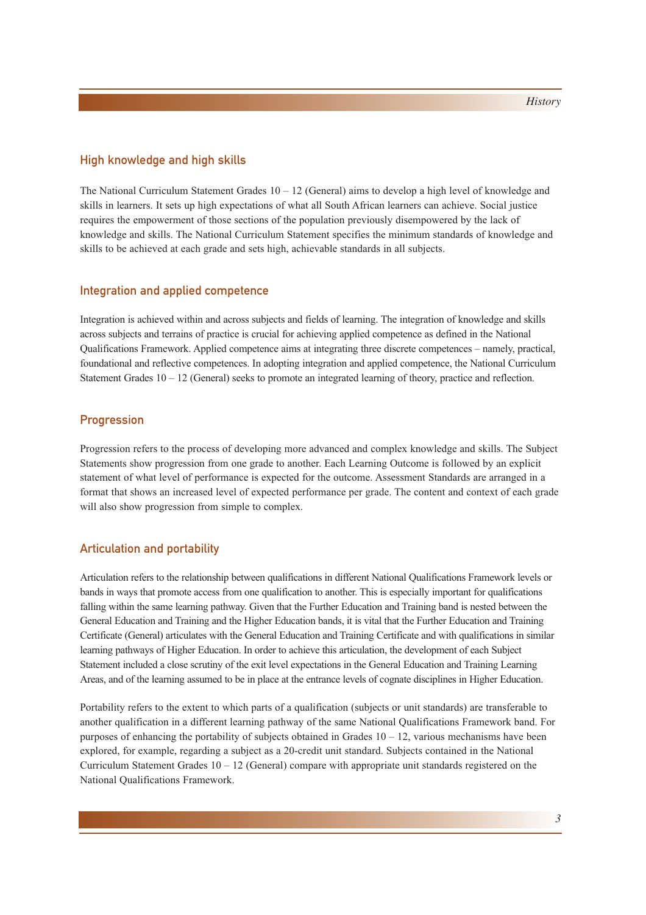## High knowledge and high skills

The National Curriculum Statement Grades 10 – 12 (General) aims to develop a high level of knowledge and skills in learners. It sets up high expectations of what all South African learners can achieve. Social justice requires the empowerment of those sections of the population previously disempowered by the lack of knowledge and skills. The National Curriculum Statement specifies the minimum standards of knowledge and skills to be achieved at each grade and sets high, achievable standards in all subjects.

## Integration and applied competence

Integration is achieved within and across subjects and fields of learning. The integration of knowledge and skills across subjects and terrains of practice is crucial for achieving applied competence as defined in the National Qualifications Framework. Applied competence aims at integrating three discrete competences – namely, practical, foundational and reflective competences. In adopting integration and applied competence, the National Curriculum Statement Grades 10 – 12 (General) seeks to promote an integrated learning of theory, practice and reflection.

## Progression

Progression refers to the process of developing more advanced and complex knowledge and skills. The Subject Statements show progression from one grade to another. Each Learning Outcome is followed by an explicit statement of what level of performance is expected for the outcome. Assessment Standards are arranged in a format that shows an increased level of expected performance per grade. The content and context of each grade will also show progression from simple to complex.

## Articulation and portability

Articulation refers to the relationship between qualifications in different National Qualifications Framework levels or bands in ways that promote access from one qualification to another. This is especially important for qualifications falling within the same learning pathway. Given that the Further Education and Training band is nested between the General Education and Training and the Higher Education bands, it is vital that the Further Education and Training Certificate (General) articulates with the General Education and Training Certificate and with qualifications in similar learning pathways of Higher Education. In order to achieve this articulation, the development of each Subject Statement included a close scrutiny of the exit level expectations in the General Education and Training Learning Areas, and of the learning assumed to be in place at the entrance levels of cognate disciplines in Higher Education.

Portability refers to the extent to which parts of a qualification (subjects or unit standards) are transferable to another qualification in a different learning pathway of the same National Qualifications Framework band. For purposes of enhancing the portability of subjects obtained in Grades 10 – 12, various mechanisms have been explored, for example, regarding a subject as a 20-credit unit standard. Subjects contained in the National Curriculum Statement Grades 10 – 12 (General) compare with appropriate unit standards registered on the National Qualifications Framework.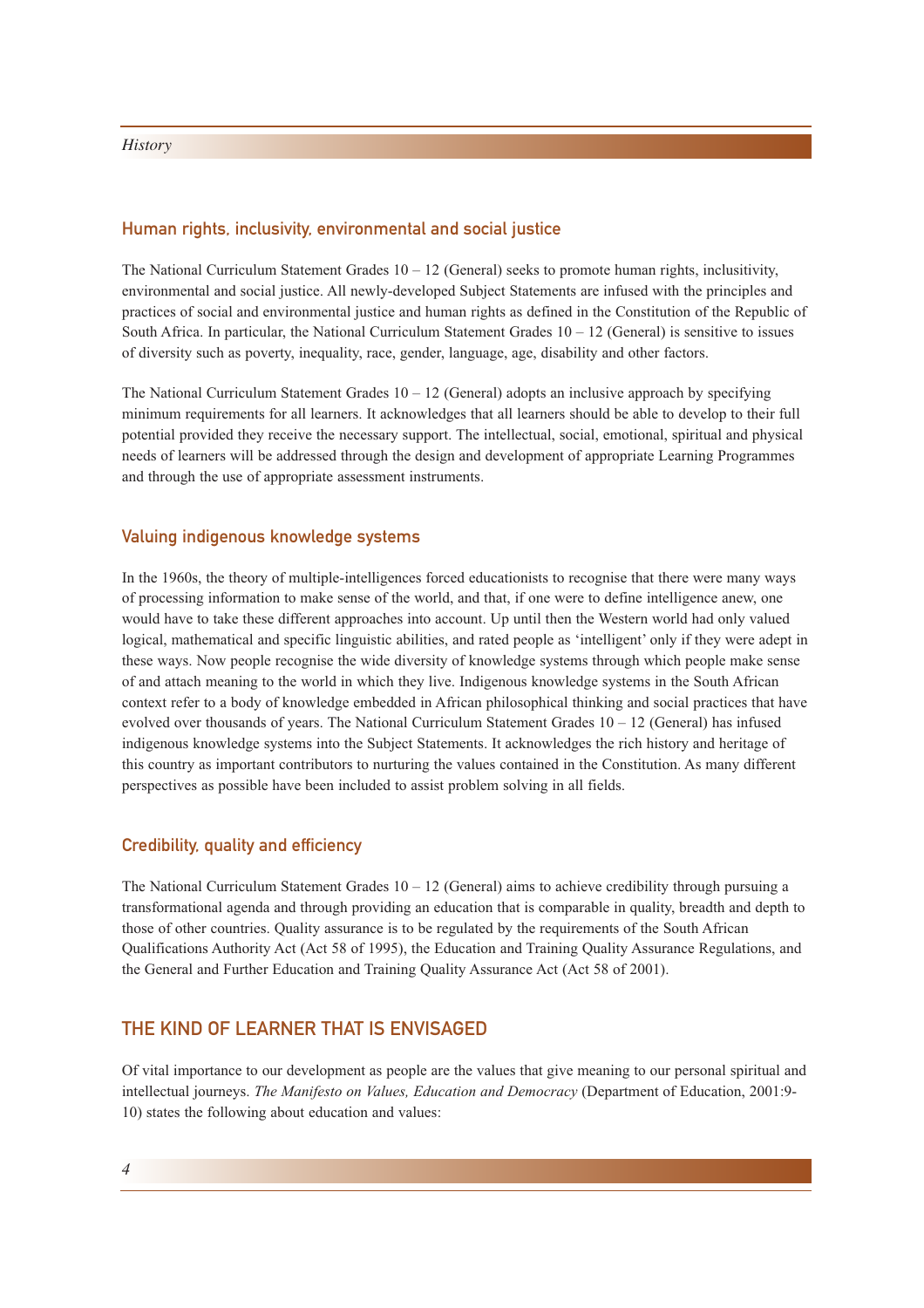### Human rights, inclusivity, environmental and social justice

The National Curriculum Statement Grades 10 – 12 (General) seeks to promote human rights, inclusitivity, environmental and social justice. All newly-developed Subject Statements are infused with the principles and practices of social and environmental justice and human rights as defined in the Constitution of the Republic of South Africa. In particular, the National Curriculum Statement Grades 10 – 12 (General) is sensitive to issues of diversity such as poverty, inequality, race, gender, language, age, disability and other factors.

The National Curriculum Statement Grades 10 – 12 (General) adopts an inclusive approach by specifying minimum requirements for all learners. It acknowledges that all learners should be able to develop to their full potential provided they receive the necessary support. The intellectual, social, emotional, spiritual and physical needs of learners will be addressed through the design and development of appropriate Learning Programmes and through the use of appropriate assessment instruments.

### Valuing indigenous knowledge systems

In the 1960s, the theory of multiple-intelligences forced educationists to recognise that there were many ways of processing information to make sense of the world, and that, if one were to define intelligence anew, one would have to take these different approaches into account. Up until then the Western world had only valued logical, mathematical and specific linguistic abilities, and rated people as 'intelligent' only if they were adept in these ways. Now people recognise the wide diversity of knowledge systems through which people make sense of and attach meaning to the world in which they live. Indigenous knowledge systems in the South African context refer to a body of knowledge embedded in African philosophical thinking and social practices that have evolved over thousands of years. The National Curriculum Statement Grades 10 – 12 (General) has infused indigenous knowledge systems into the Subject Statements. It acknowledges the rich history and heritage of this country as important contributors to nurturing the values contained in the Constitution. As many different perspectives as possible have been included to assist problem solving in all fields.

### Credibility, quality and efficiency

The National Curriculum Statement Grades 10 – 12 (General) aims to achieve credibility through pursuing a transformational agenda and through providing an education that is comparable in quality, breadth and depth to those of other countries. Quality assurance is to be regulated by the requirements of the South African Qualifications Authority Act (Act 58 of 1995), the Education and Training Quality Assurance Regulations, and the General and Further Education and Training Quality Assurance Act (Act 58 of 2001).

## THE KIND OF LEARNER THAT IS ENVISAGED

Of vital importance to our development as people are the values that give meaning to our personal spiritual and intellectual journeys. *The Manifesto on Values, Education and Democracy* (Department of Education, 2001:9-10) states the following about education and values: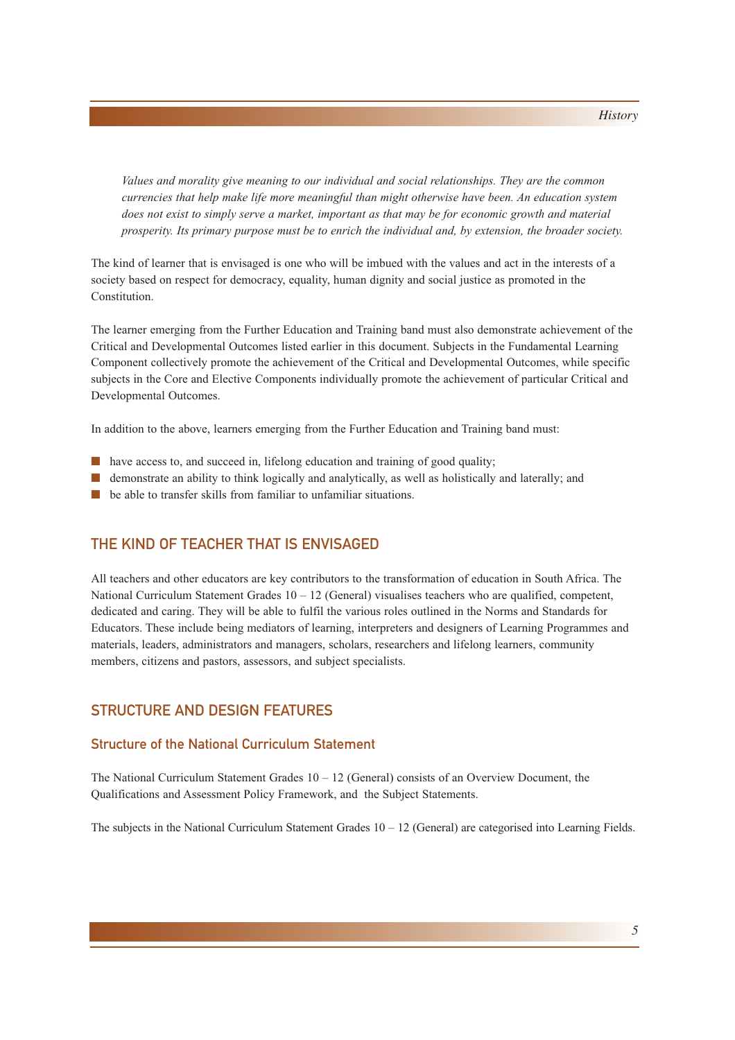*Values and morality give meaning to our individual and social relationships. They are the common currencies that help make life more meaningful than might otherwise have been. An education system does not exist to simply serve a market, important as that may be for economic growth and material prosperity. Its primary purpose must be to enrich the individual and, by extension, the broader society.*

The kind of learner that is envisaged is one who will be imbued with the values and act in the interests of a society based on respect for democracy, equality, human dignity and social justice as promoted in the Constitution.

The learner emerging from the Further Education and Training band must also demonstrate achievement of the Critical and Developmental Outcomes listed earlier in this document. Subjects in the Fundamental Learning Component collectively promote the achievement of the Critical and Developmental Outcomes, while specific subjects in the Core and Elective Components individually promote the achievement of particular Critical and Developmental Outcomes.

In addition to the above, learners emerging from the Further Education and Training band must:

- have access to, and succeed in, lifelong education and training of good quality;
- demonstrate an ability to think logically and analytically, as well as holistically and laterally; and
- be able to transfer skills from familiar to unfamiliar situations.

## THE KIND OF TEACHER THAT IS ENVISAGED

All teachers and other educators are key contributors to the transformation of education in South Africa. The National Curriculum Statement Grades 10 – 12 (General) visualises teachers who are qualified, competent, dedicated and caring. They will be able to fulfil the various roles outlined in the Norms and Standards for Educators. These include being mediators of learning, interpreters and designers of Learning Programmes and materials, leaders, administrators and managers, scholars, researchers and lifelong learners, community members, citizens and pastors, assessors, and subject specialists.

## STRUCTURE AND DESIGN FEATURES

### Structure of the National Curriculum Statement

The National Curriculum Statement Grades 10 – 12 (General) consists of an Overview Document, the Qualifications and Assessment Policy Framework, and the Subject Statements.

The subjects in the National Curriculum Statement Grades 10 – 12 (General) are categorised into Learning Fields.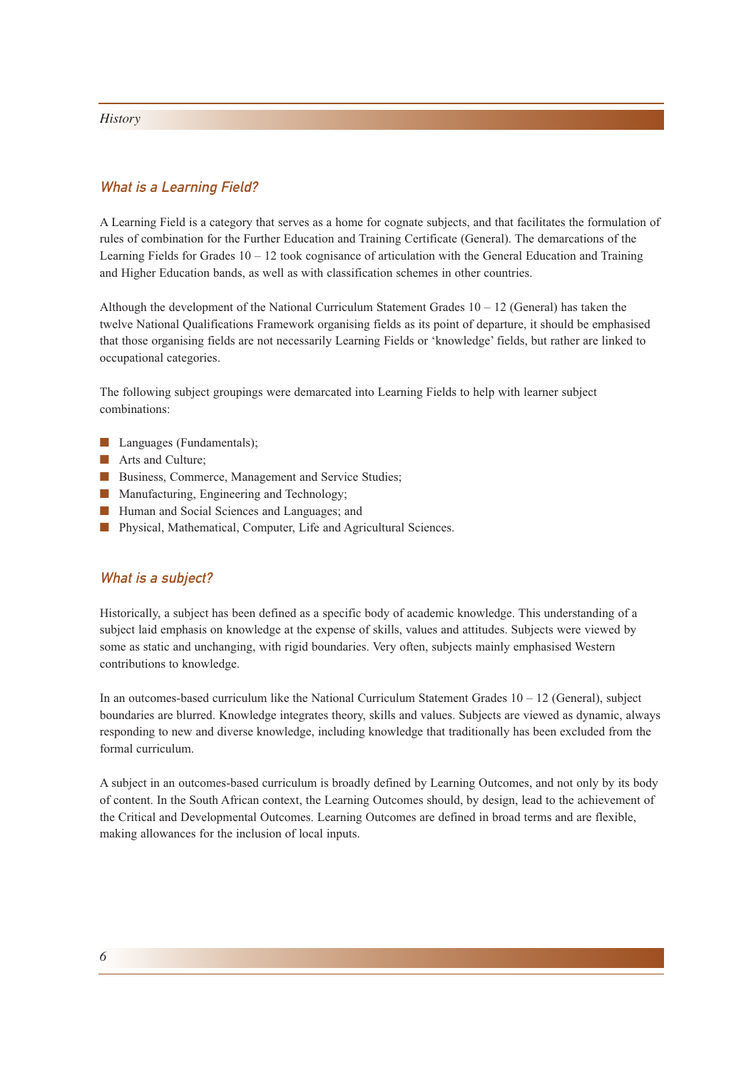## What is a Learning Field?

A Learning Field is a category that serves as a home for cognate subjects, and that facilitates the formulation of rules of combination for the Further Education and Training Certificate (General). The demarcations of the Learning Fields for Grades 10 – 12 took cognisance of articulation with the General Education and Training and Higher Education bands, as well as with classification schemes in other countries.

Although the development of the National Curriculum Statement Grades 10 – 12 (General) has taken the twelve National Qualifications Framework organising fields as its point of departure, it should be emphasised that those organising fields are not necessarily Learning Fields or 'knowledge' fields, but rather are linked to occupational categories.

The following subject groupings were demarcated into Learning Fields to help with learner subject combinations:

- Languages (Fundamentals);
- Arts and Culture;
- Business, Commerce, Management and Service Studies;
- Manufacturing, Engineering and Technology;
- Human and Social Sciences and Languages; and
- Physical, Mathematical, Computer, Life and Agricultural Sciences.

## What is a subject?

Historically, a subject has been defined as a specific body of academic knowledge. This understanding of a subject laid emphasis on knowledge at the expense of skills, values and attitudes. Subjects were viewed by some as static and unchanging, with rigid boundaries. Very often, subjects mainly emphasised Western contributions to knowledge.

In an outcomes-based curriculum like the National Curriculum Statement Grades 10 – 12 (General), subject boundaries are blurred. Knowledge integrates theory, skills and values. Subjects are viewed as dynamic, always responding to new and diverse knowledge, including knowledge that traditionally has been excluded from the formal curriculum.

A subject in an outcomes-based curriculum is broadly defined by Learning Outcomes, and not only by its body of content. In the South African context, the Learning Outcomes should, by design, lead to the achievement of the Critical and Developmental Outcomes. Learning Outcomes are defined in broad terms and are flexible, making allowances for the inclusion of local inputs.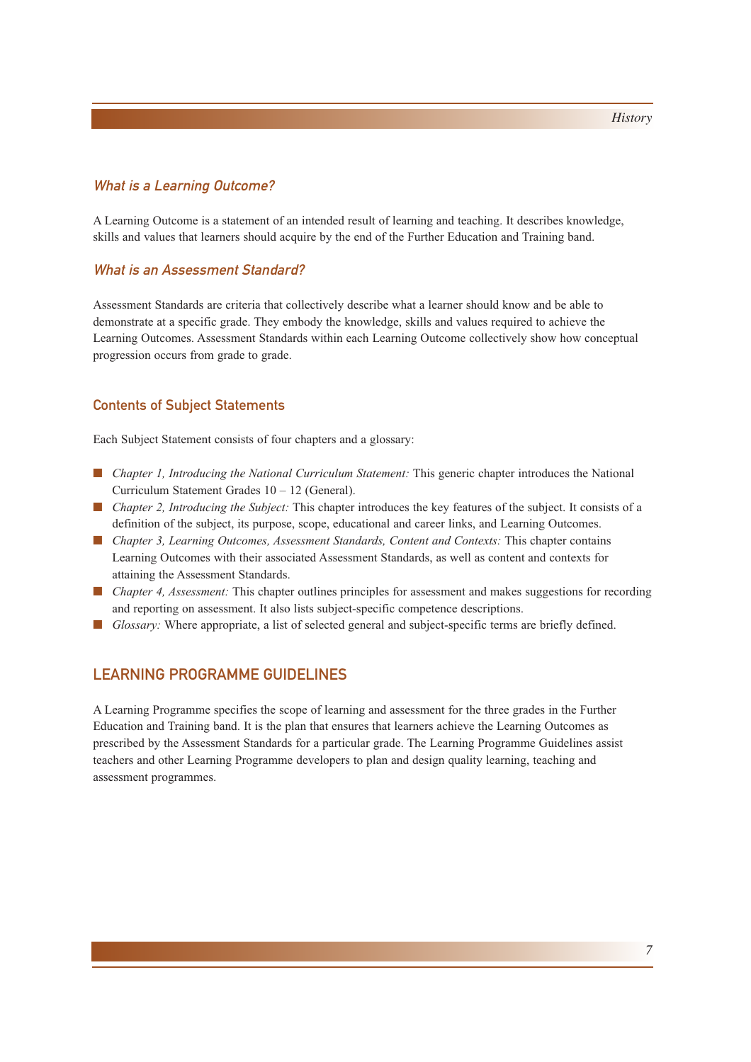### *What is a Learning Outcome?*

A Learning Outcome is a statement of an intended result of learning and teaching. It describes knowledge, skills and values that learners should acquire by the end of the Further Education and Training band.

### *What is an Assessment Standard?*

Assessment Standards are criteria that collectively describe what a learner should know and be able to demonstrate at a specific grade. They embody the knowledge, skills and values required to achieve the Learning Outcomes. Assessment Standards within each Learning Outcome collectively show how conceptual progression occurs from grade to grade.

### Contents of Subject Statements

Each Subject Statement consists of four chapters and a glossary:

- *Chapter 1, Introducing the National Curriculum Statement:* This generic chapter introduces the National Curriculum Statement Grades 10 – 12 (General).
- *Chapter 2, Introducing the Subject:* This chapter introduces the key features of the subject. It consists of a definition of the subject, its purpose, scope, educational and career links, and Learning Outcomes.
- *Chapter 3, Learning Outcomes, Assessment Standards, Content and Contexts:* This chapter contains Learning Outcomes with their associated Assessment Standards, as well as content and contexts for attaining the Assessment Standards.
- *Chapter 4, Assessment:* This chapter outlines principles for assessment and makes suggestions for recording and reporting on assessment. It also lists subject-specific competence descriptions.
- *Glossary:* Where appropriate, a list of selected general and subject-specific terms are briefly defined.

## LEARNING PROGRAMME GUIDELINES

A Learning Programme specifies the scope of learning and assessment for the three grades in the Further Education and Training band. It is the plan that ensures that learners achieve the Learning Outcomes as prescribed by the Assessment Standards for a particular grade. The Learning Programme Guidelines assist teachers and other Learning Programme developers to plan and design quality learning, teaching and assessment programmes.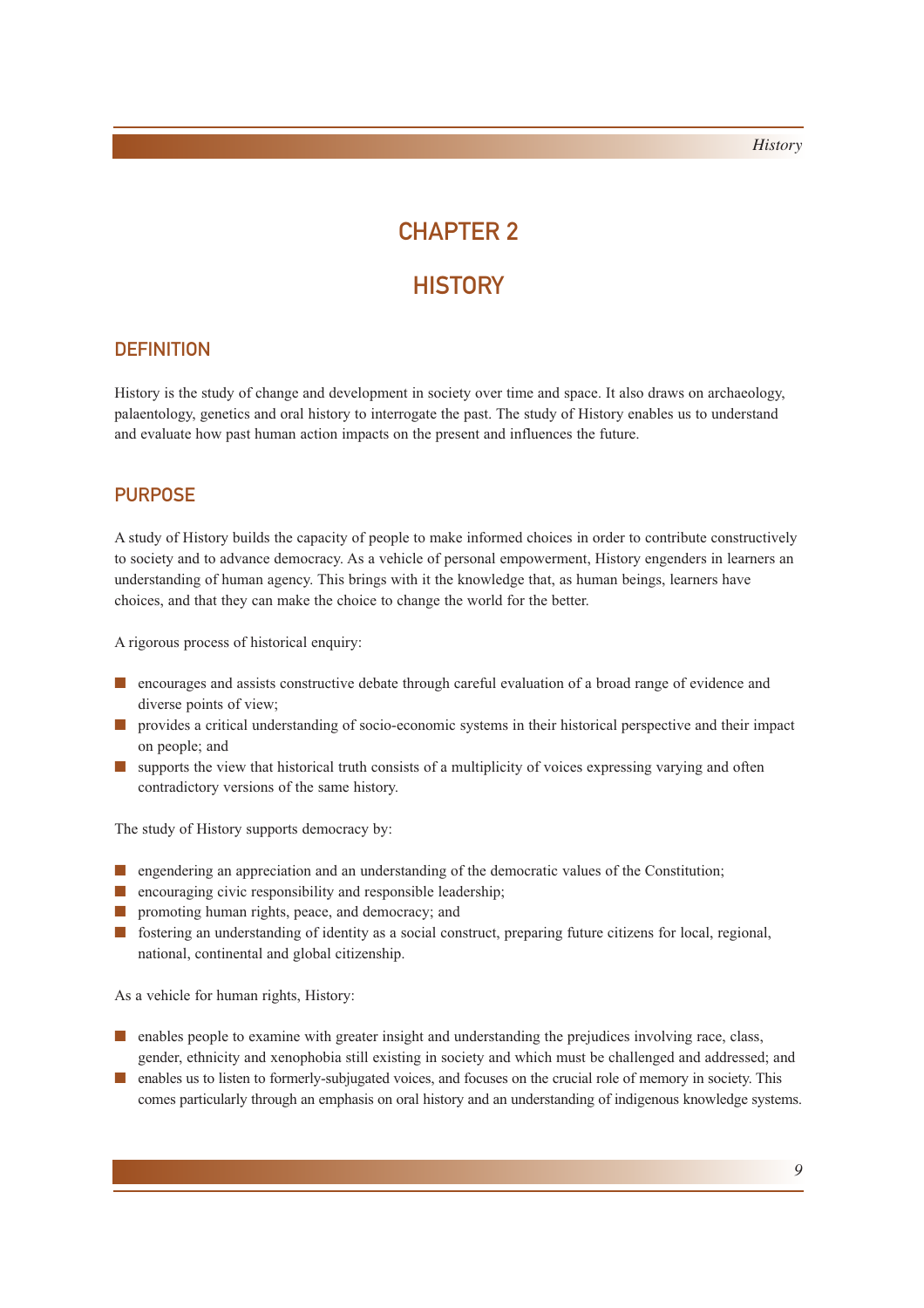# CHAPTER 2

# HISTORY

## DEFINITION

History is the study of change and development in society over time and space. It also draws on archaeology, palaentology, genetics and oral history to interrogate the past. The study of History enables us to understand and evaluate how past human action impacts on the present and influences the future.

## PURPOSE

A study of History builds the capacity of people to make informed choices in order to contribute constructively to society and to advance democracy. As a vehicle of personal empowerment, History engenders in learners an understanding of human agency. This brings with it the knowledge that, as human beings, learners have choices, and that they can make the choice to change the world for the better.

A rigorous process of historical enquiry:

- encourages and assists constructive debate through careful evaluation of a broad range of evidence and diverse points of view;
- provides a critical understanding of socio-economic systems in their historical perspective and their impact on people; and
- supports the view that historical truth consists of a multiplicity of voices expressing varying and often contradictory versions of the same history.

The study of History supports democracy by:

- engendering an appreciation and an understanding of the democratic values of the Constitution;
- encouraging civic responsibility and responsible leadership;
- promoting human rights, peace, and democracy; and
- fostering an understanding of identity as a social construct, preparing future citizens for local, regional, national, continental and global citizenship.

As a vehicle for human rights, History:

- enables people to examine with greater insight and understanding the prejudices involving race, class, gender, ethnicity and xenophobia still existing in society and which must be challenged and addressed; and
- enables us to listen to formerly-subjugated voices, and focuses on the crucial role of memory in society. This comes particularly through an emphasis on oral history and an understanding of indigenous knowledge systems.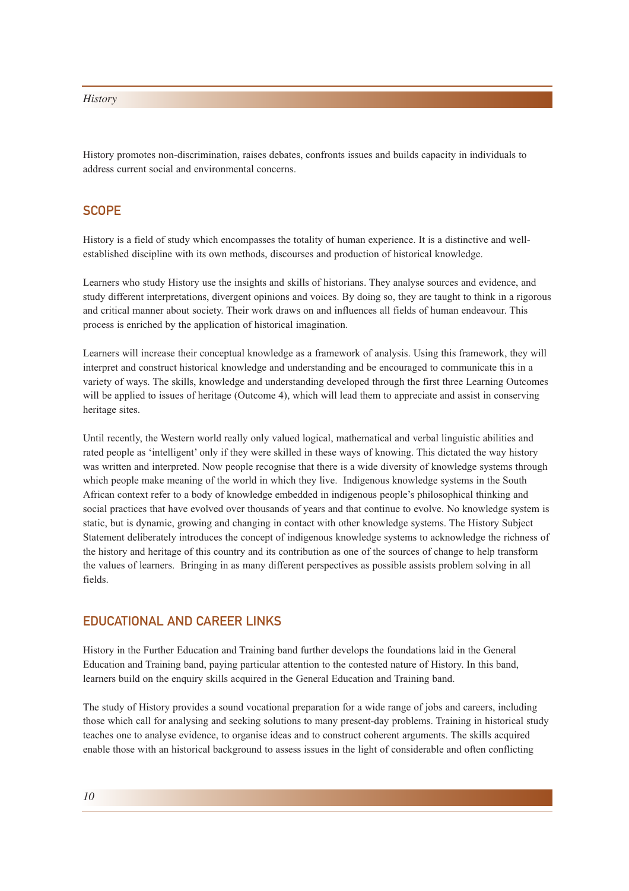History promotes non-discrimination, raises debates, confronts issues and builds capacity in individuals to address current social and environmental concerns.

## SCOPE

History is a field of study which encompasses the totality of human experience. It is a distinctive and well-established discipline with its own methods, discourses and production of historical knowledge.

Learners who study History use the insights and skills of historians. They analyse sources and evidence, and study different interpretations, divergent opinions and voices. By doing so, they are taught to think in a rigorous and critical manner about society. Their work draws on and influences all fields of human endeavour. This process is enriched by the application of historical imagination.

Learners will increase their conceptual knowledge as a framework of analysis. Using this framework, they will interpret and construct historical knowledge and understanding and be encouraged to communicate this in a variety of ways. The skills, knowledge and understanding developed through the first three Learning Outcomes will be applied to issues of heritage (Outcome 4), which will lead them to appreciate and assist in conserving heritage sites.

Until recently, the Western world really only valued logical, mathematical and verbal linguistic abilities and rated people as 'intelligent' only if they were skilled in these ways of knowing. This dictated the way history was written and interpreted. Now people recognise that there is a wide diversity of knowledge systems through which people make meaning of the world in which they live. Indigenous knowledge systems in the South African context refer to a body of knowledge embedded in indigenous people's philosophical thinking and social practices that have evolved over thousands of years and that continue to evolve. No knowledge system is static, but is dynamic, growing and changing in contact with other knowledge systems. The History Subject Statement deliberately introduces the concept of indigenous knowledge systems to acknowledge the richness of the history and heritage of this country and its contribution as one of the sources of change to help transform the values of learners. Bringing in as many different perspectives as possible assists problem solving in all fields.

## EDUCATIONAL AND CAREER LINKS

History in the Further Education and Training band further develops the foundations laid in the General Education and Training band, paying particular attention to the contested nature of History. In this band, learners build on the enquiry skills acquired in the General Education and Training band.

The study of History provides a sound vocational preparation for a wide range of jobs and careers, including those which call for analysing and seeking solutions to many present-day problems. Training in historical study teaches one to analyse evidence, to organise ideas and to construct coherent arguments. The skills acquired enable those with an historical background to assess issues in the light of considerable and often conflicting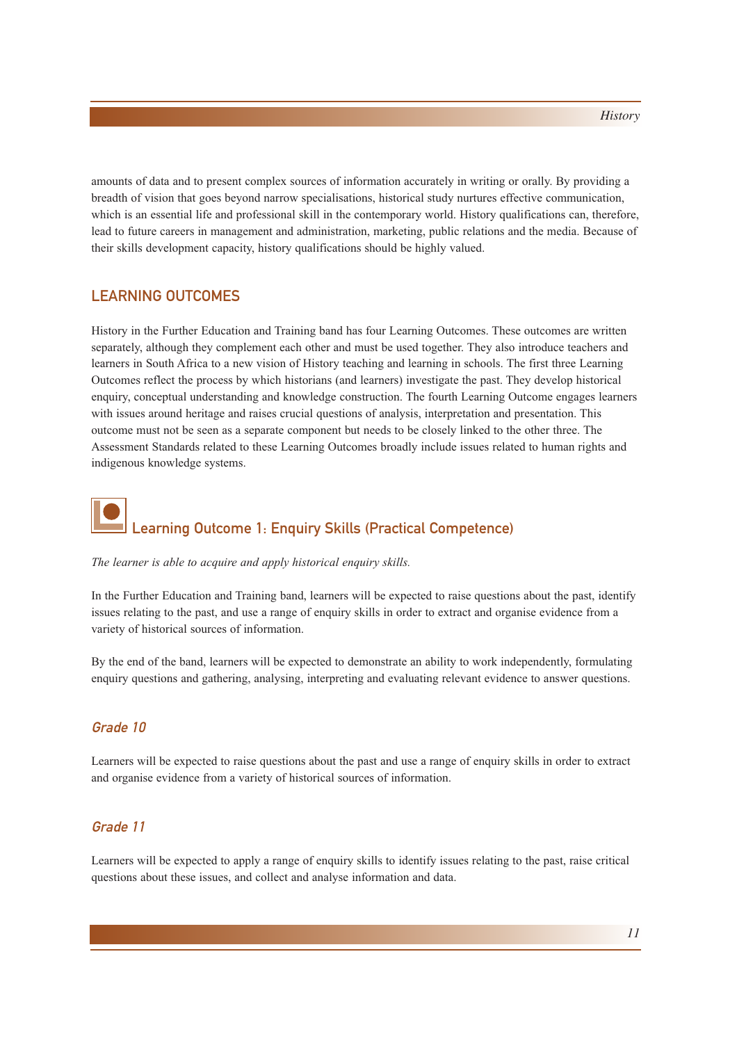amounts of data and to present complex sources of information accurately in writing or orally. By providing a breadth of vision that goes beyond narrow specialisations, historical study nurtures effective communication, which is an essential life and professional skill in the contemporary world. History qualifications can, therefore, lead to future careers in management and administration, marketing, public relations and the media. Because of their skills development capacity, history qualifications should be highly valued.

## LEARNING OUTCOMES

History in the Further Education and Training band has four Learning Outcomes. These outcomes are written separately, although they complement each other and must be used together. They also introduce teachers and learners in South Africa to a new vision of History teaching and learning in schools. The first three Learning Outcomes reflect the process by which historians (and learners) investigate the past. They develop historical enquiry, conceptual understanding and knowledge construction. The fourth Learning Outcome engages learners with issues around heritage and raises crucial questions of analysis, interpretation and presentation. This outcome must not be seen as a separate component but needs to be closely linked to the other three. The Assessment Standards related to these Learning Outcomes broadly include issues related to human rights and indigenous knowledge systems.

### Learning Outcome 1: Enquiry Skills (Practical Competence)

*The learner is able to acquire and apply historical enquiry skills.*

In the Further Education and Training band, learners will be expected to raise questions about the past, identify issues relating to the past, and use a range of enquiry skills in order to extract and organise evidence from a variety of historical sources of information.

By the end of the band, learners will be expected to demonstrate an ability to work independently, formulating enquiry questions and gathering, analysing, interpreting and evaluating relevant evidence to answer questions.

#### *Grade 10*

Learners will be expected to raise questions about the past and use a range of enquiry skills in order to extract and organise evidence from a variety of historical sources of information.

#### *Grade 11*

Learners will be expected to apply a range of enquiry skills to identify issues relating to the past, raise critical questions about these issues, and collect and analyse information and data.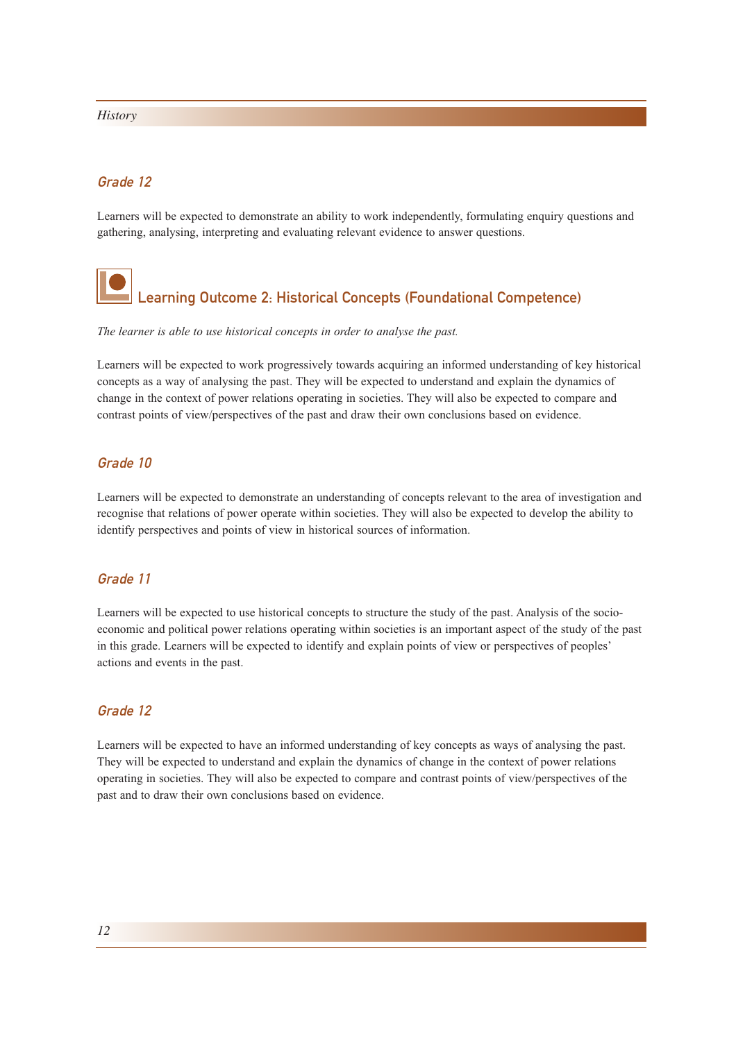### Grade 12

Learners will be expected to demonstrate an ability to work independently, formulating enquiry questions and gathering, analysing, interpreting and evaluating relevant evidence to answer questions.

## Learning Outcome 2: Historical Concepts (Foundational Competence)

*The learner is able to use historical concepts in order to analyse the past.*

Learners will be expected to work progressively towards acquiring an informed understanding of key historical concepts as a way of analysing the past. They will be expected to understand and explain the dynamics of change in the context of power relations operating in societies. They will also be expected to compare and contrast points of view/perspectives of the past and draw their own conclusions based on evidence.

### Grade 10

Learners will be expected to demonstrate an understanding of concepts relevant to the area of investigation and recognise that relations of power operate within societies. They will also be expected to develop the ability to identify perspectives and points of view in historical sources of information.

### Grade 11

Learners will be expected to use historical concepts to structure the study of the past. Analysis of the socio-economic and political power relations operating within societies is an important aspect of the study of the past in this grade. Learners will be expected to identify and explain points of view or perspectives of peoples' actions and events in the past.

### Grade 12

Learners will be expected to have an informed understanding of key concepts as ways of analysing the past. They will be expected to understand and explain the dynamics of change in the context of power relations operating in societies. They will also be expected to compare and contrast points of view/perspectives of the past and to draw their own conclusions based on evidence.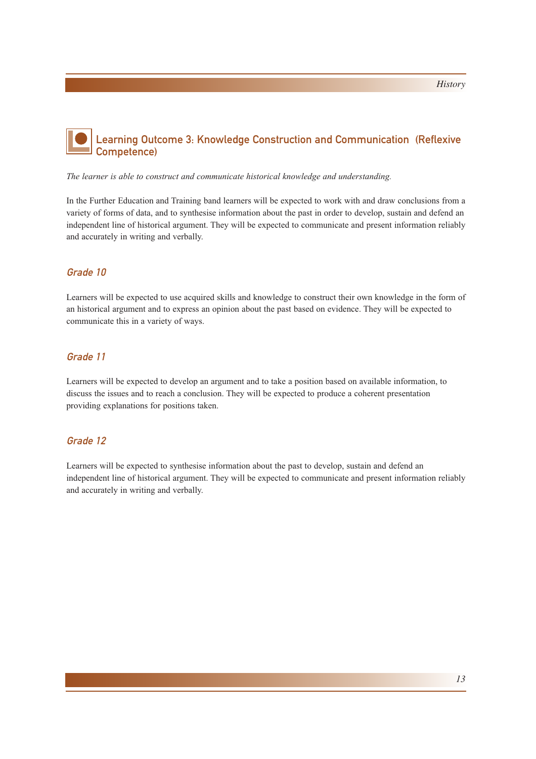## Learning Outcome 3: Knowledge Construction and Communication (Reflexive Competence)

*The learner is able to construct and communicate historical knowledge and understanding.*

In the Further Education and Training band learners will be expected to work with and draw conclusions from a variety of forms of data, and to synthesise information about the past in order to develop, sustain and defend an independent line of historical argument. They will be expected to communicate and present information reliably and accurately in writing and verbally.

### *Grade 10*

Learners will be expected to use acquired skills and knowledge to construct their own knowledge in the form of an historical argument and to express an opinion about the past based on evidence. They will be expected to communicate this in a variety of ways.

### *Grade 11*

Learners will be expected to develop an argument and to take a position based on available information, to discuss the issues and to reach a conclusion. They will be expected to produce a coherent presentation providing explanations for positions taken.

### *Grade 12*

Learners will be expected to synthesise information about the past to develop, sustain and defend an independent line of historical argument. They will be expected to communicate and present information reliably and accurately in writing and verbally.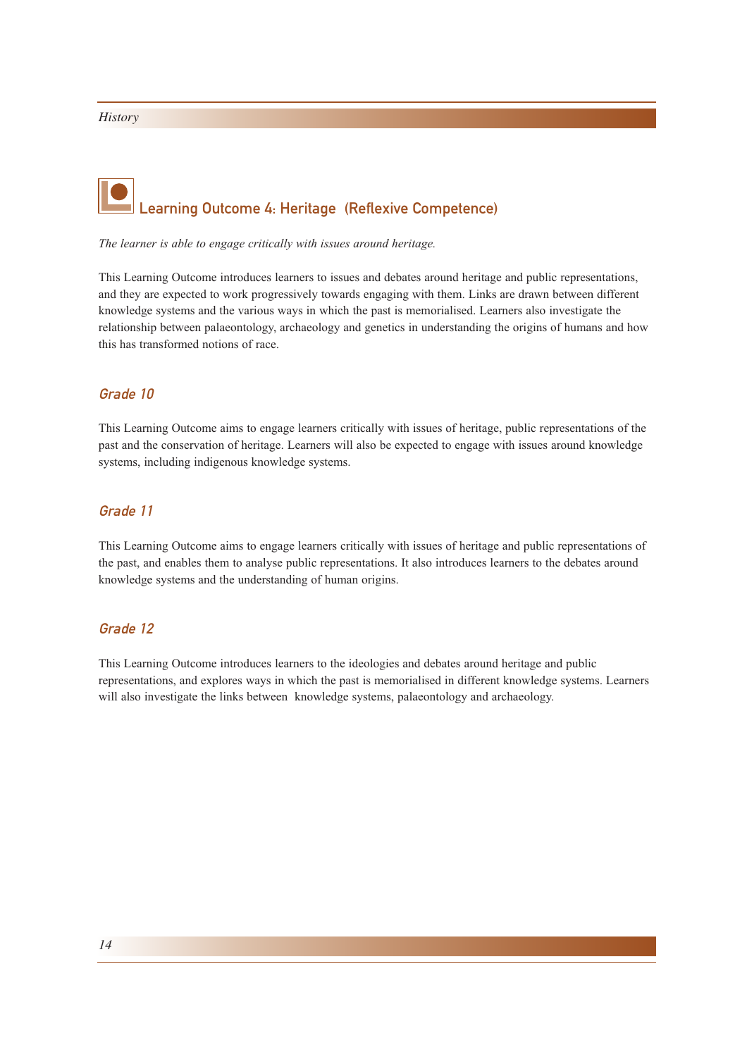## Learning Outcome 4: Heritage (Reflexive Competence)

*The learner is able to engage critically with issues around heritage.*

This Learning Outcome introduces learners to issues and debates around heritage and public representations, and they are expected to work progressively towards engaging with them. Links are drawn between different knowledge systems and the various ways in which the past is memorialised. Learners also investigate the relationship between palaeontology, archaeology and genetics in understanding the origins of humans and how this has transformed notions of race.

### *Grade 10*

This Learning Outcome aims to engage learners critically with issues of heritage, public representations of the past and the conservation of heritage. Learners will also be expected to engage with issues around knowledge systems, including indigenous knowledge systems.

### *Grade 11*

This Learning Outcome aims to engage learners critically with issues of heritage and public representations of the past, and enables them to analyse public representations. It also introduces learners to the debates around knowledge systems and the understanding of human origins.

### *Grade 12*

This Learning Outcome introduces learners to the ideologies and debates around heritage and public representations, and explores ways in which the past is memorialised in different knowledge systems. Learners will also investigate the links between knowledge systems, palaeontology and archaeology.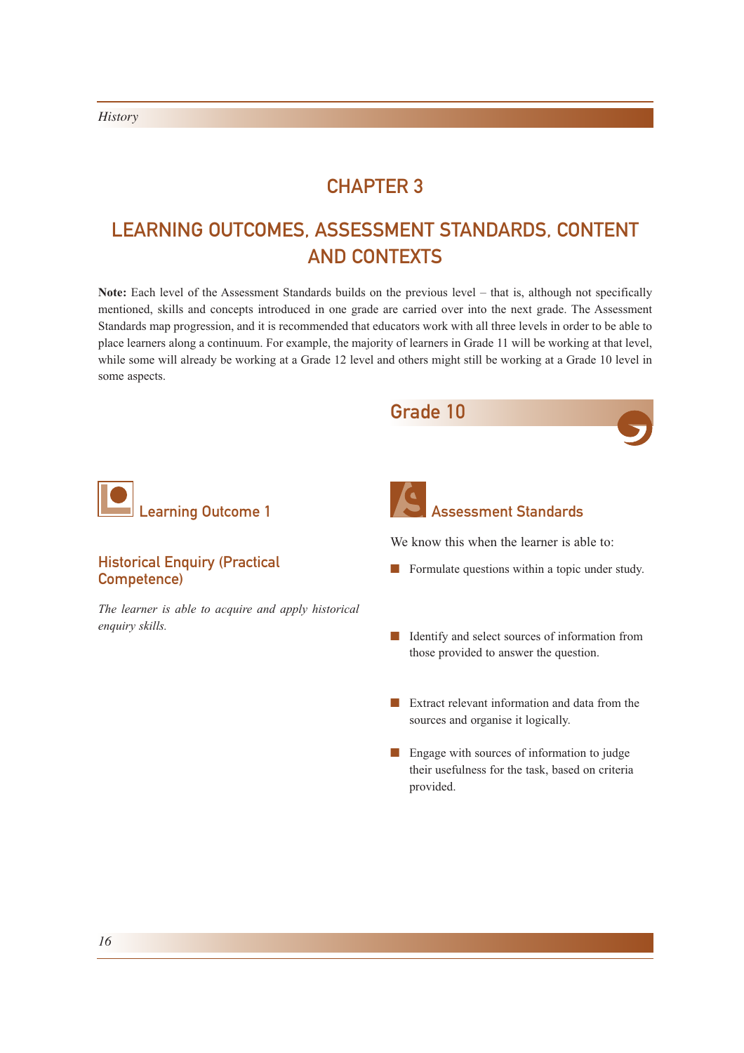# CHAPTER 3

# LEARNING OUTCOMES, ASSESSMENT STANDARDS, CONTENT AND CONTEXTS

**Note:** Each level of the Assessment Standards builds on the previous level – that is, although not specifically mentioned, skills and concepts introduced in one grade are carried over into the next grade. The Assessment Standards map progression, and it is recommended that educators work with all three levels in order to be able to place learners along a continuum. For example, the majority of learners in Grade 11 will be working at that level, while some will already be working at a Grade 12 level and others might still be working at a Grade 10 level in some aspects.

## Grade 10

### Learning Outcome 1

#### Historical Enquiry (Practical Competence)

*The learner is able to acquire and apply historical enquiry skills.*

### Assessment Standards

We know this when the learner is able to:

- Formulate questions within a topic under study.
- Identify and select sources of information from those provided to answer the question.
- Extract relevant information and data from the sources and organise it logically.
- Engage with sources of information to judge their usefulness for the task, based on criteria provided.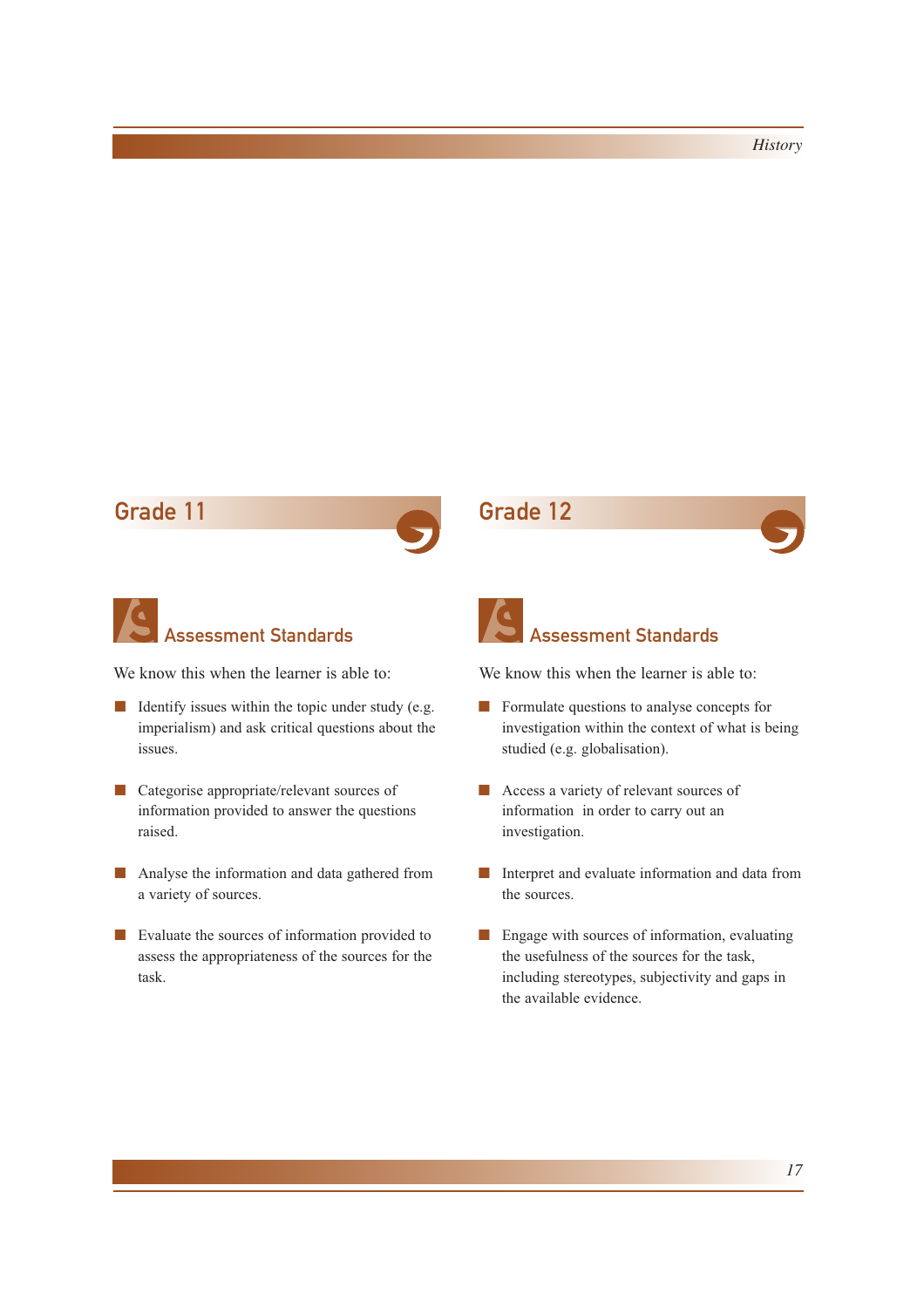## Grade 11

### Assessment Standards

We know this when the learner is able to:

- Identify issues within the topic under study (e.g. imperialism) and ask critical questions about the issues.
- Categorise appropriate/relevant sources of information provided to answer the questions raised.
- Analyse the information and data gathered from a variety of sources.
- Evaluate the sources of information provided to assess the appropriateness of the sources for the task.

## Grade 12

### Assessment Standards

We know this when the learner is able to:

- Formulate questions to analyse concepts for investigation within the context of what is being studied (e.g. globalisation).
- Access a variety of relevant sources of information in order to carry out an investigation.
- Interpret and evaluate information and data from the sources.
- Engage with sources of information, evaluating the usefulness of the sources for the task, including stereotypes, subjectivity and gaps in the available evidence.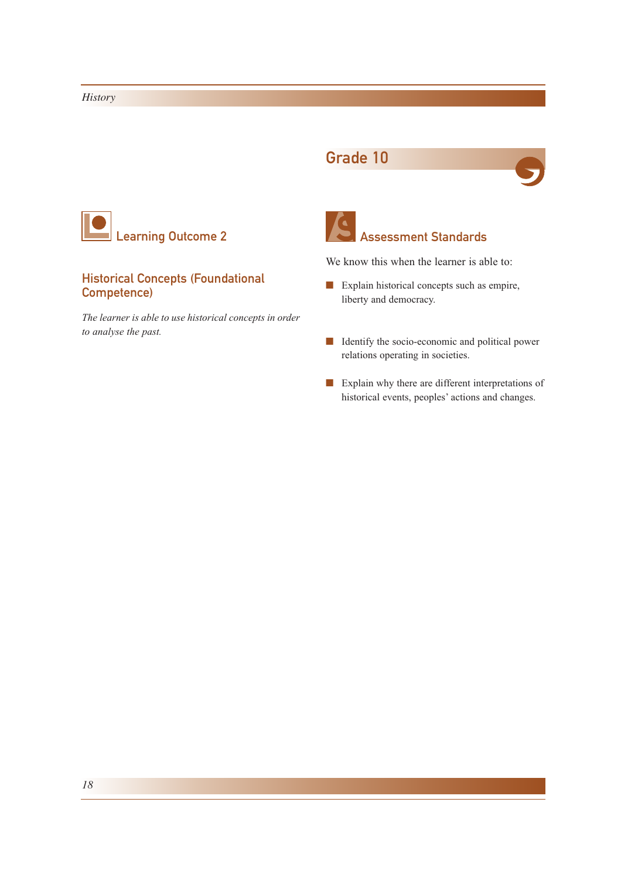## Grade 10

### Learning Outcome 2

#### Historical Concepts (Foundational Competence)

*The learner is able to use historical concepts in order to analyse the past.*

### Assessment Standards

We know this when the learner is able to:

- Explain historical concepts such as empire, liberty and democracy.
- Identify the socio-economic and political power relations operating in societies.
- Explain why there are different interpretations of historical events, peoples' actions and changes.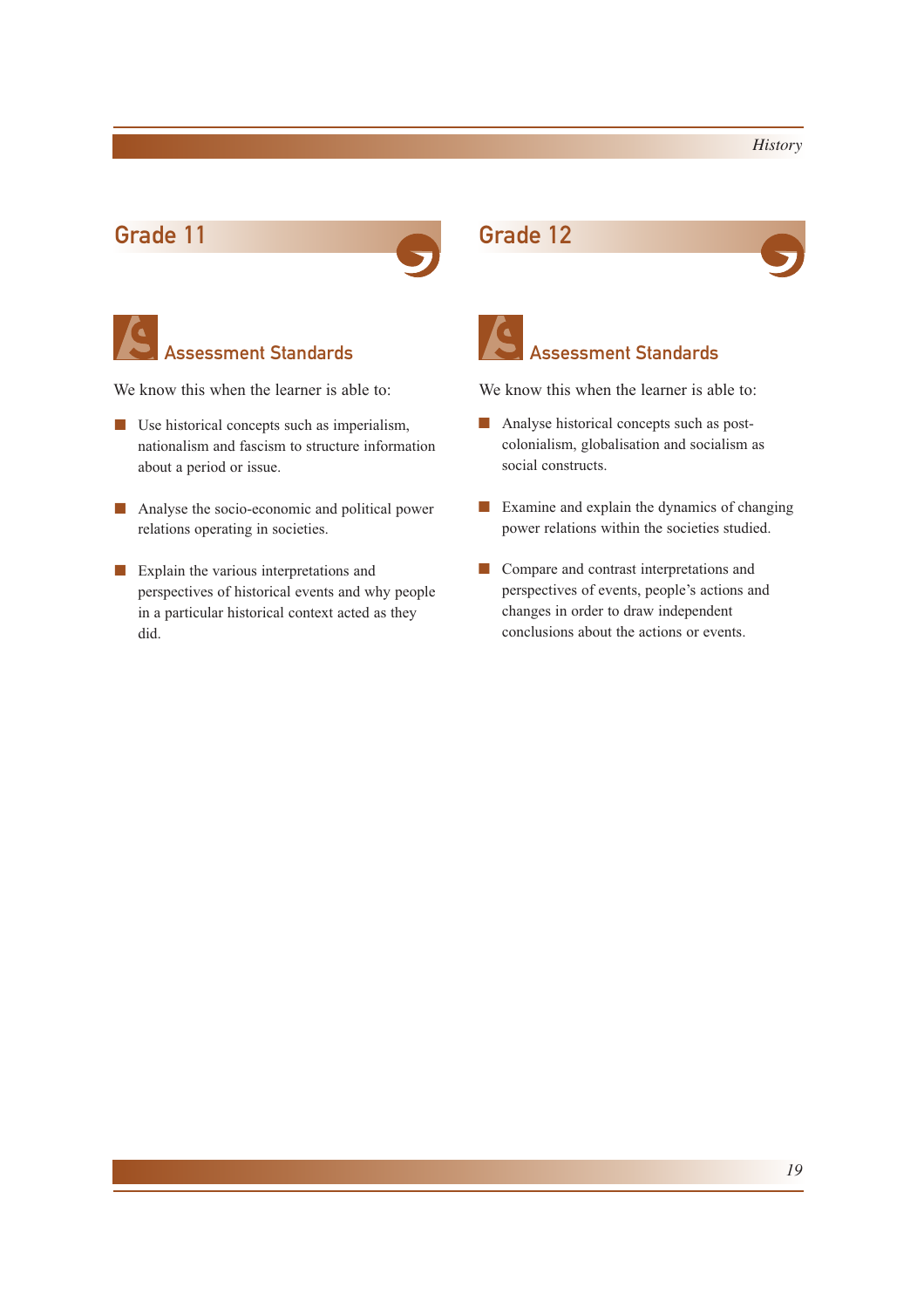## Grade 11

### Assessment Standards

We know this when the learner is able to:

- Use historical concepts such as imperialism, nationalism and fascism to structure information about a period or issue.
- Analyse the socio-economic and political power relations operating in societies.
- Explain the various interpretations and perspectives of historical events and why people in a particular historical context acted as they did.

## Grade 12

### Assessment Standards

We know this when the learner is able to:

- Analyse historical concepts such as post-colonialism, globalisation and socialism as social constructs.
- Examine and explain the dynamics of changing power relations within the societies studied.
- Compare and contrast interpretations and perspectives of events, people's actions and changes in order to draw independent conclusions about the actions or events.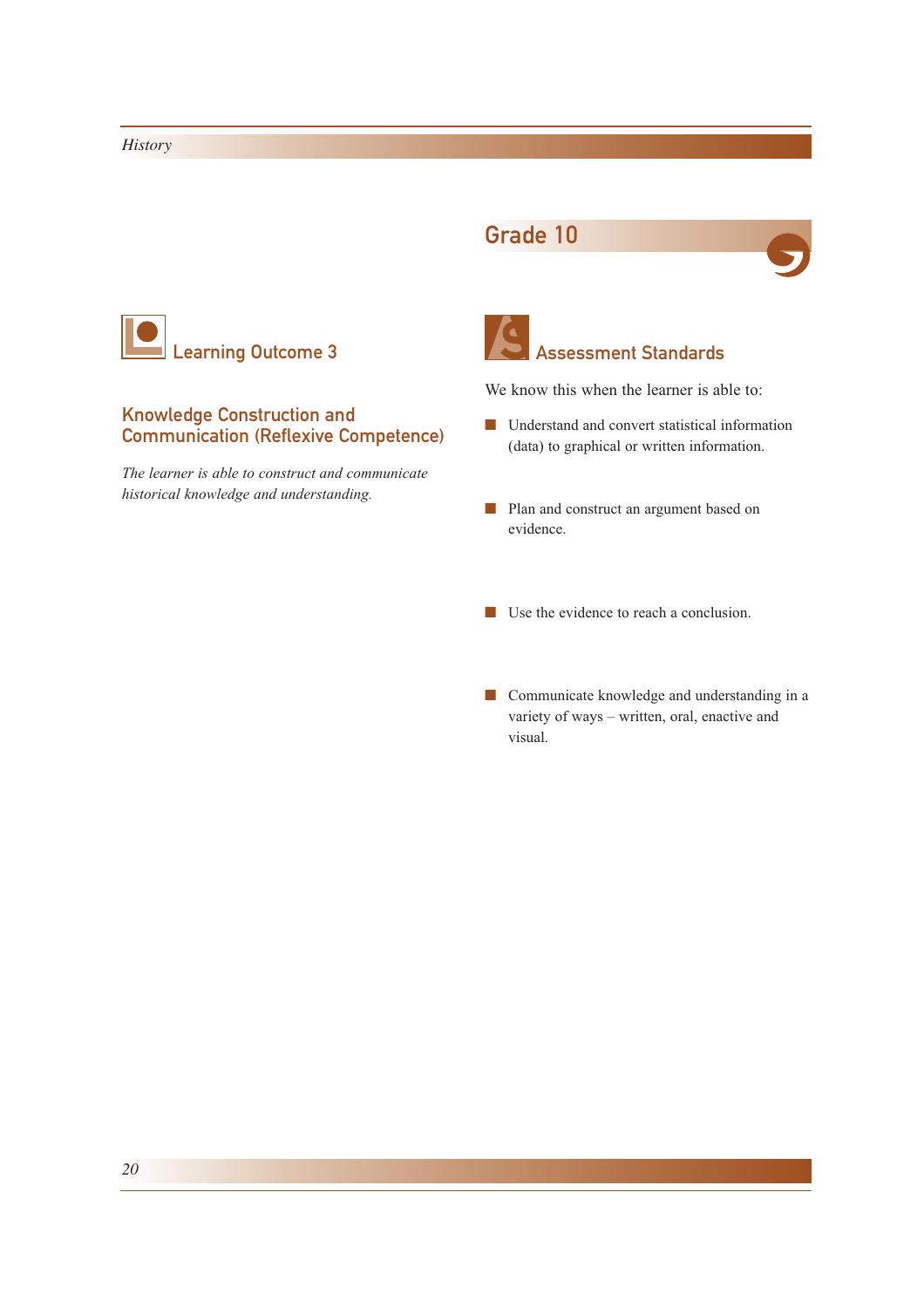## Grade 10

### Learning Outcome 3

#### Knowledge Construction and Communication (Reflexive Competence)

*The learner is able to construct and communicate historical knowledge and understanding.*

### Assessment Standards

We know this when the learner is able to:

- Understand and convert statistical information (data) to graphical or written information.
- Plan and construct an argument based on evidence.
- Use the evidence to reach a conclusion.
- Communicate knowledge and understanding in a variety of ways – written, oral, enactive and visual.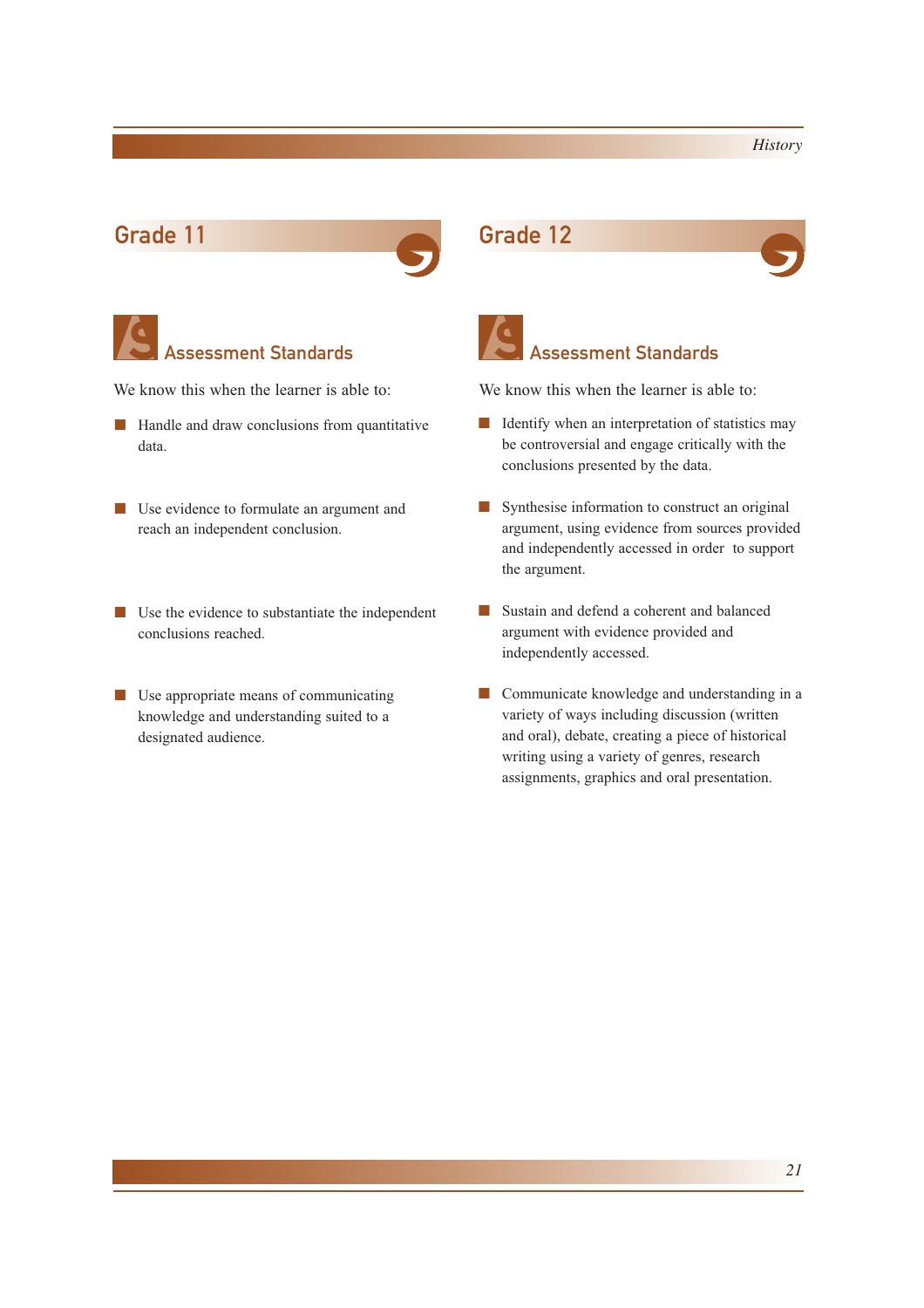## Grade 11

### Assessment Standards

We know this when the learner is able to:

- Handle and draw conclusions from quantitative data.
- Use evidence to formulate an argument and reach an independent conclusion.
- Use the evidence to substantiate the independent conclusions reached.
- Use appropriate means of communicating knowledge and understanding suited to a designated audience.

## Grade 12

### Assessment Standards

We know this when the learner is able to:

- Identify when an interpretation of statistics may be controversial and engage critically with the conclusions presented by the data.
- Synthesise information to construct an original argument, using evidence from sources provided and independently accessed in order to support the argument.
- Sustain and defend a coherent and balanced argument with evidence provided and independently accessed.
- Communicate knowledge and understanding in a variety of ways including discussion (written and oral), debate, creating a piece of historical writing using a variety of genres, research assignments, graphics and oral presentation.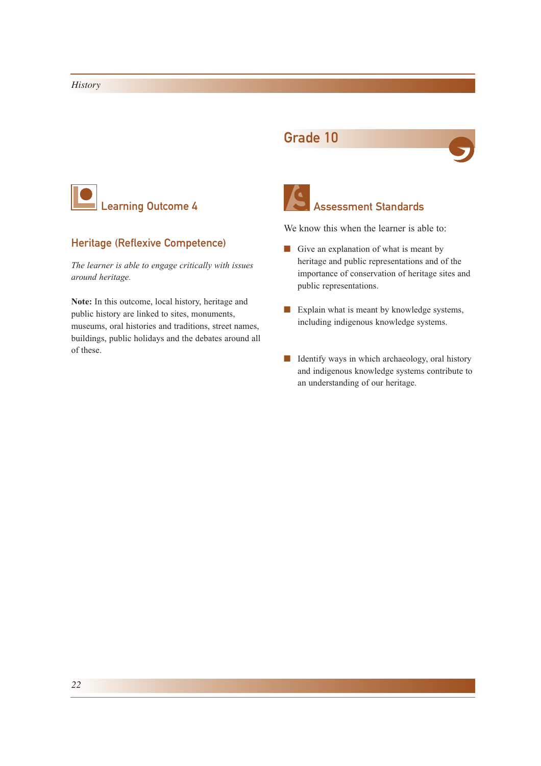## Grade 10

### Learning Outcome 4

#### Heritage (Reflexive Competence)

*The learner is able to engage critically with issues around heritage.*

**Note:** In this outcome, local history, heritage and public history are linked to sites, monuments, museums, oral histories and traditions, street names, buildings, public holidays and the debates around all of these.

### Assessment Standards

We know this when the learner is able to:

- Give an explanation of what is meant by heritage and public representations and of the importance of conservation of heritage sites and public representations.
- Explain what is meant by knowledge systems, including indigenous knowledge systems.
- Identify ways in which archaeology, oral history and indigenous knowledge systems contribute to an understanding of our heritage.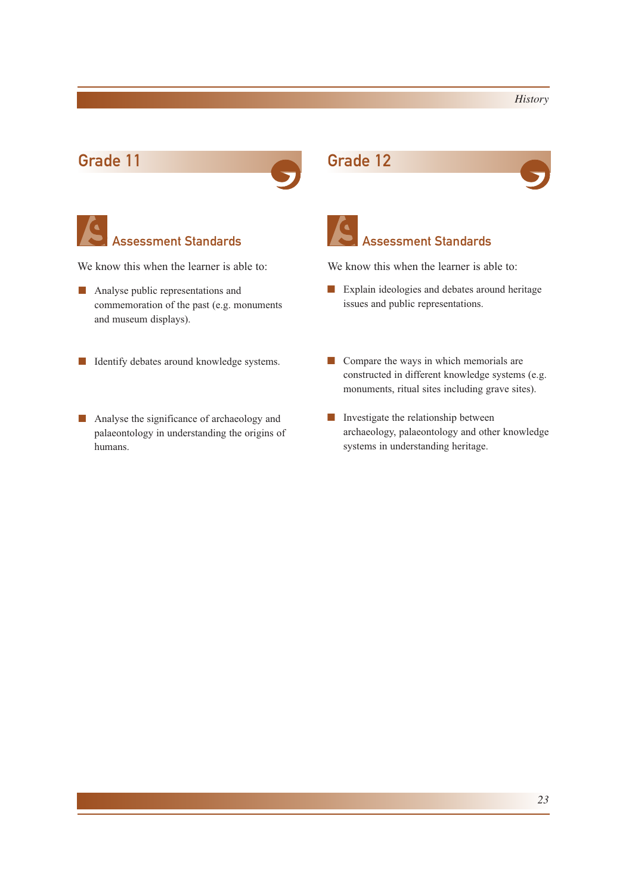## Grade 11

### Assessment Standards

We know this when the learner is able to:

- Analyse public representations and commemoration of the past (e.g. monuments and museum displays).
- Identify debates around knowledge systems.
- Analyse the significance of archaeology and palaeontology in understanding the origins of humans.

## Grade 12

### Assessment Standards

We know this when the learner is able to:

- Explain ideologies and debates around heritage issues and public representations.
- Compare the ways in which memorials are constructed in different knowledge systems (e.g. monuments, ritual sites including grave sites).
- Investigate the relationship between archaeology, palaeontology and other knowledge systems in understanding heritage.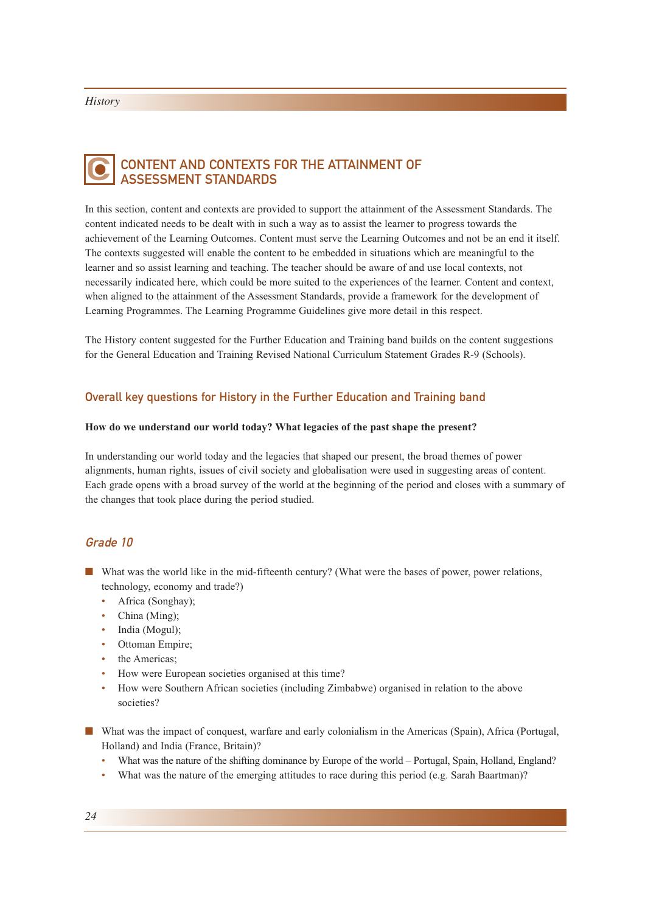## CONTENT AND CONTEXTS FOR THE ATTAINMENT OF ASSESSMENT STANDARDS

In this section, content and contexts are provided to support the attainment of the Assessment Standards. The content indicated needs to be dealt with in such a way as to assist the learner to progress towards the achievement of the Learning Outcomes. Content must serve the Learning Outcomes and not be an end it itself. The contexts suggested will enable the content to be embedded in situations which are meaningful to the learner and so assist learning and teaching. The teacher should be aware of and use local contexts, not necessarily indicated here, which could be more suited to the experiences of the learner. Content and context, when aligned to the attainment of the Assessment Standards, provide a framework for the development of Learning Programmes. The Learning Programme Guidelines give more detail in this respect.

The History content suggested for the Further Education and Training band builds on the content suggestions for the General Education and Training Revised National Curriculum Statement Grades R-9 (Schools).

### Overall key questions for History in the Further Education and Training band

**How do we understand our world today? What legacies of the past shape the present?**

In understanding our world today and the legacies that shaped our present, the broad themes of power alignments, human rights, issues of civil society and globalisation were used in suggesting areas of content. Each grade opens with a broad survey of the world at the beginning of the period and closes with a summary of the changes that took place during the period studied.

### *Grade 10*

- What was the world like in the mid-fifteenth century? (What were the bases of power, power relations, technology, economy and trade?)
  - Africa (Songhay);
  - China (Ming);
  - India (Mogul);
  - Ottoman Empire;
  - the Americas;
  - How were European societies organised at this time?
  - How were Southern African societies (including Zimbabwe) organised in relation to the above societies?
- What was the impact of conquest, warfare and early colonialism in the Americas (Spain), Africa (Portugal, Holland) and India (France, Britain)?
  - What was the nature of the shifting dominance by Europe of the world – Portugal, Spain, Holland, England?
  - What was the nature of the emerging attitudes to race during this period (e.g. Sarah Baartman)?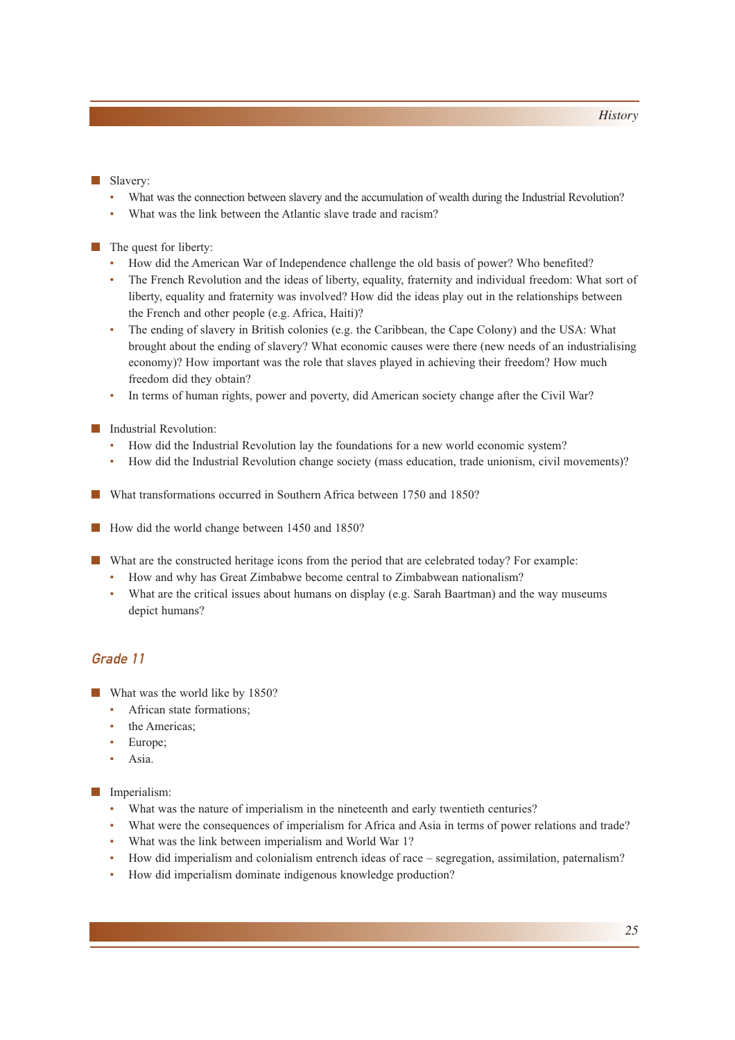- Slavery:
  - What was the connection between slavery and the accumulation of wealth during the Industrial Revolution?
  - What was the link between the Atlantic slave trade and racism?

- The quest for liberty:
  - How did the American War of Independence challenge the old basis of power? Who benefited?
  - The French Revolution and the ideas of liberty, equality, fraternity and individual freedom: What sort of liberty, equality and fraternity was involved? How did the ideas play out in the relationships between the French and other people (e.g. Africa, Haiti)?
  - The ending of slavery in British colonies (e.g. the Caribbean, the Cape Colony) and the USA: What brought about the ending of slavery? What economic causes were there (new needs of an industrialising economy)? How important was the role that slaves played in achieving their freedom? How much freedom did they obtain?
  - In terms of human rights, power and poverty, did American society change after the Civil War?

- Industrial Revolution:
  - How did the Industrial Revolution lay the foundations for a new world economic system?
  - How did the Industrial Revolution change society (mass education, trade unionism, civil movements)?

- What transformations occurred in Southern Africa between 1750 and 1850?

- How did the world change between 1450 and 1850?

- What are the constructed heritage icons from the period that are celebrated today? For example:
  - How and why has Great Zimbabwe become central to Zimbabwean nationalism?
  - What are the critical issues about humans on display (e.g. Sarah Baartman) and the way museums depict humans?

## Grade 11

- What was the world like by 1850?
  - African state formations;
  - the Americas;
  - Europe;
  - Asia.

- Imperialism:
  - What was the nature of imperialism in the nineteenth and early twentieth centuries?
  - What were the consequences of imperialism for Africa and Asia in terms of power relations and trade?
  - What was the link between imperialism and World War 1?
  - How did imperialism and colonialism entrench ideas of race – segregation, assimilation, paternalism?
  - How did imperialism dominate indigenous knowledge production?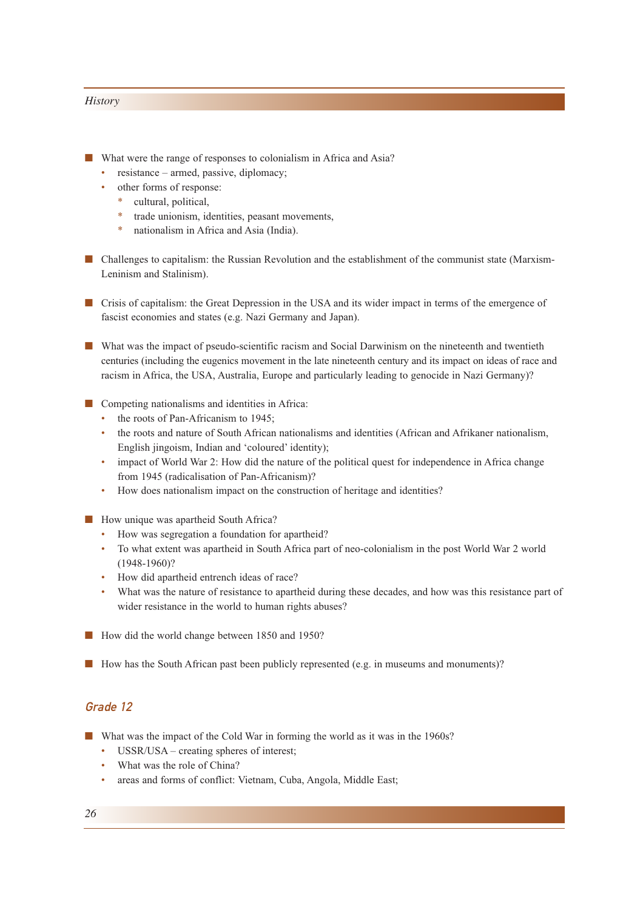- What were the range of responses to colonialism in Africa and Asia?
  - resistance – armed, passive, diplomacy;
  - other forms of response:
    - cultural, political,
    - trade unionism, identities, peasant movements,
    - nationalism in Africa and Asia (India).

- Challenges to capitalism: the Russian Revolution and the establishment of the communist state (Marxism-Leninism and Stalinism).

- Crisis of capitalism: the Great Depression in the USA and its wider impact in terms of the emergence of fascist economies and states (e.g. Nazi Germany and Japan).

- What was the impact of pseudo-scientific racism and Social Darwinism on the nineteenth and twentieth centuries (including the eugenics movement in the late nineteenth century and its impact on ideas of race and racism in Africa, the USA, Australia, Europe and particularly leading to genocide in Nazi Germany)?

- Competing nationalisms and identities in Africa:
  - the roots of Pan-Africanism to 1945;
  - the roots and nature of South African nationalisms and identities (African and Afrikaner nationalism, English jingoism, Indian and 'coloured' identity);
  - impact of World War 2: How did the nature of the political quest for independence in Africa change from 1945 (radicalisation of Pan-Africanism)?
  - How does nationalism impact on the construction of heritage and identities?

- How unique was apartheid South Africa?
  - How was segregation a foundation for apartheid?
  - To what extent was apartheid in South Africa part of neo-colonialism in the post World War 2 world (1948-1960)?
  - How did apartheid entrench ideas of race?
  - What was the nature of resistance to apartheid during these decades, and how was this resistance part of wider resistance in the world to human rights abuses?

- How did the world change between 1850 and 1950?

- How has the South African past been publicly represented (e.g. in museums and monuments)?

## Grade 12

- What was the impact of the Cold War in forming the world as it was in the 1960s?
  - USSR/USA – creating spheres of interest;
  - What was the role of China?
  - areas and forms of conflict: Vietnam, Cuba, Angola, Middle East;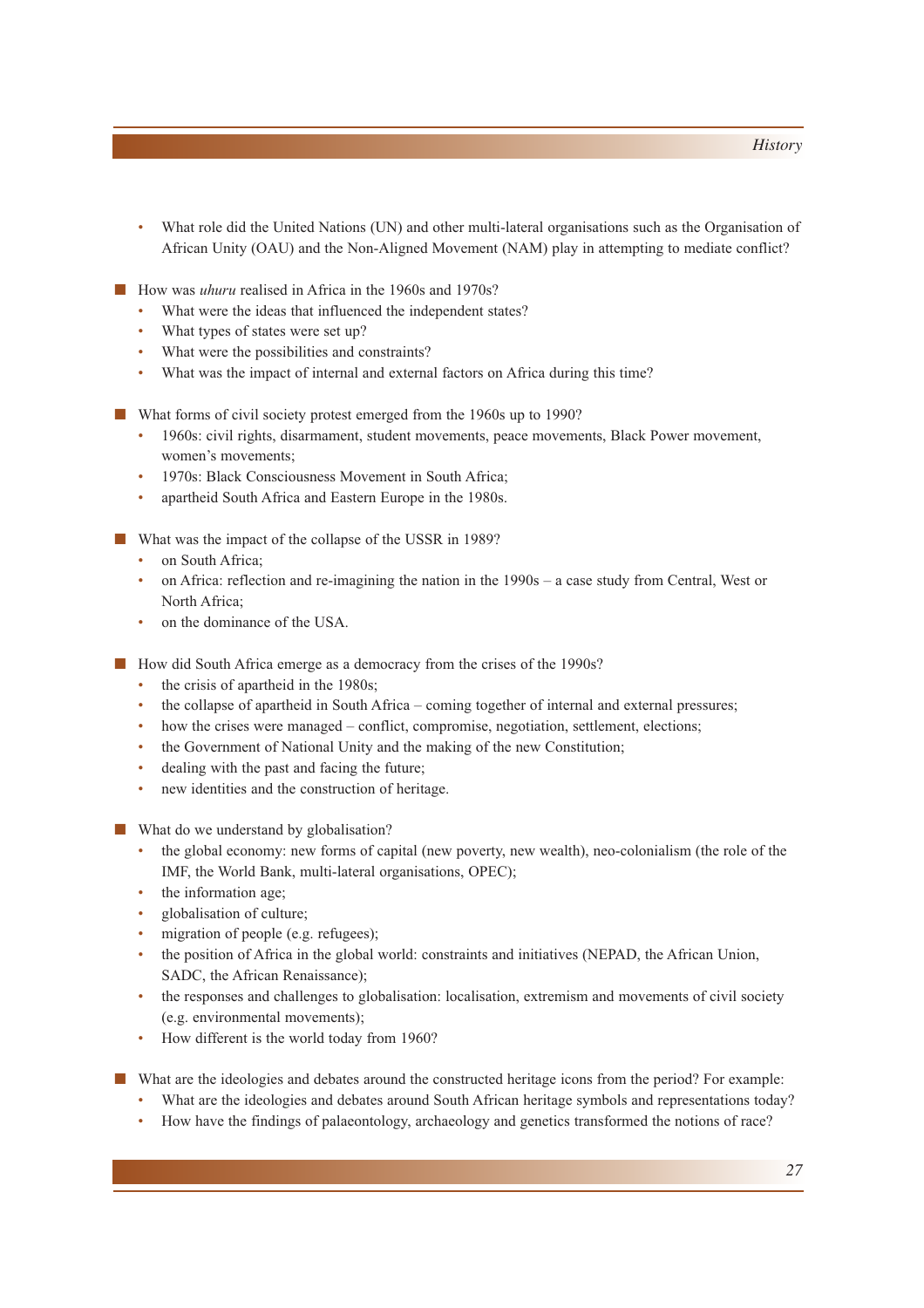- What role did the United Nations (UN) and other multi-lateral organisations such as the Organisation of African Unity (OAU) and the Non-Aligned Movement (NAM) play in attempting to mediate conflict?

- How was *uhuru* realised in Africa in the 1960s and 1970s?
  - What were the ideas that influenced the independent states?
  - What types of states were set up?
  - What were the possibilities and constraints?
  - What was the impact of internal and external factors on Africa during this time?

- What forms of civil society protest emerged from the 1960s up to 1990?
  - 1960s: civil rights, disarmament, student movements, peace movements, Black Power movement, women's movements;
  - 1970s: Black Consciousness Movement in South Africa;
  - apartheid South Africa and Eastern Europe in the 1980s.

- What was the impact of the collapse of the USSR in 1989?
  - on South Africa;
  - on Africa: reflection and re-imagining the nation in the 1990s – a case study from Central, West or North Africa;
  - on the dominance of the USA.

- How did South Africa emerge as a democracy from the crises of the 1990s?
  - the crisis of apartheid in the 1980s;
  - the collapse of apartheid in South Africa – coming together of internal and external pressures;
  - how the crises were managed – conflict, compromise, negotiation, settlement, elections;
  - the Government of National Unity and the making of the new Constitution;
  - dealing with the past and facing the future;
  - new identities and the construction of heritage.

- What do we understand by globalisation?
  - the global economy: new forms of capital (new poverty, new wealth), neo-colonialism (the role of the IMF, the World Bank, multi-lateral organisations, OPEC);
  - the information age;
  - globalisation of culture;
  - migration of people (e.g. refugees);
  - the position of Africa in the global world: constraints and initiatives (NEPAD, the African Union, SADC, the African Renaissance);
  - the responses and challenges to globalisation: localisation, extremism and movements of civil society (e.g. environmental movements);
  - How different is the world today from 1960?

- What are the ideologies and debates around the constructed heritage icons from the period? For example:
  - What are the ideologies and debates around South African heritage symbols and representations today?
  - How have the findings of palaeontology, archaeology and genetics transformed the notions of race?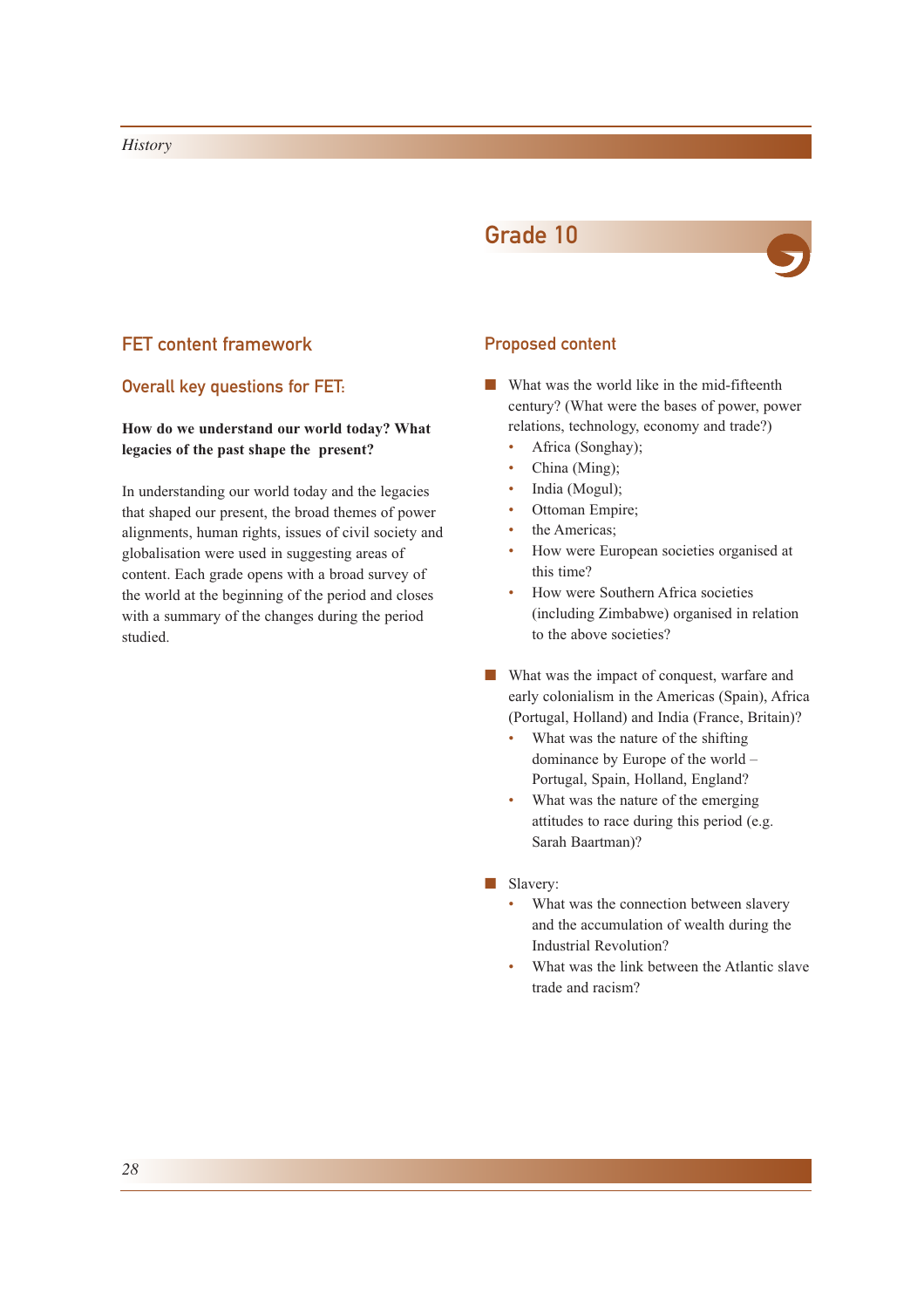## Grade 10

### FET content framework

#### Overall key questions for FET:

**How do we understand our world today? What legacies of the past shape the present?**

In understanding our world today and the legacies that shaped our present, the broad themes of power alignments, human rights, issues of civil society and globalisation were used in suggesting areas of content. Each grade opens with a broad survey of the world at the beginning of the period and closes with a summary of the changes during the period studied.

### Proposed content

- What was the world like in the mid-fifteenth century? (What were the bases of power, power relations, technology, economy and trade?)
  - Africa (Songhay);
  - China (Ming);
  - India (Mogul);
  - Ottoman Empire;
  - the Americas;
  - How were European societies organised at this time?
  - How were Southern Africa societies (including Zimbabwe) organised in relation to the above societies?

- What was the impact of conquest, warfare and early colonialism in the Americas (Spain), Africa (Portugal, Holland) and India (France, Britain)?
  - What was the nature of the shifting dominance by Europe of the world – Portugal, Spain, Holland, England?
  - What was the nature of the emerging attitudes to race during this period (e.g. Sarah Baartman)?

- Slavery:
  - What was the connection between slavery and the accumulation of wealth during the Industrial Revolution?
  - What was the link between the Atlantic slave trade and racism?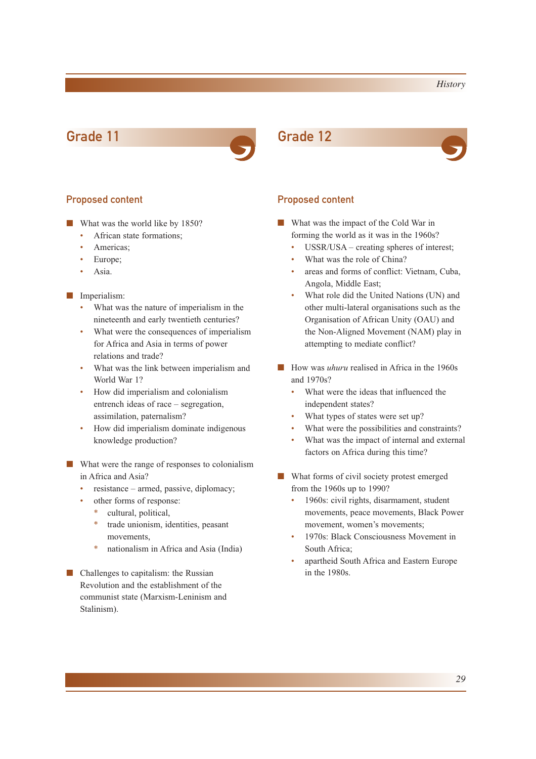## Grade 11

### Proposed content

- What was the world like by 1850?
    - African state formations;
    - Americas;
    - Europe;
    - Asia.

- Imperialism:
    - What was the nature of imperialism in the nineteenth and early twentieth centuries?
    - What were the consequences of imperialism for Africa and Asia in terms of power relations and trade?
    - What was the link between imperialism and World War 1?
    - How did imperialism and colonialism entrench ideas of race – segregation, assimilation, paternalism?
    - How did imperialism dominate indigenous knowledge production?

- What were the range of responses to colonialism in Africa and Asia?
    - resistance – armed, passive, diplomacy;
    - other forms of response:
        - cultural, political,
        - trade unionism, identities, peasant movements,
        - nationalism in Africa and Asia (India)

- Challenges to capitalism: the Russian Revolution and the establishment of the communist state (Marxism-Leninism and Stalinism).

## Grade 12

### Proposed content

- What was the impact of the Cold War in forming the world as it was in the 1960s?
    - USSR/USA – creating spheres of interest;
    - What was the role of China?
    - areas and forms of conflict: Vietnam, Cuba, Angola, Middle East;
    - What role did the United Nations (UN) and other multi-lateral organisations such as the Organisation of African Unity (OAU) and the Non-Aligned Movement (NAM) play in attempting to mediate conflict?

- How was *uhuru* realised in Africa in the 1960s and 1970s?
    - What were the ideas that influenced the independent states?
    - What types of states were set up?
    - What were the possibilities and constraints?
    - What was the impact of internal and external factors on Africa during this time?

- What forms of civil society protest emerged from the 1960s up to 1990?
    - 1960s: civil rights, disarmament, student movements, peace movements, Black Power movement, women's movements;
    - 1970s: Black Consciousness Movement in South Africa;
    - apartheid South Africa and Eastern Europe in the 1980s.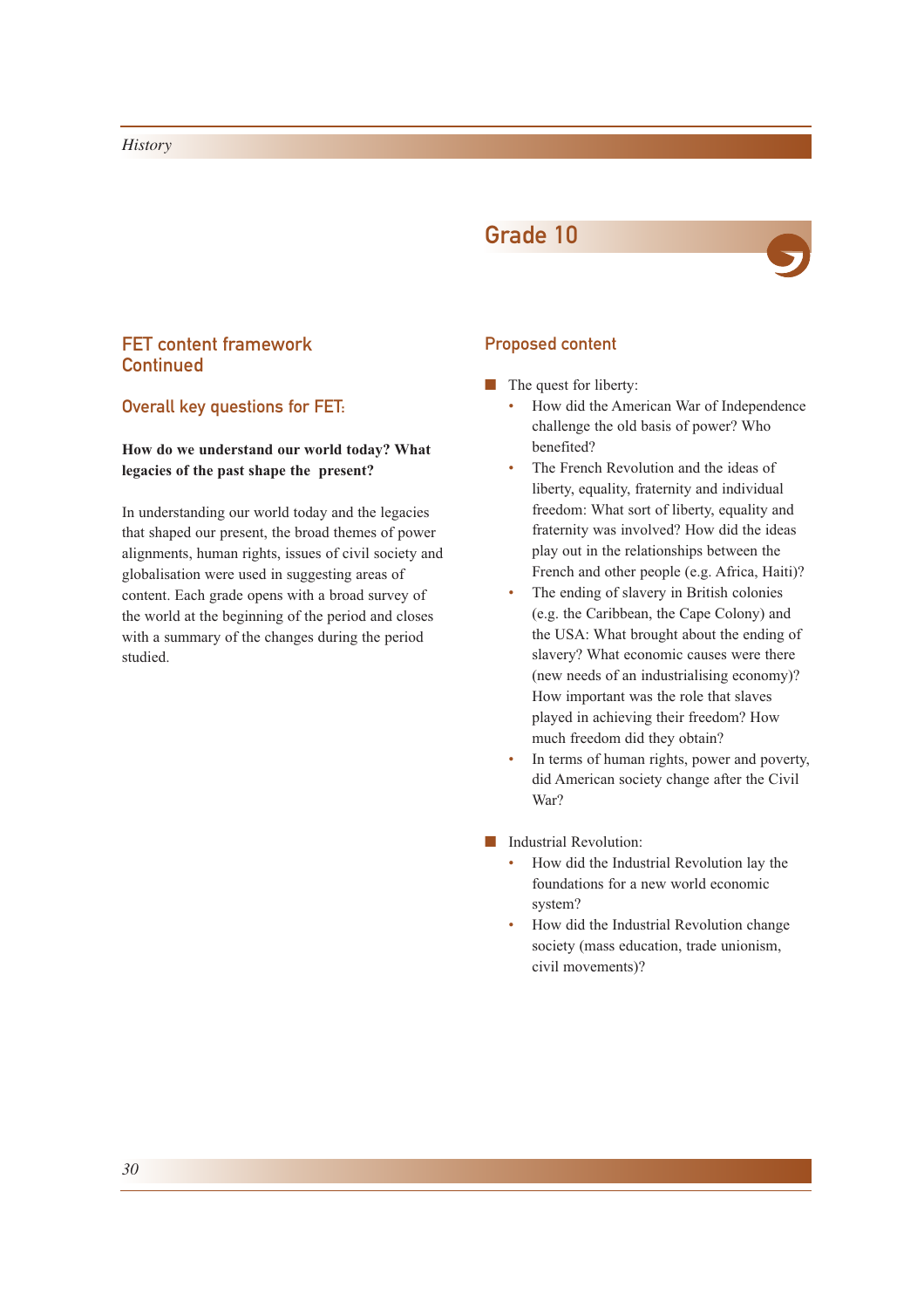## Grade 10

### FET content framework Continued

#### Overall key questions for FET:

**How do we understand our world today? What legacies of the past shape the present?**

In understanding our world today and the legacies that shaped our present, the broad themes of power alignments, human rights, issues of civil society and globalisation were used in suggesting areas of content. Each grade opens with a broad survey of the world at the beginning of the period and closes with a summary of the changes during the period studied.

### Proposed content

- The quest for liberty:
  - How did the American War of Independence challenge the old basis of power? Who benefited?
  - The French Revolution and the ideas of liberty, equality, fraternity and individual freedom: What sort of liberty, equality and fraternity was involved? How did the ideas play out in the relationships between the French and other people (e.g. Africa, Haiti)?
  - The ending of slavery in British colonies (e.g. the Caribbean, the Cape Colony) and the USA: What brought about the ending of slavery? What economic causes were there (new needs of an industrialising economy)? How important was the role that slaves played in achieving their freedom? How much freedom did they obtain?
  - In terms of human rights, power and poverty, did American society change after the Civil War?

- Industrial Revolution:
  - How did the Industrial Revolution lay the foundations for a new world economic system?
  - How did the Industrial Revolution change society (mass education, trade unionism, civil movements)?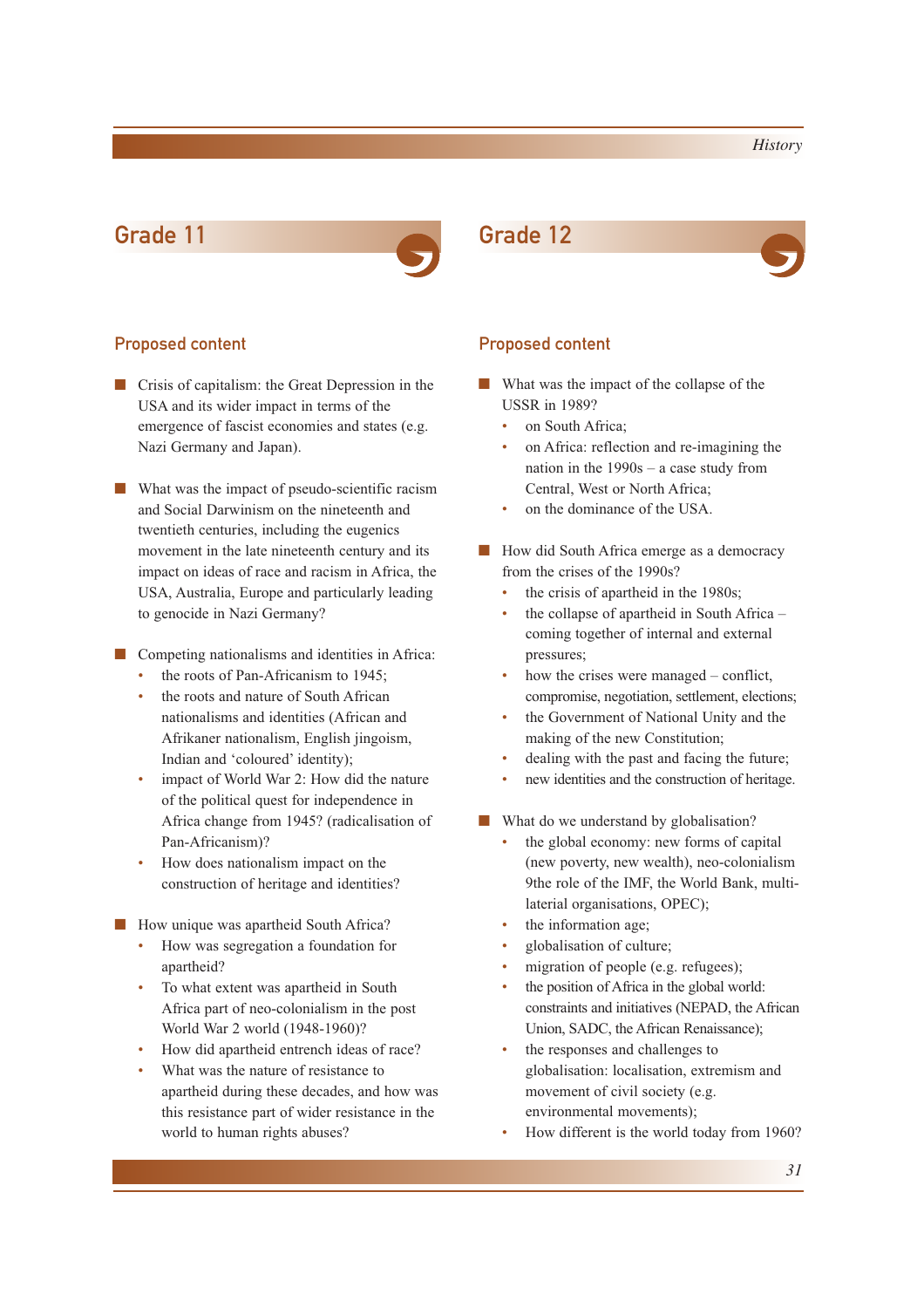## Grade 11

### Proposed content

- Crisis of capitalism: the Great Depression in the USA and its wider impact in terms of the emergence of fascist economies and states (e.g. Nazi Germany and Japan).
- What was the impact of pseudo-scientific racism and Social Darwinism on the nineteenth and twentieth centuries, including the eugenics movement in the late nineteenth century and its impact on ideas of race and racism in Africa, the USA, Australia, Europe and particularly leading to genocide in Nazi Germany?
- Competing nationalisms and identities in Africa:
  - the roots of Pan-Africanism to 1945;
  - the roots and nature of South African nationalisms and identities (African and Afrikaner nationalism, English jingoism, Indian and 'coloured' identity);
  - impact of World War 2: How did the nature of the political quest for independence in Africa change from 1945? (radicalisation of Pan-Africanism)?
  - How does nationalism impact on the construction of heritage and identities?
- How unique was apartheid South Africa?
  - How was segregation a foundation for apartheid?
  - To what extent was apartheid in South Africa part of neo-colonialism in the post World War 2 world (1948-1960)?
  - How did apartheid entrench ideas of race?
  - What was the nature of resistance to apartheid during these decades, and how was this resistance part of wider resistance in the world to human rights abuses?

## Grade 12

### Proposed content

- What was the impact of the collapse of the USSR in 1989?
  - on South Africa;
  - on Africa: reflection and re-imagining the nation in the 1990s – a case study from Central, West or North Africa;
  - on the dominance of the USA.
- How did South Africa emerge as a democracy from the crises of the 1990s?
  - the crisis of apartheid in the 1980s;
  - the collapse of apartheid in South Africa – coming together of internal and external pressures;
  - how the crises were managed – conflict, compromise, negotiation, settlement, elections;
  - the Government of National Unity and the making of the new Constitution;
  - dealing with the past and facing the future;
  - new identities and the construction of heritage.
- What do we understand by globalisation?
  - the global economy: new forms of capital (new poverty, new wealth), neo-colonialism 9the role of the IMF, the World Bank, multi-laterial organisations, OPEC);
  - the information age;
  - globalisation of culture;
  - migration of people (e.g. refugees);
  - the position of Africa in the global world: constraints and initiatives (NEPAD, the African Union, SADC, the African Renaissance);
  - the responses and challenges to globalisation: localisation, extremism and movement of civil society (e.g. environmental movements);
  - How different is the world today from 1960?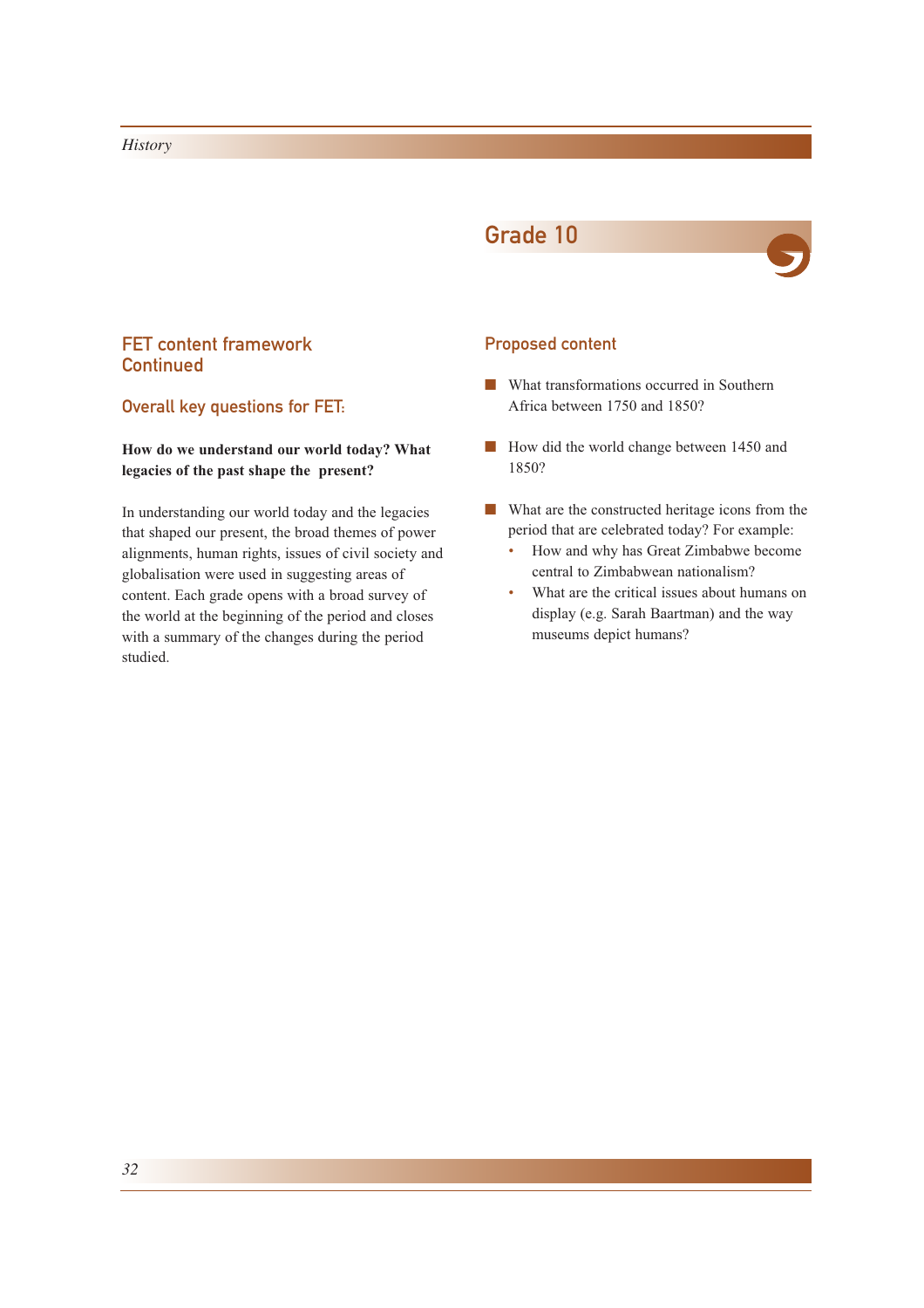## Grade 10

### FET content framework Continued

#### Overall key questions for FET:

**How do we understand our world today? What legacies of the past shape the present?**

In understanding our world today and the legacies that shaped our present, the broad themes of power alignments, human rights, issues of civil society and globalisation were used in suggesting areas of content. Each grade opens with a broad survey of the world at the beginning of the period and closes with a summary of the changes during the period studied.

### Proposed content

- What transformations occurred in Southern Africa between 1750 and 1850?
- How did the world change between 1450 and 1850?
- What are the constructed heritage icons from the period that are celebrated today? For example:
  - How and why has Great Zimbabwe become central to Zimbabwean nationalism?
  - What are the critical issues about humans on display (e.g. Sarah Baartman) and the way museums depict humans?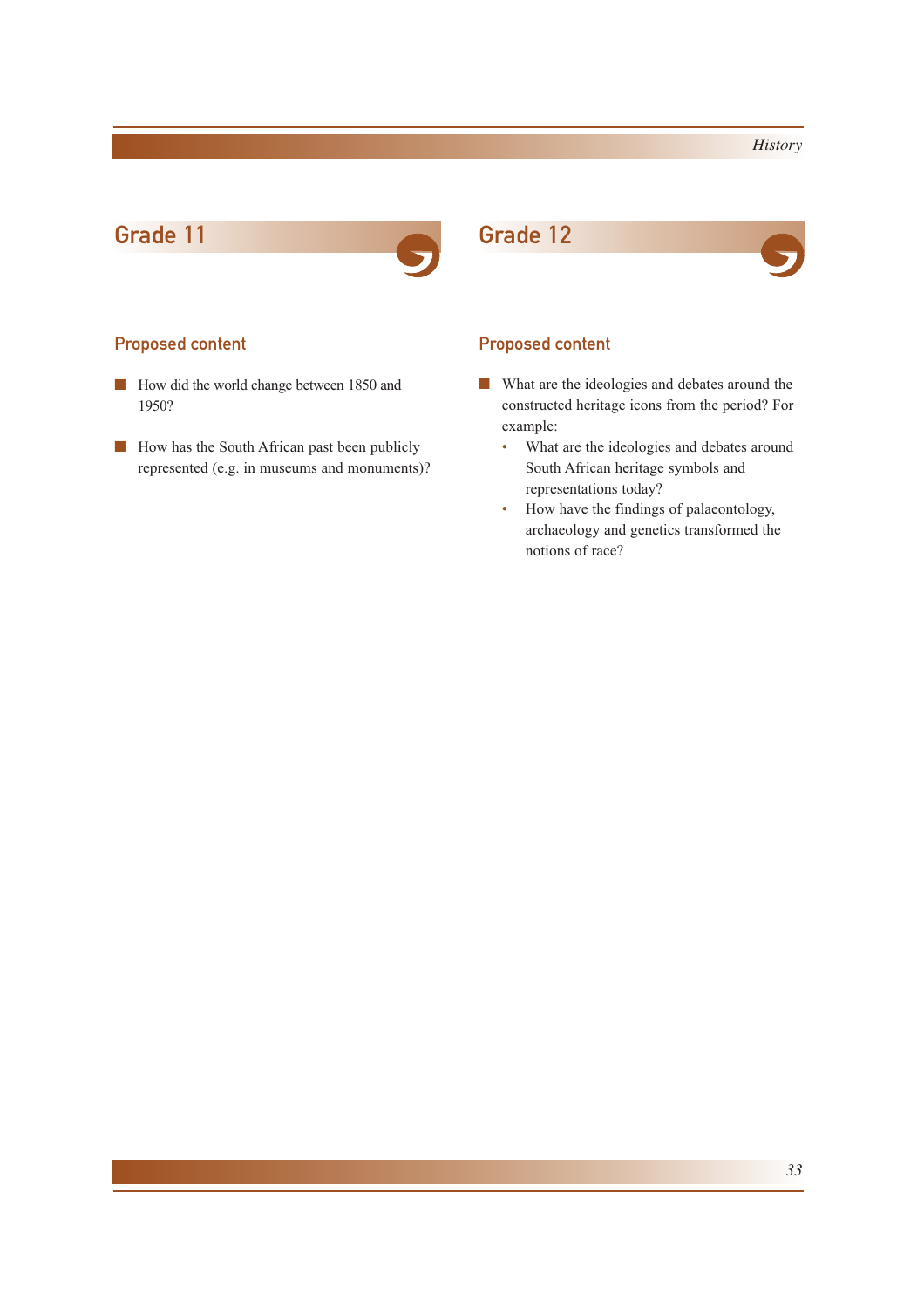## Grade 11

### Proposed content

- How did the world change between 1850 and 1950?
- How has the South African past been publicly represented (e.g. in museums and monuments)?

## Grade 12

### Proposed content

- What are the ideologies and debates around the constructed heritage icons from the period? For example:
  - What are the ideologies and debates around South African heritage symbols and representations today?
  - How have the findings of palaeontology, archaeology and genetics transformed the notions of race?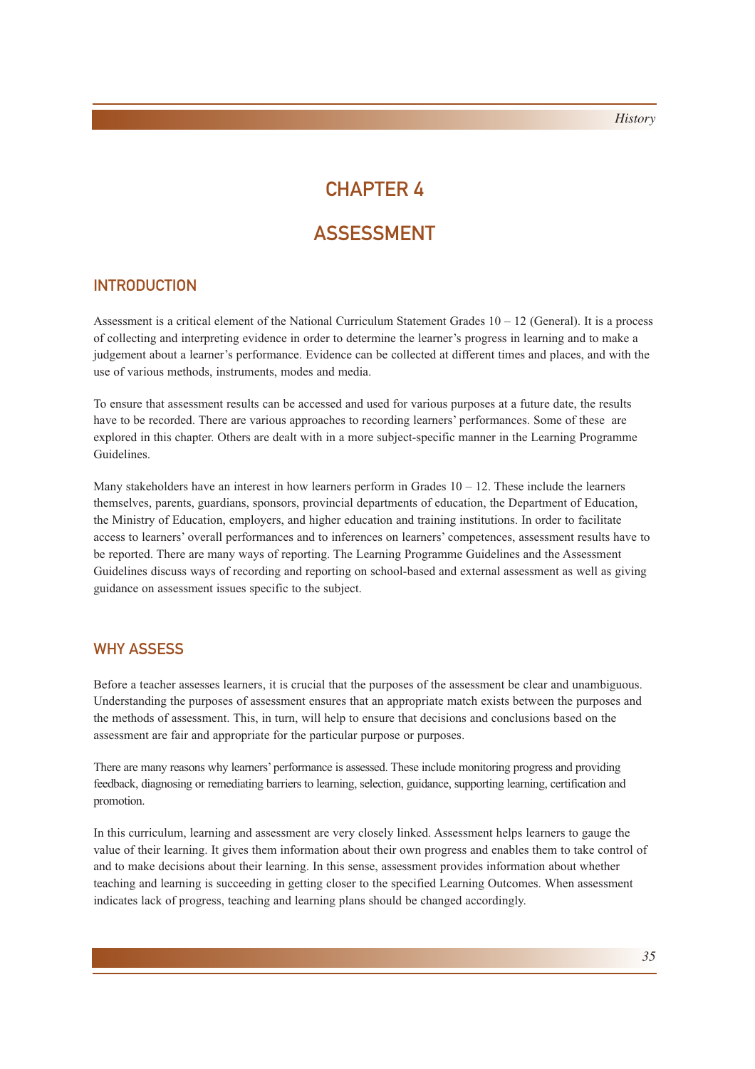# CHAPTER 4

# ASSESSMENT

## INTRODUCTION

Assessment is a critical element of the National Curriculum Statement Grades 10 – 12 (General). It is a process of collecting and interpreting evidence in order to determine the learner's progress in learning and to make a judgement about a learner's performance. Evidence can be collected at different times and places, and with the use of various methods, instruments, modes and media.

To ensure that assessment results can be accessed and used for various purposes at a future date, the results have to be recorded. There are various approaches to recording learners' performances. Some of these are explored in this chapter. Others are dealt with in a more subject-specific manner in the Learning Programme Guidelines.

Many stakeholders have an interest in how learners perform in Grades 10 – 12. These include the learners themselves, parents, guardians, sponsors, provincial departments of education, the Department of Education, the Ministry of Education, employers, and higher education and training institutions. In order to facilitate access to learners' overall performances and to inferences on learners' competences, assessment results have to be reported. There are many ways of reporting. The Learning Programme Guidelines and the Assessment Guidelines discuss ways of recording and reporting on school-based and external assessment as well as giving guidance on assessment issues specific to the subject.

## WHY ASSESS

Before a teacher assesses learners, it is crucial that the purposes of the assessment be clear and unambiguous. Understanding the purposes of assessment ensures that an appropriate match exists between the purposes and the methods of assessment. This, in turn, will help to ensure that decisions and conclusions based on the assessment are fair and appropriate for the particular purpose or purposes.

There are many reasons why learners' performance is assessed. These include monitoring progress and providing feedback, diagnosing or remediating barriers to learning, selection, guidance, supporting learning, certification and promotion.

In this curriculum, learning and assessment are very closely linked. Assessment helps learners to gauge the value of their learning. It gives them information about their own progress and enables them to take control of and to make decisions about their learning. In this sense, assessment provides information about whether teaching and learning is succeeding in getting closer to the specified Learning Outcomes. When assessment indicates lack of progress, teaching and learning plans should be changed accordingly.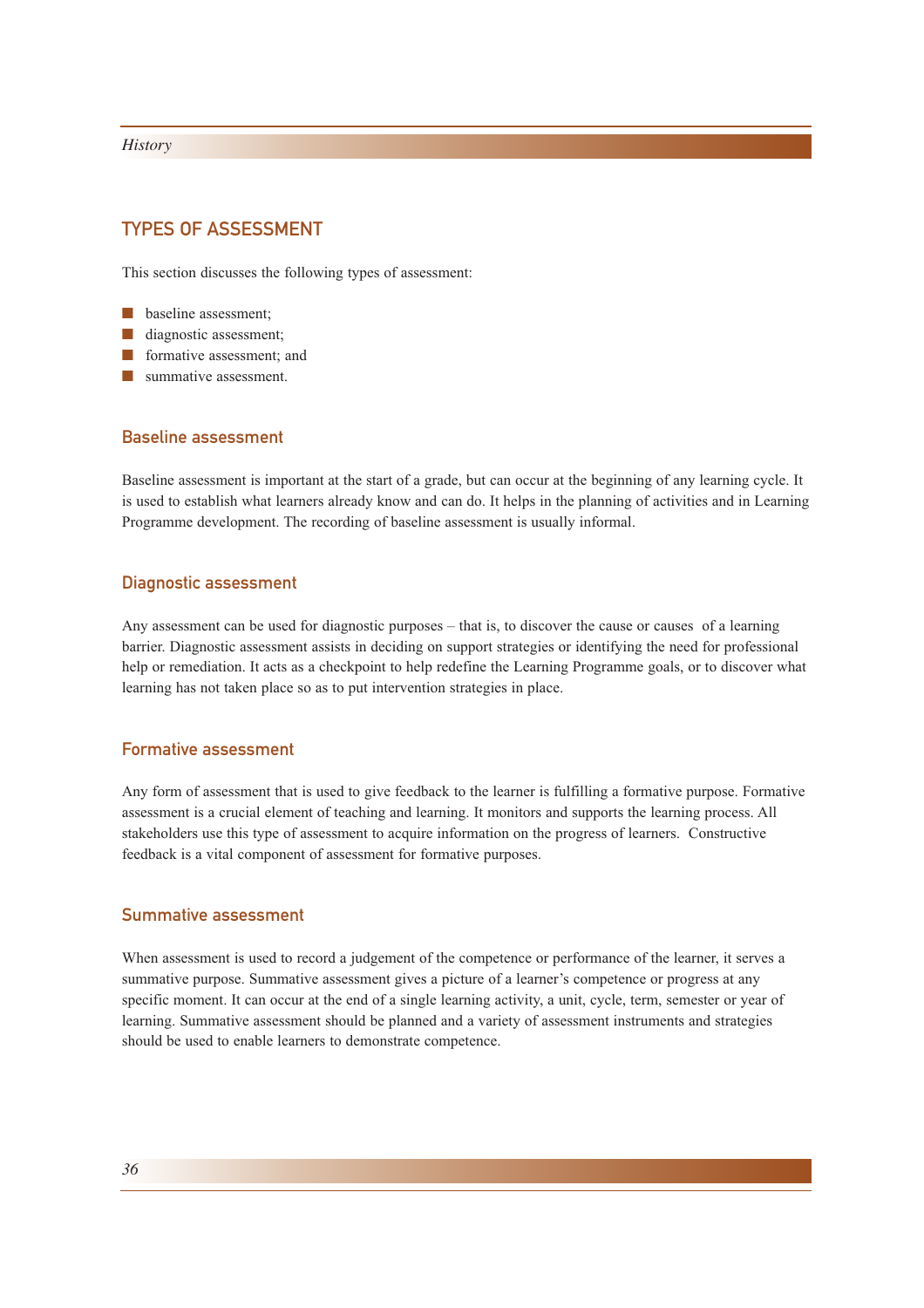## TYPES OF ASSESSMENT

This section discusses the following types of assessment:

- baseline assessment;
- diagnostic assessment;
- formative assessment; and
- summative assessment.

### Baseline assessment

Baseline assessment is important at the start of a grade, but can occur at the beginning of any learning cycle. It is used to establish what learners already know and can do. It helps in the planning of activities and in Learning Programme development. The recording of baseline assessment is usually informal.

### Diagnostic assessment

Any assessment can be used for diagnostic purposes – that is, to discover the cause or causes of a learning barrier. Diagnostic assessment assists in deciding on support strategies or identifying the need for professional help or remediation. It acts as a checkpoint to help redefine the Learning Programme goals, or to discover what learning has not taken place so as to put intervention strategies in place.

### Formative assessment

Any form of assessment that is used to give feedback to the learner is fulfilling a formative purpose. Formative assessment is a crucial element of teaching and learning. It monitors and supports the learning process. All stakeholders use this type of assessment to acquire information on the progress of learners. Constructive feedback is a vital component of assessment for formative purposes.

### Summative assessment

When assessment is used to record a judgement of the competence or performance of the learner, it serves a summative purpose. Summative assessment gives a picture of a learner's competence or progress at any specific moment. It can occur at the end of a single learning activity, a unit, cycle, term, semester or year of learning. Summative assessment should be planned and a variety of assessment instruments and strategies should be used to enable learners to demonstrate competence.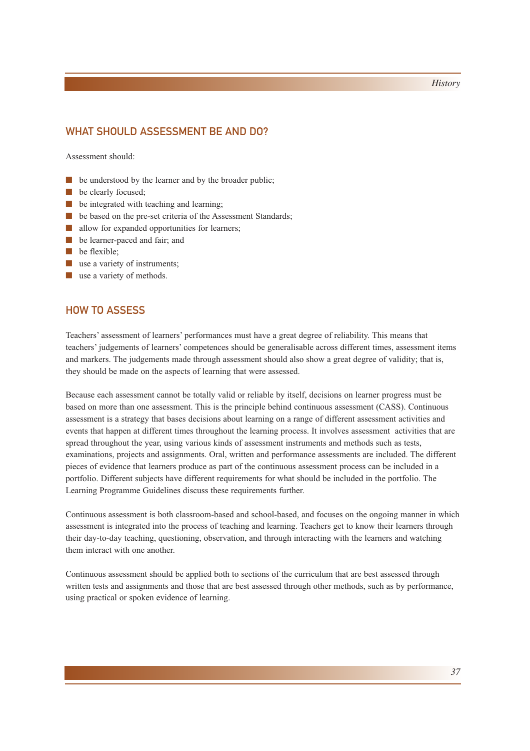## WHAT SHOULD ASSESSMENT BE AND DO?

Assessment should:

- be understood by the learner and by the broader public;
- be clearly focused;
- be integrated with teaching and learning;
- be based on the pre-set criteria of the Assessment Standards;
- allow for expanded opportunities for learners;
- be learner-paced and fair; and
- be flexible;
- use a variety of instruments;
- use a variety of methods.

## HOW TO ASSESS

Teachers' assessment of learners' performances must have a great degree of reliability. This means that teachers' judgements of learners' competences should be generalisable across different times, assessment items and markers. The judgements made through assessment should also show a great degree of validity; that is, they should be made on the aspects of learning that were assessed.

Because each assessment cannot be totally valid or reliable by itself, decisions on learner progress must be based on more than one assessment. This is the principle behind continuous assessment (CASS). Continuous assessment is a strategy that bases decisions about learning on a range of different assessment activities and events that happen at different times throughout the learning process. It involves assessment activities that are spread throughout the year, using various kinds of assessment instruments and methods such as tests, examinations, projects and assignments. Oral, written and performance assessments are included. The different pieces of evidence that learners produce as part of the continuous assessment process can be included in a portfolio. Different subjects have different requirements for what should be included in the portfolio. The Learning Programme Guidelines discuss these requirements further.

Continuous assessment is both classroom-based and school-based, and focuses on the ongoing manner in which assessment is integrated into the process of teaching and learning. Teachers get to know their learners through their day-to-day teaching, questioning, observation, and through interacting with the learners and watching them interact with one another.

Continuous assessment should be applied both to sections of the curriculum that are best assessed through written tests and assignments and those that are best assessed through other methods, such as by performance, using practical or spoken evidence of learning.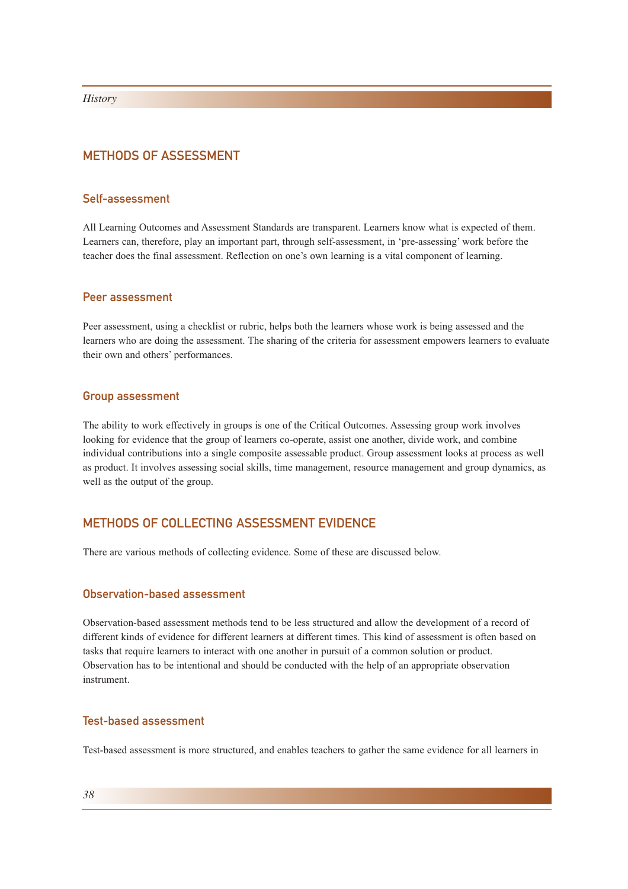## METHODS OF ASSESSMENT

### Self-assessment

All Learning Outcomes and Assessment Standards are transparent. Learners know what is expected of them. Learners can, therefore, play an important part, through self-assessment, in 'pre-assessing' work before the teacher does the final assessment. Reflection on one's own learning is a vital component of learning.

### Peer assessment

Peer assessment, using a checklist or rubric, helps both the learners whose work is being assessed and the learners who are doing the assessment. The sharing of the criteria for assessment empowers learners to evaluate their own and others' performances.

### Group assessment

The ability to work effectively in groups is one of the Critical Outcomes. Assessing group work involves looking for evidence that the group of learners co-operate, assist one another, divide work, and combine individual contributions into a single composite assessable product. Group assessment looks at process as well as product. It involves assessing social skills, time management, resource management and group dynamics, as well as the output of the group.

## METHODS OF COLLECTING ASSESSMENT EVIDENCE

There are various methods of collecting evidence. Some of these are discussed below.

### Observation-based assessment

Observation-based assessment methods tend to be less structured and allow the development of a record of different kinds of evidence for different learners at different times. This kind of assessment is often based on tasks that require learners to interact with one another in pursuit of a common solution or product. Observation has to be intentional and should be conducted with the help of an appropriate observation instrument.

### Test-based assessment

Test-based assessment is more structured, and enables teachers to gather the same evidence for all learners in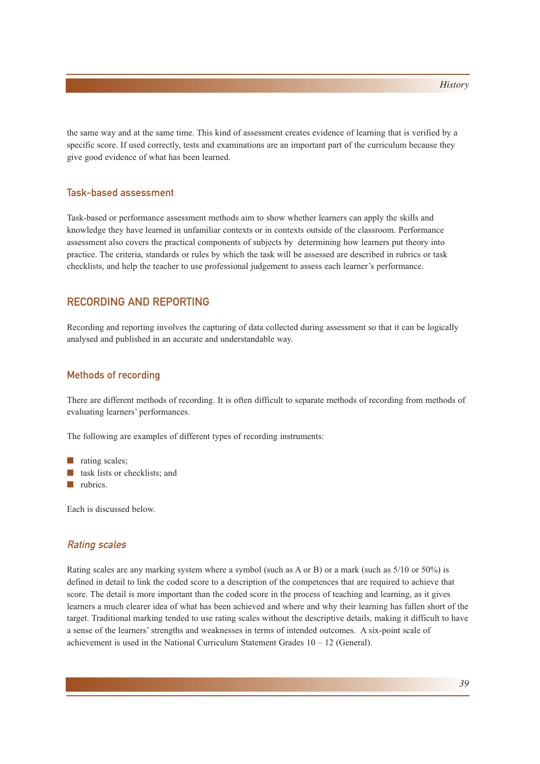the same way and at the same time. This kind of assessment creates evidence of learning that is verified by a specific score. If used correctly, tests and examinations are an important part of the curriculum because they give good evidence of what has been learned.

### Task-based assessment

Task-based or performance assessment methods aim to show whether learners can apply the skills and knowledge they have learned in unfamiliar contexts or in contexts outside of the classroom. Performance assessment also covers the practical components of subjects by determining how learners put theory into practice. The criteria, standards or rules by which the task will be assessed are described in rubrics or task checklists, and help the teacher to use professional judgement to assess each learner's performance.

## RECORDING AND REPORTING

Recording and reporting involves the capturing of data collected during assessment so that it can be logically analysed and published in an accurate and understandable way.

### Methods of recording

There are different methods of recording. It is often difficult to separate methods of recording from methods of evaluating learners' performances.

The following are examples of different types of recording instruments:

- rating scales;
- task lists or checklists; and
- rubrics.

Each is discussed below.

#### *Rating scales*

Rating scales are any marking system where a symbol (such as A or B) or a mark (such as 5/10 or 50%) is defined in detail to link the coded score to a description of the competences that are required to achieve that score. The detail is more important than the coded score in the process of teaching and learning, as it gives learners a much clearer idea of what has been achieved and where and why their learning has fallen short of the target. Traditional marking tended to use rating scales without the descriptive details, making it difficult to have a sense of the learners' strengths and weaknesses in terms of intended outcomes. A six-point scale of achievement is used in the National Curriculum Statement Grades 10 – 12 (General).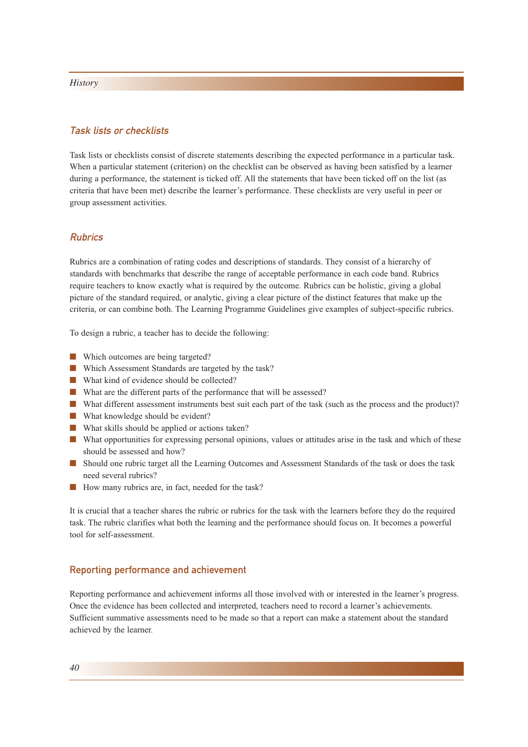### *Task lists or checklists*

Task lists or checklists consist of discrete statements describing the expected performance in a particular task. When a particular statement (criterion) on the checklist can be observed as having been satisfied by a learner during a performance, the statement is ticked off. All the statements that have been ticked off on the list (as criteria that have been met) describe the learner's performance. These checklists are very useful in peer or group assessment activities.

### *Rubrics*

Rubrics are a combination of rating codes and descriptions of standards. They consist of a hierarchy of standards with benchmarks that describe the range of acceptable performance in each code band. Rubrics require teachers to know exactly what is required by the outcome. Rubrics can be holistic, giving a global picture of the standard required, or analytic, giving a clear picture of the distinct features that make up the criteria, or can combine both. The Learning Programme Guidelines give examples of subject-specific rubrics.

To design a rubric, a teacher has to decide the following:

- Which outcomes are being targeted?
- Which Assessment Standards are targeted by the task?
- What kind of evidence should be collected?
- What are the different parts of the performance that will be assessed?
- What different assessment instruments best suit each part of the task (such as the process and the product)?
- What knowledge should be evident?
- What skills should be applied or actions taken?
- What opportunities for expressing personal opinions, values or attitudes arise in the task and which of these should be assessed and how?
- Should one rubric target all the Learning Outcomes and Assessment Standards of the task or does the task need several rubrics?
- How many rubrics are, in fact, needed for the task?

It is crucial that a teacher shares the rubric or rubrics for the task with the learners before they do the required task. The rubric clarifies what both the learning and the performance should focus on. It becomes a powerful tool for self-assessment.

## Reporting performance and achievement

Reporting performance and achievement informs all those involved with or interested in the learner's progress. Once the evidence has been collected and interpreted, teachers need to record a learner's achievements. Sufficient summative assessments need to be made so that a report can make a statement about the standard achieved by the learner.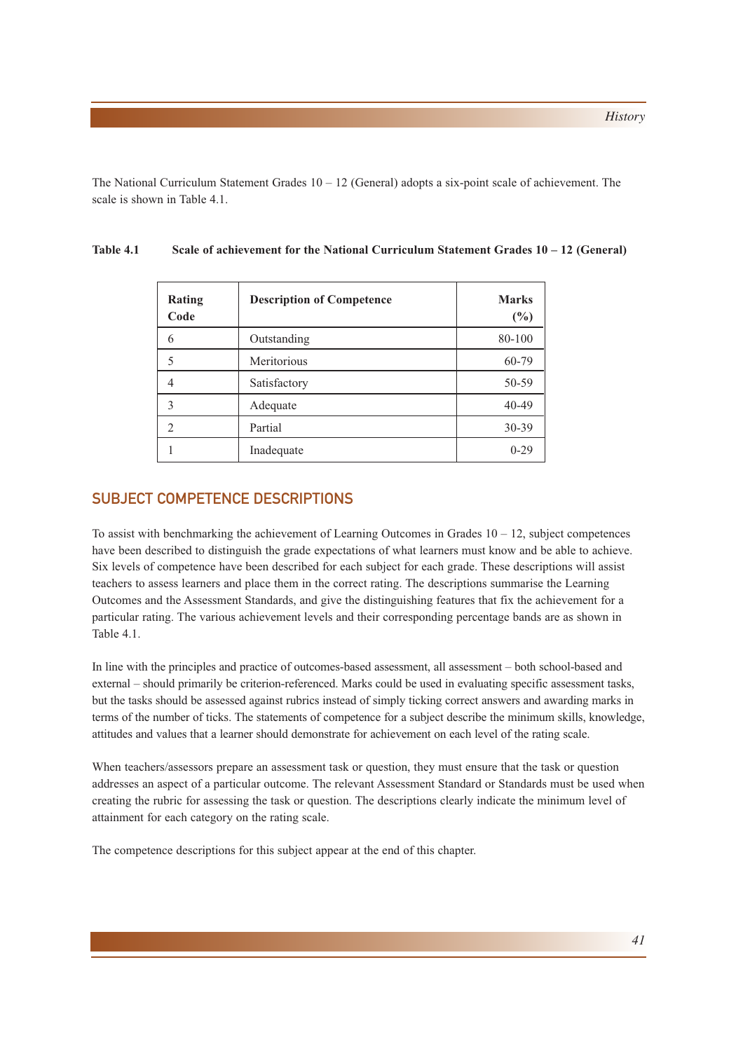The National Curriculum Statement Grades 10 – 12 (General) adopts a six-point scale of achievement. The scale is shown in Table 4.1.

**Table 4.1 Scale of achievement for the National Curriculum Statement Grades 10 – 12 (General)**

| Rating Code | Description of Competence | Marks (%) |
|---|---|---|
| 6 | Outstanding | 80-100 |
| 5 | Meritorious | 60-79 |
| 4 | Satisfactory | 50-59 |
| 3 | Adequate | 40-49 |
| 2 | Partial | 30-39 |
| 1 | Inadequate | 0-29 |

## SUBJECT COMPETENCE DESCRIPTIONS

To assist with benchmarking the achievement of Learning Outcomes in Grades 10 – 12, subject competences have been described to distinguish the grade expectations of what learners must know and be able to achieve. Six levels of competence have been described for each subject for each grade. These descriptions will assist teachers to assess learners and place them in the correct rating. The descriptions summarise the Learning Outcomes and the Assessment Standards, and give the distinguishing features that fix the achievement for a particular rating. The various achievement levels and their corresponding percentage bands are as shown in Table 4.1.

In line with the principles and practice of outcomes-based assessment, all assessment – both school-based and external – should primarily be criterion-referenced. Marks could be used in evaluating specific assessment tasks, but the tasks should be assessed against rubrics instead of simply ticking correct answers and awarding marks in terms of the number of ticks. The statements of competence for a subject describe the minimum skills, knowledge, attitudes and values that a learner should demonstrate for achievement on each level of the rating scale.

When teachers/assessors prepare an assessment task or question, they must ensure that the task or question addresses an aspect of a particular outcome. The relevant Assessment Standard or Standards must be used when creating the rubric for assessing the task or question. The descriptions clearly indicate the minimum level of attainment for each category on the rating scale.

The competence descriptions for this subject appear at the end of this chapter.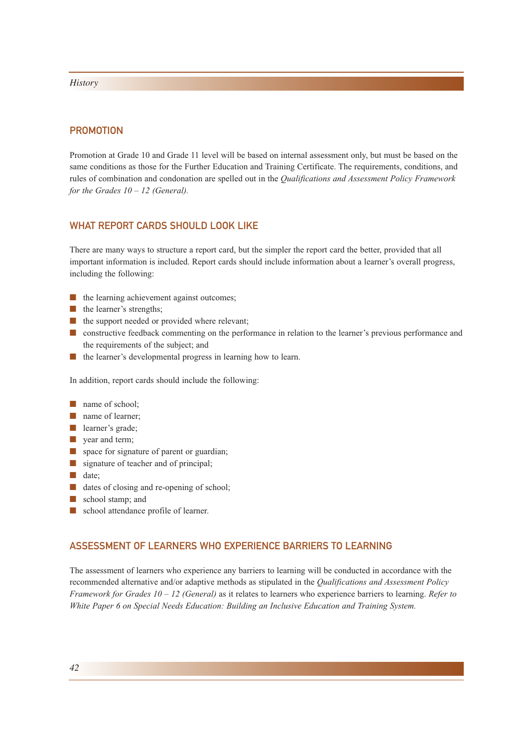## PROMOTION

Promotion at Grade 10 and Grade 11 level will be based on internal assessment only, but must be based on the same conditions as those for the Further Education and Training Certificate. The requirements, conditions, and rules of combination and condonation are spelled out in the *Qualifications and Assessment Policy Framework for the Grades 10 – 12 (General).*

## WHAT REPORT CARDS SHOULD LOOK LIKE

There are many ways to structure a report card, but the simpler the report card the better, provided that all important information is included. Report cards should include information about a learner's overall progress, including the following:

- the learning achievement against outcomes;
- the learner's strengths;
- the support needed or provided where relevant;
- constructive feedback commenting on the performance in relation to the learner's previous performance and the requirements of the subject; and
- the learner's developmental progress in learning how to learn.

In addition, report cards should include the following:

- name of school;
- name of learner;
- learner's grade;
- year and term;
- space for signature of parent or guardian;
- signature of teacher and of principal;
- date;
- dates of closing and re-opening of school;
- school stamp; and
- school attendance profile of learner.

## ASSESSMENT OF LEARNERS WHO EXPERIENCE BARRIERS TO LEARNING

The assessment of learners who experience any barriers to learning will be conducted in accordance with the recommended alternative and/or adaptive methods as stipulated in the *Qualifications and Assessment Policy Framework for Grades 10 – 12 (General)* as it relates to learners who experience barriers to learning. *Refer to White Paper 6 on Special Needs Education: Building an Inclusive Education and Training System.*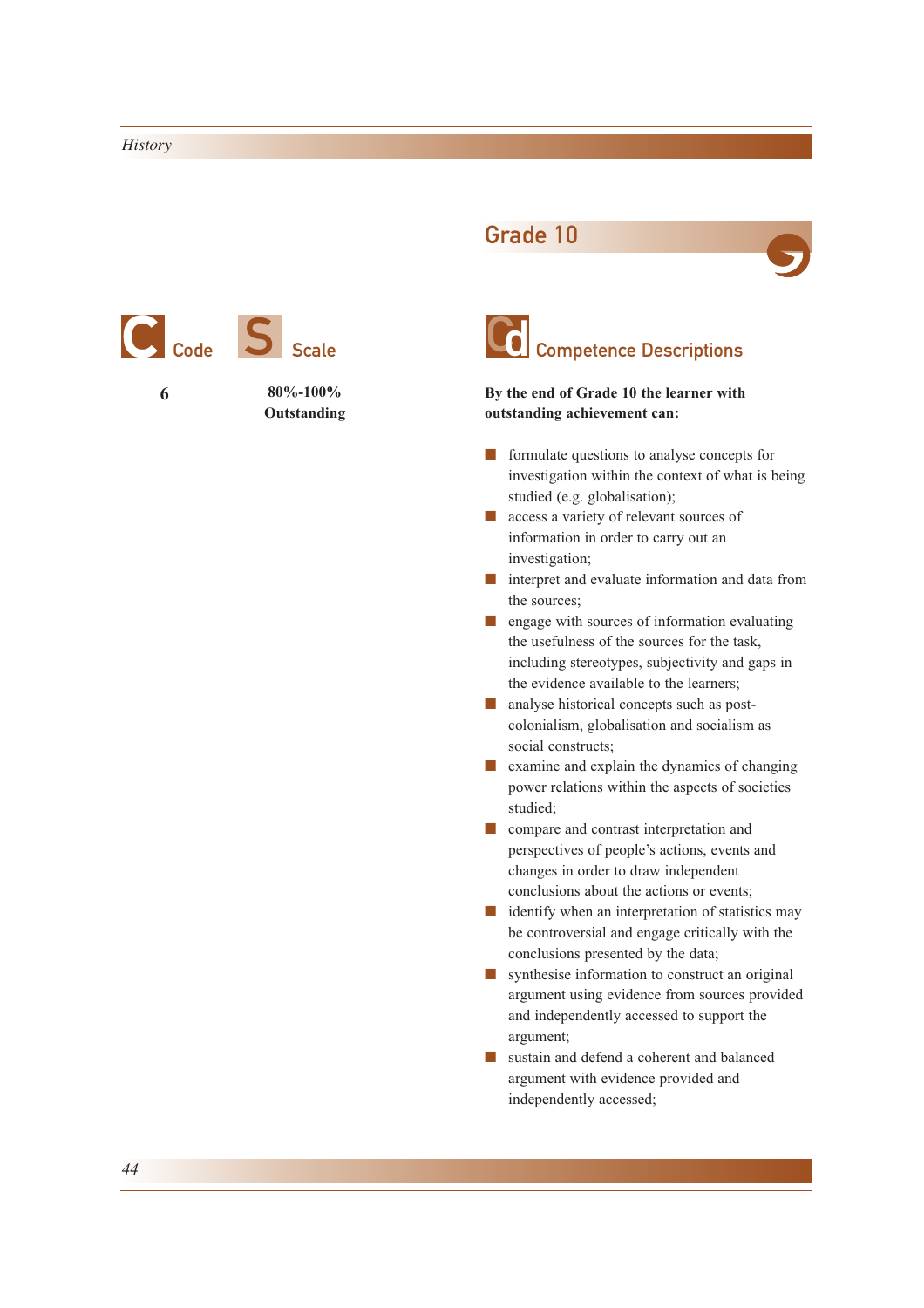## Grade 10

| Code | Scale | Competence Descriptions |
| --- | --- | --- |
| 6 | **80%-100% Outstanding** | **By the end of Grade 10 the learner with outstanding achievement can:** |

**By the end of Grade 10 the learner with outstanding achievement can:**

- formulate questions to analyse concepts for investigation within the context of what is being studied (e.g. globalisation);
- access a variety of relevant sources of information in order to carry out an investigation;
- interpret and evaluate information and data from the sources;
- engage with sources of information evaluating the usefulness of the sources for the task, including stereotypes, subjectivity and gaps in the evidence available to the learners;
- analyse historical concepts such as post-colonialism, globalisation and socialism as social constructs;
- examine and explain the dynamics of changing power relations within the aspects of societies studied;
- compare and contrast interpretation and perspectives of people's actions, events and changes in order to draw independent conclusions about the actions or events;
- identify when an interpretation of statistics may be controversial and engage critically with the conclusions presented by the data;
- synthesise information to construct an original argument using evidence from sources provided and independently accessed to support the argument;
- sustain and defend a coherent and balanced argument with evidence provided and independently accessed;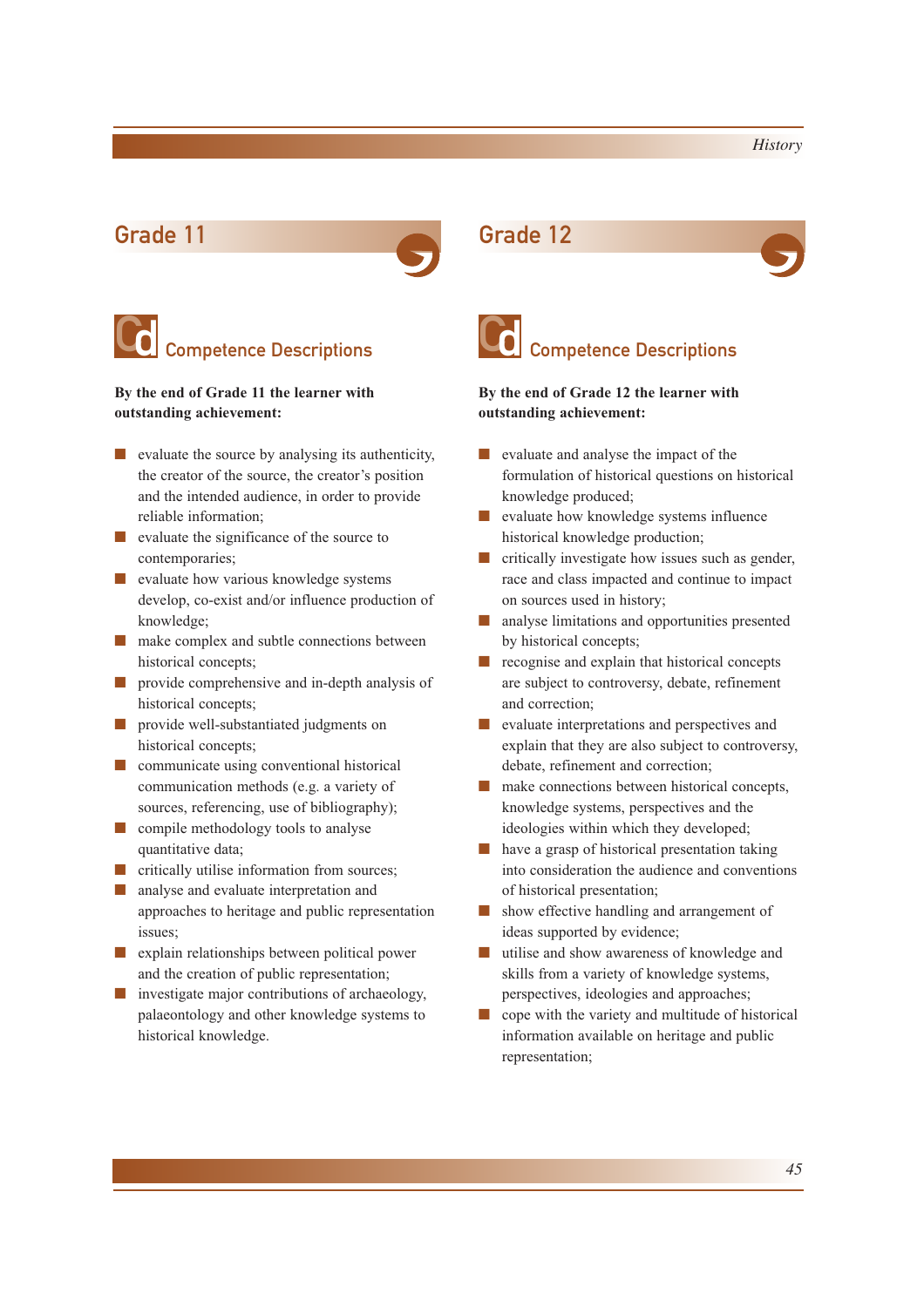## Grade 11

### Competence Descriptions

**By the end of Grade 11 the learner with outstanding achievement:**

- evaluate the source by analysing its authenticity, the creator of the source, the creator's position and the intended audience, in order to provide reliable information;
- evaluate the significance of the source to contemporaries;
- evaluate how various knowledge systems develop, co-exist and/or influence production of knowledge;
- make complex and subtle connections between historical concepts;
- provide comprehensive and in-depth analysis of historical concepts;
- provide well-substantiated judgments on historical concepts;
- communicate using conventional historical communication methods (e.g. a variety of sources, referencing, use of bibliography);
- compile methodology tools to analyse quantitative data;
- critically utilise information from sources;
- analyse and evaluate interpretation and approaches to heritage and public representation issues;
- explain relationships between political power and the creation of public representation;
- investigate major contributions of archaeology, palaeontology and other knowledge systems to historical knowledge.

## Grade 12

### Competence Descriptions

**By the end of Grade 12 the learner with outstanding achievement:**

- evaluate and analyse the impact of the formulation of historical questions on historical knowledge produced;
- evaluate how knowledge systems influence historical knowledge production;
- critically investigate how issues such as gender, race and class impacted and continue to impact on sources used in history;
- analyse limitations and opportunities presented by historical concepts;
- recognise and explain that historical concepts are subject to controversy, debate, refinement and correction;
- evaluate interpretations and perspectives and explain that they are also subject to controversy, debate, refinement and correction;
- make connections between historical concepts, knowledge systems, perspectives and the ideologies within which they developed;
- have a grasp of historical presentation taking into consideration the audience and conventions of historical presentation;
- show effective handling and arrangement of ideas supported by evidence;
- utilise and show awareness of knowledge and skills from a variety of knowledge systems, perspectives, ideologies and approaches;
- cope with the variety and multitude of historical information available on heritage and public representation;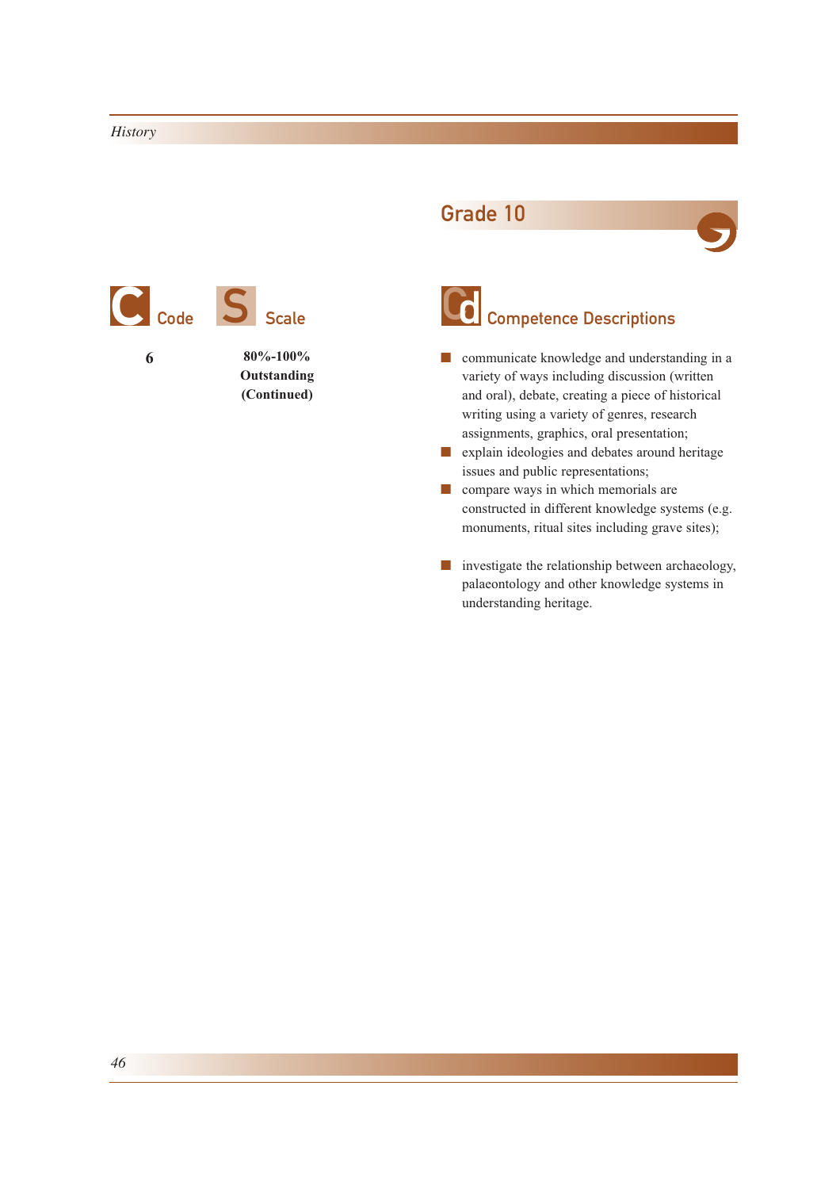## Grade 10

| Code | Scale | Competence Descriptions |
| --- | --- | --- |
| 6 | **80%-100% Outstanding (Continued)** | ■ communicate knowledge and understanding in a variety of ways including discussion (written and oral), debate, creating a piece of historical writing using a variety of genres, research assignments, graphics, oral presentation;<br>■ explain ideologies and debates around heritage issues and public representations;<br>■ compare ways in which memorials are constructed in different knowledge systems (e.g. monuments, ritual sites including grave sites);<br>■ investigate the relationship between archaeology, palaeontology and other knowledge systems in understanding heritage. |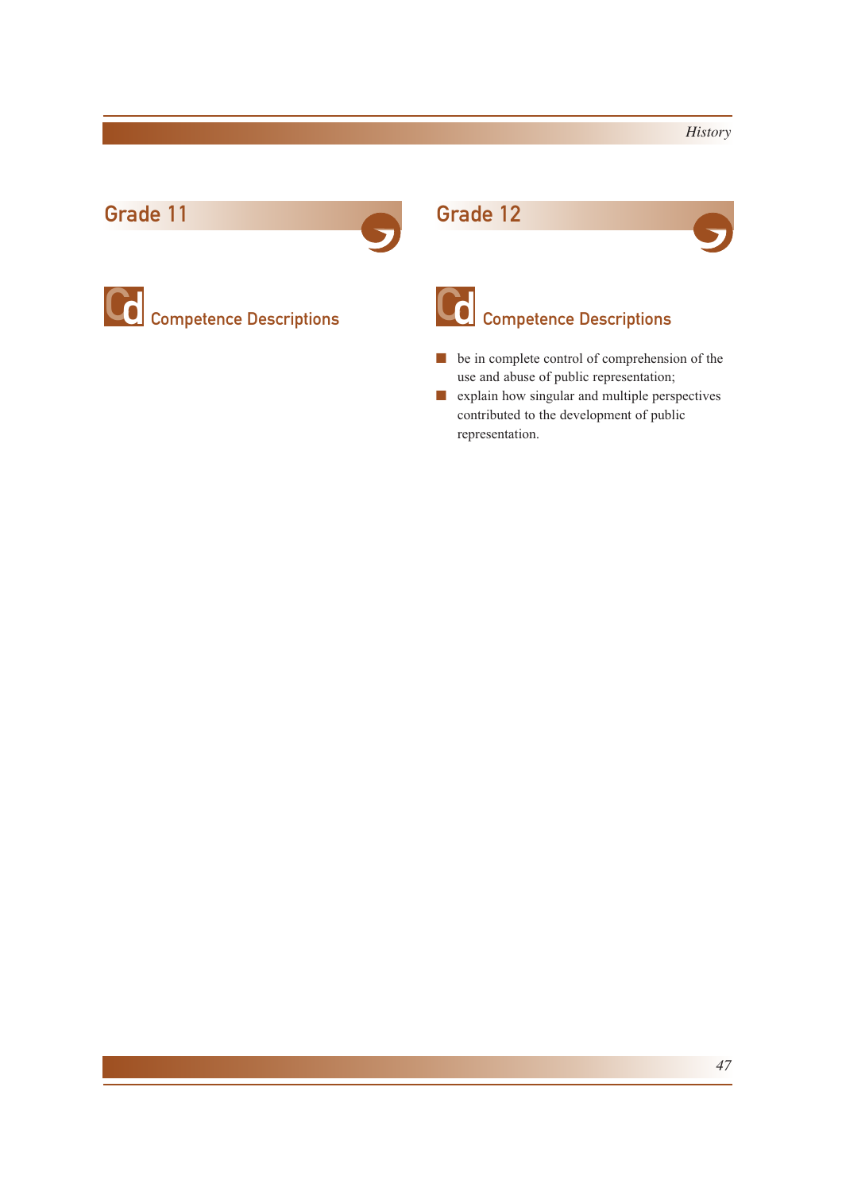## Grade 11

### Competence Descriptions

## Grade 12

### Competence Descriptions

- be in complete control of comprehension of the use and abuse of public representation;
- explain how singular and multiple perspectives contributed to the development of public representation.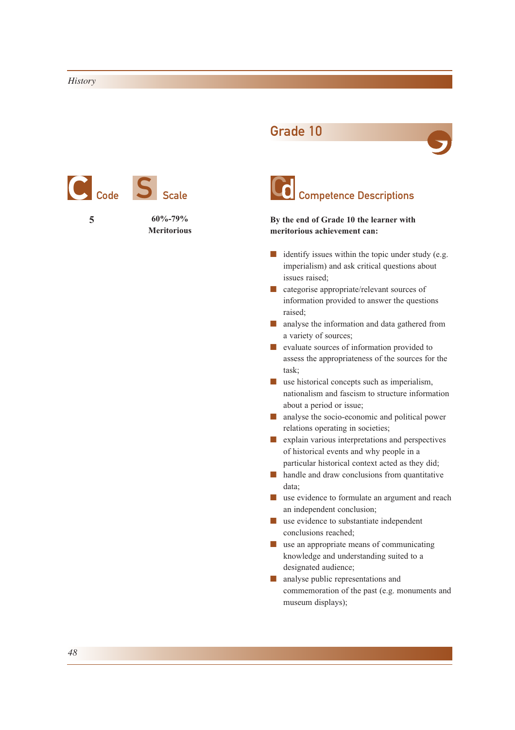## Grade 10

| Code | Scale | Competence Descriptions |
|---|---|---|
| 5 | 60%-79% Meritorious | |

**By the end of Grade 10 the learner with meritorious achievement can:**

- identify issues within the topic under study (e.g. imperialism) and ask critical questions about issues raised;
- categorise appropriate/relevant sources of information provided to answer the questions raised;
- analyse the information and data gathered from a variety of sources;
- evaluate sources of information provided to assess the appropriateness of the sources for the task;
- use historical concepts such as imperialism, nationalism and fascism to structure information about a period or issue;
- analyse the socio-economic and political power relations operating in societies;
- explain various interpretations and perspectives of historical events and why people in a particular historical context acted as they did;
- handle and draw conclusions from quantitative data;
- use evidence to formulate an argument and reach an independent conclusion;
- use evidence to substantiate independent conclusions reached;
- use an appropriate means of communicating knowledge and understanding suited to a designated audience;
- analyse public representations and commemoration of the past (e.g. monuments and museum displays);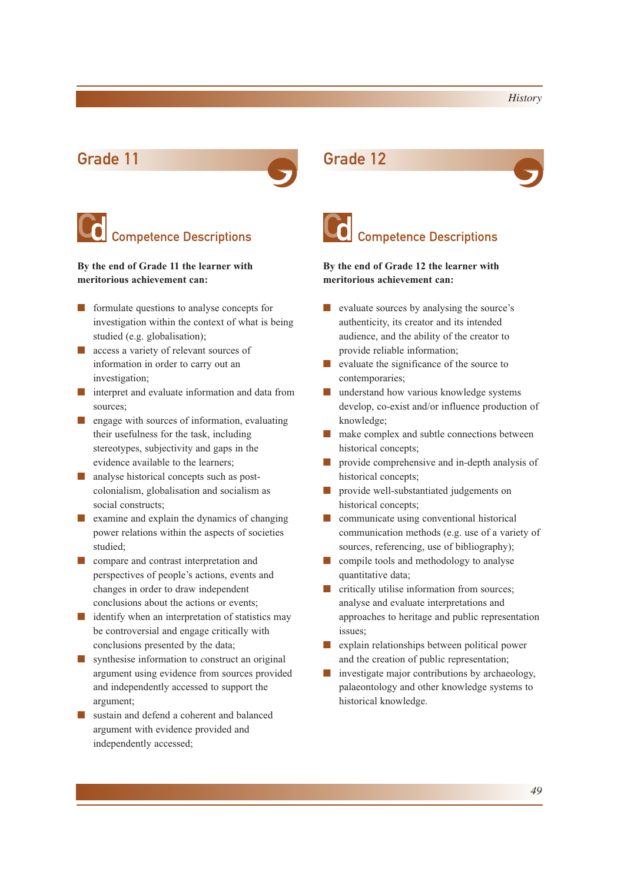## Grade 11

### Competence Descriptions

**By the end of Grade 11 the learner with meritorious achievement can:**

- formulate questions to analyse concepts for investigation within the context of what is being studied (e.g. globalisation);
- access a variety of relevant sources of information in order to carry out an investigation;
- interpret and evaluate information and data from sources;
- engage with sources of information, evaluating their usefulness for the task, including stereotypes, subjectivity and gaps in the evidence available to the learners;
- analyse historical concepts such as post-colonialism, globalisation and socialism as social constructs;
- examine and explain the dynamics of changing power relations within the aspects of societies studied;
- compare and contrast interpretation and perspectives of people's actions, events and changes in order to draw independent conclusions about the actions or events;
- identify when an interpretation of statistics may be controversial and engage critically with conclusions presented by the data;
- synthesise information to *c*onstruct an original argument using evidence from sources provided and independently accessed to support the argument;
- sustain and defend a coherent and balanced argument with evidence provided and independently accessed;

## Grade 12

### Competence Descriptions

**By the end of Grade 12 the learner with meritorious achievement can:**

- evaluate sources by analysing the source's authenticity, its creator and its intended audience, and the ability of the creator to provide reliable information;
- evaluate the significance of the source to contemporaries;
- understand how various knowledge systems develop, co-exist and/or influence production of knowledge;
- make complex and subtle connections between historical concepts;
- provide comprehensive and in-depth analysis of historical concepts;
- provide well-substantiated judgements on historical concepts;
- communicate using conventional historical communication methods (e.g. use of a variety of sources, referencing, use of bibliography);
- compile tools and methodology to analyse quantitative data;
- critically utilise information from sources; analyse and evaluate interpretations and approaches to heritage and public representation issues;
- explain relationships between political power and the creation of public representation;
- investigate major contributions by archaeology, palaeontology and other knowledge systems to historical knowledge.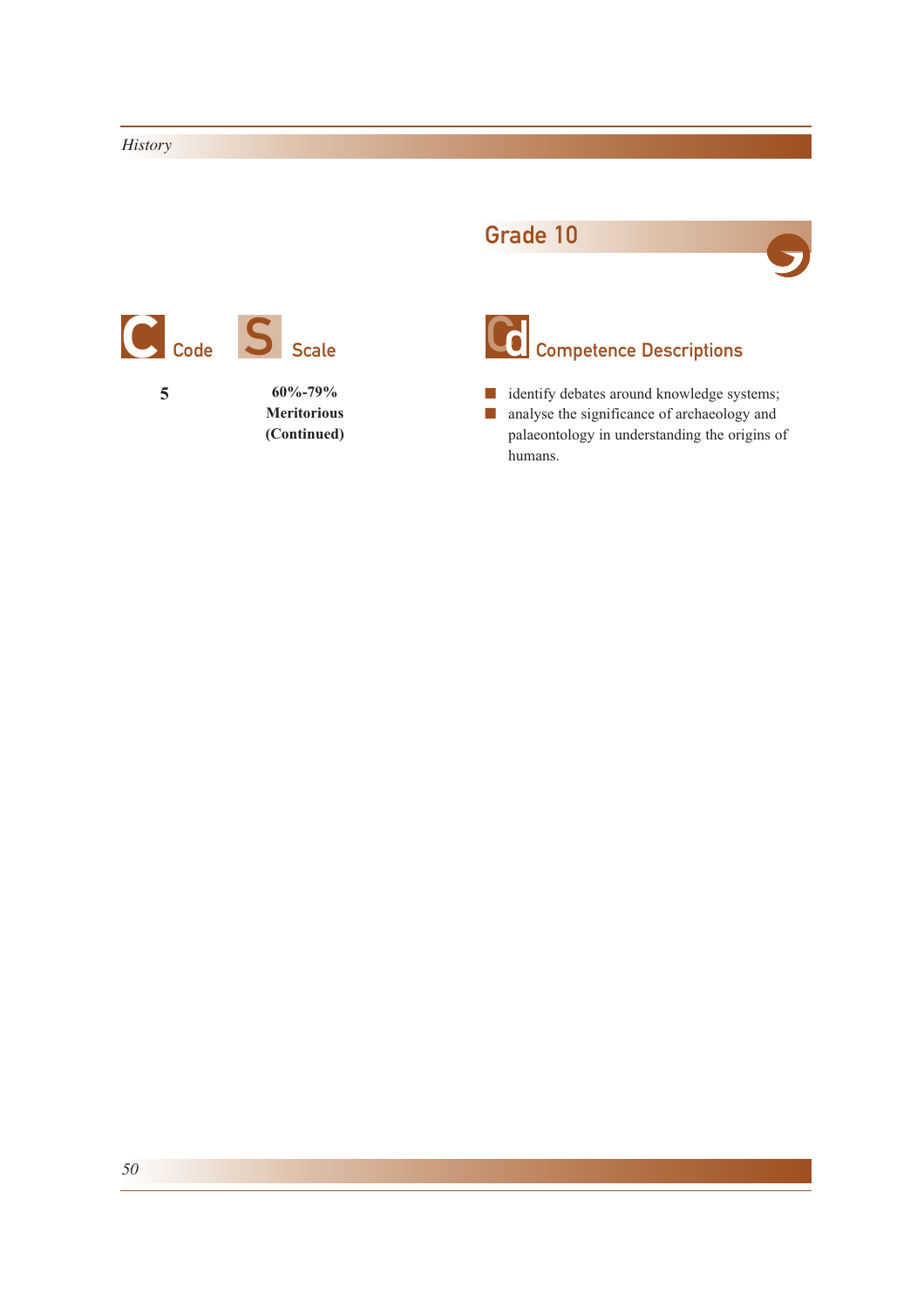## Grade 10

| Code | Scale | Competence Descriptions |
|---|---|---|
| 5 | **60%-79% Meritorious (Continued)** | ■ identify debates around knowledge systems;<br>■ analyse the significance of archaeology and palaeontology in understanding the origins of humans. |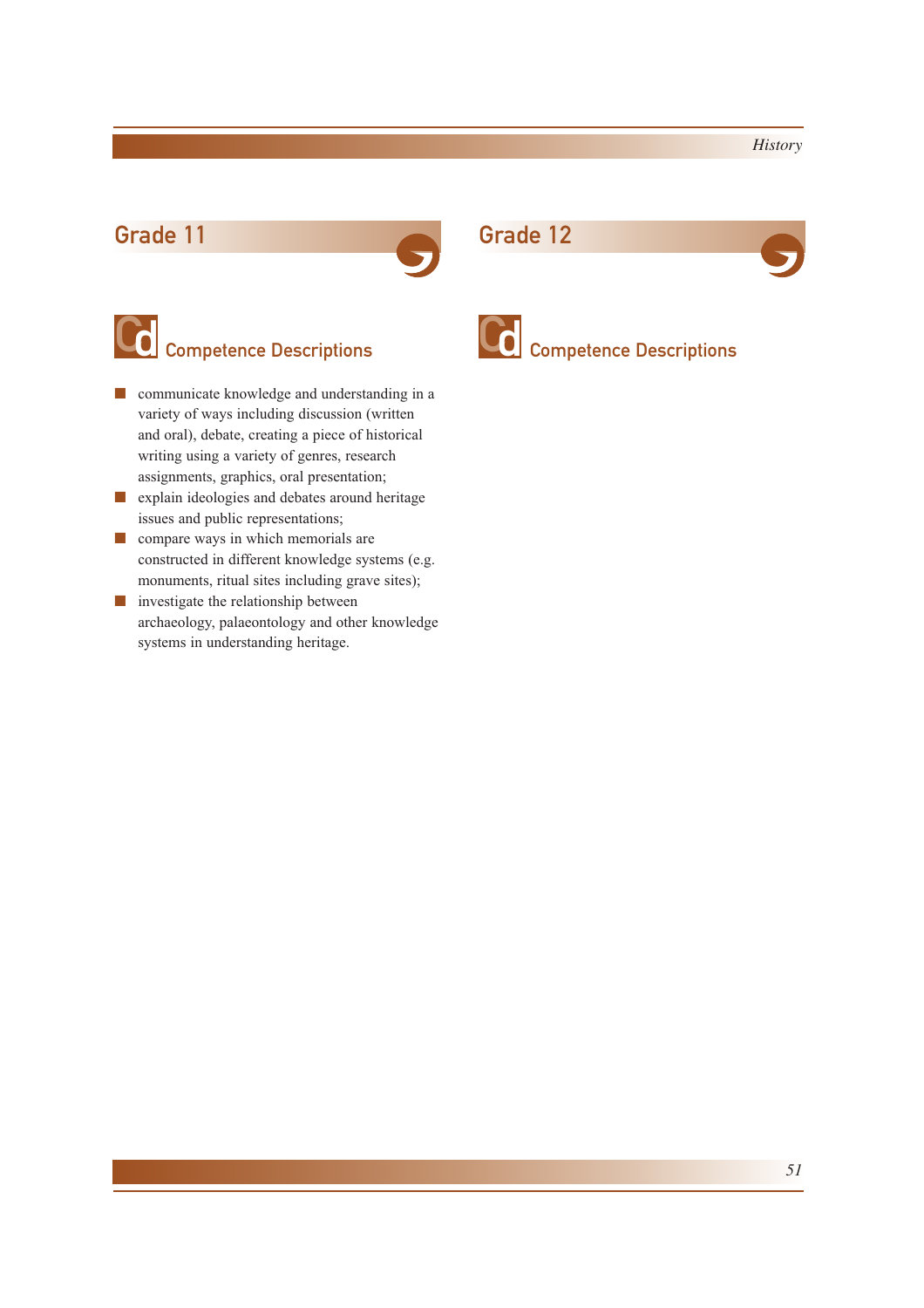## Grade 11

### Competence Descriptions

- communicate knowledge and understanding in a variety of ways including discussion (written and oral), debate, creating a piece of historical writing using a variety of genres, research assignments, graphics, oral presentation;
- explain ideologies and debates around heritage issues and public representations;
- compare ways in which memorials are constructed in different knowledge systems (e.g. monuments, ritual sites including grave sites);
- investigate the relationship between archaeology, palaeontology and other knowledge systems in understanding heritage.

## Grade 12

### Competence Descriptions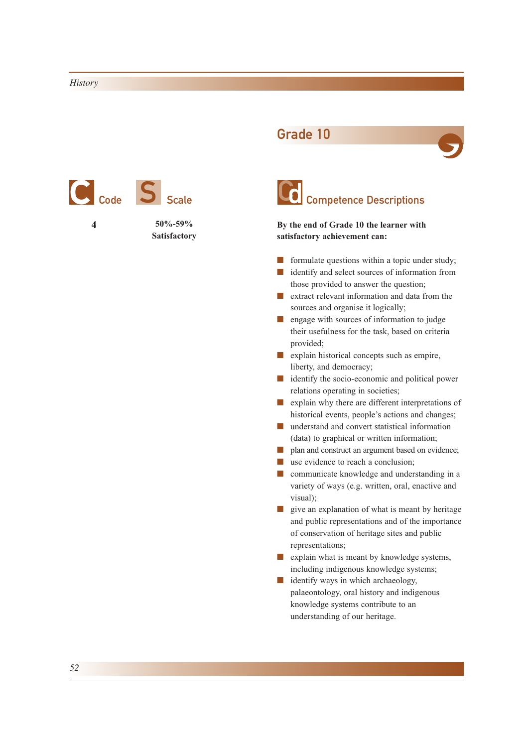## Grade 10

| Code | Scale | Competence Descriptions |
|---|---|---|
| 4 | 50%-59% Satisfactory | **By the end of Grade 10 the learner with satisfactory achievement can:** |

- formulate questions within a topic under study;
- identify and select sources of information from those provided to answer the question;
- extract relevant information and data from the sources and organise it logically;
- engage with sources of information to judge their usefulness for the task, based on criteria provided;
- explain historical concepts such as empire, liberty, and democracy;
- identify the socio-economic and political power relations operating in societies;
- explain why there are different interpretations of historical events, people's actions and changes;
- understand and convert statistical information (data) to graphical or written information;
- plan and construct an argument based on evidence;
- use evidence to reach a conclusion;
- communicate knowledge and understanding in a variety of ways (e.g. written, oral, enactive and visual);
- give an explanation of what is meant by heritage and public representations and of the importance of conservation of heritage sites and public representations;
- explain what is meant by knowledge systems, including indigenous knowledge systems;
- identify ways in which archaeology, palaeontology, oral history and indigenous knowledge systems contribute to an understanding of our heritage.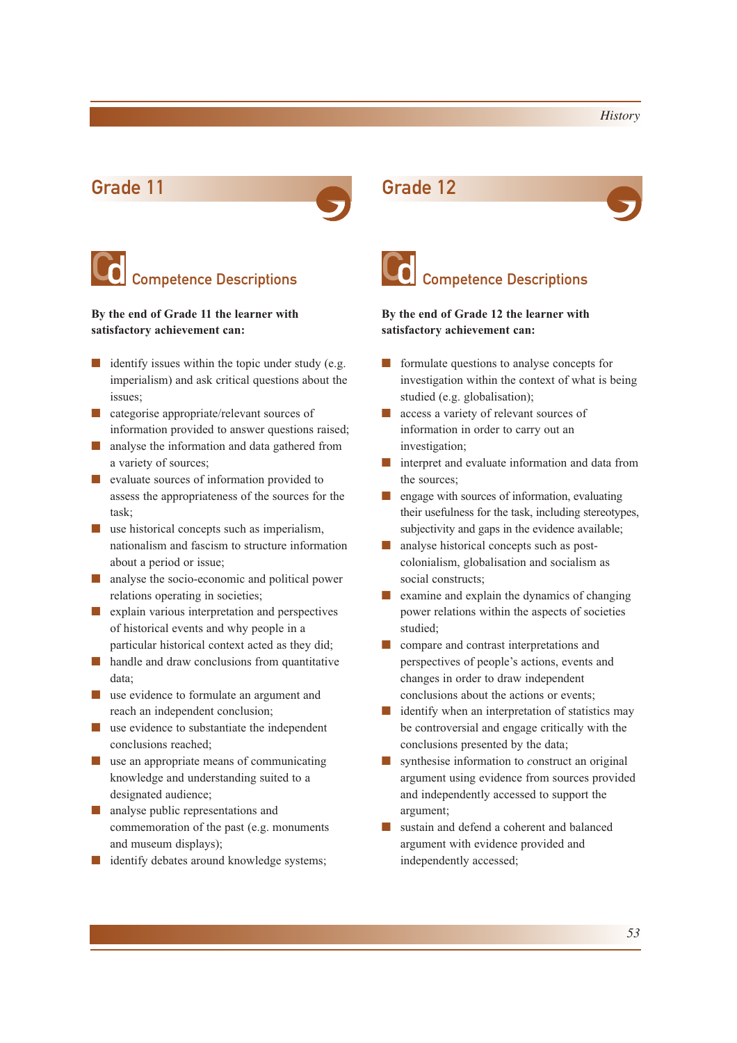## Grade 11

### Competence Descriptions

**By the end of Grade 11 the learner with satisfactory achievement can:**

- identify issues within the topic under study (e.g. imperialism) and ask critical questions about the issues;
- categorise appropriate/relevant sources of information provided to answer questions raised;
- analyse the information and data gathered from a variety of sources;
- evaluate sources of information provided to assess the appropriateness of the sources for the task;
- use historical concepts such as imperialism, nationalism and fascism to structure information about a period or issue;
- analyse the socio-economic and political power relations operating in societies;
- explain various interpretation and perspectives of historical events and why people in a particular historical context acted as they did;
- handle and draw conclusions from quantitative data;
- use evidence to formulate an argument and reach an independent conclusion;
- use evidence to substantiate the independent conclusions reached;
- use an appropriate means of communicating knowledge and understanding suited to a designated audience;
- analyse public representations and commemoration of the past (e.g. monuments and museum displays);
- identify debates around knowledge systems;

## Grade 12

### Competence Descriptions

**By the end of Grade 12 the learner with satisfactory achievement can:**

- formulate questions to analyse concepts for investigation within the context of what is being studied (e.g. globalisation);
- access a variety of relevant sources of information in order to carry out an investigation;
- interpret and evaluate information and data from the sources;
- engage with sources of information, evaluating their usefulness for the task, including stereotypes, subjectivity and gaps in the evidence available;
- analyse historical concepts such as post-colonialism, globalisation and socialism as social constructs;
- examine and explain the dynamics of changing power relations within the aspects of societies studied;
- compare and contrast interpretations and perspectives of people's actions, events and changes in order to draw independent conclusions about the actions or events;
- identify when an interpretation of statistics may be controversial and engage critically with the conclusions presented by the data;
- synthesise information to construct an original argument using evidence from sources provided and independently accessed to support the argument;
- sustain and defend a coherent and balanced argument with evidence provided and independently accessed;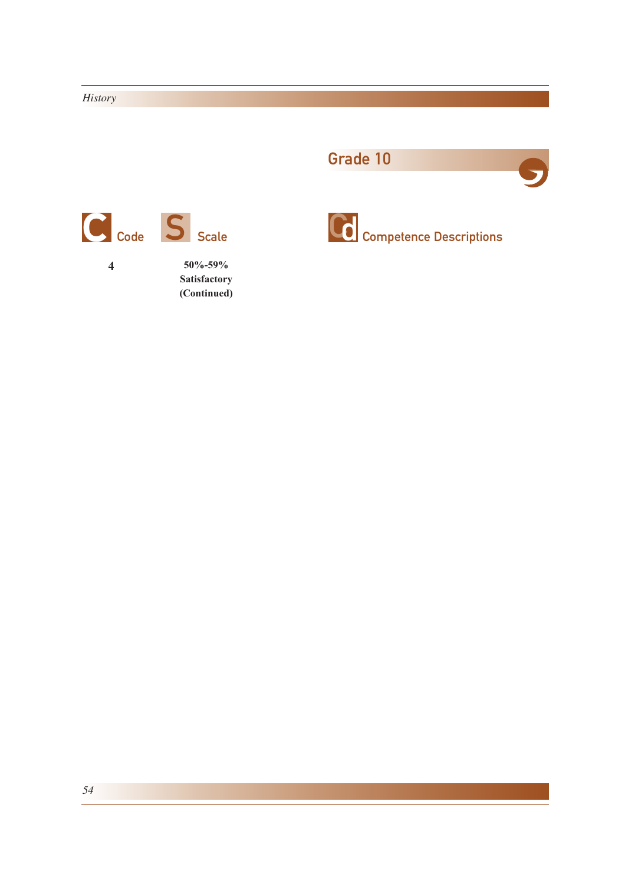## Grade 10

| Code | Scale | Competence Descriptions |
|---|---|---|
| 4 | **50%-59% Satisfactory (Continued)** | |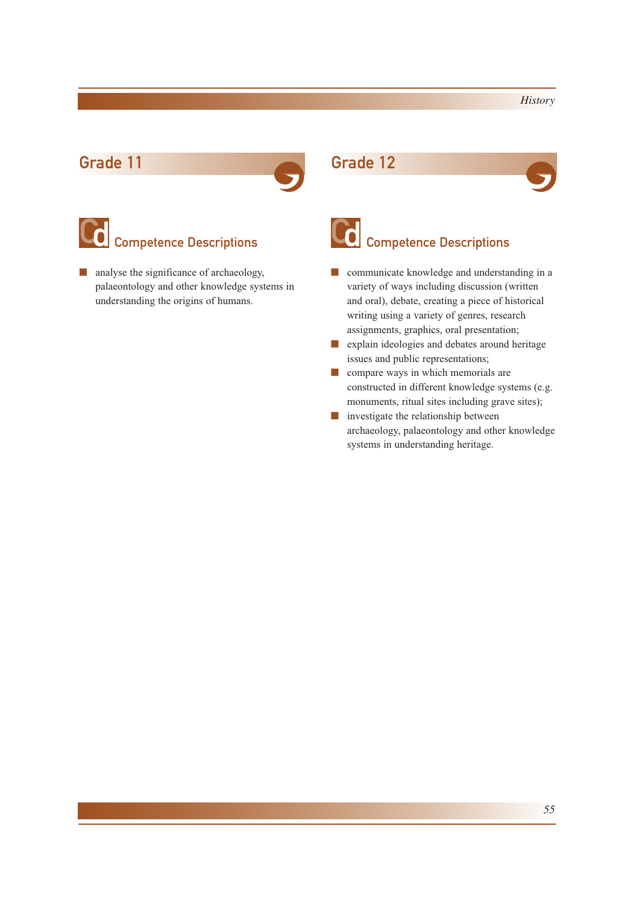## Grade 11

### Competence Descriptions

- analyse the significance of archaeology, palaeontology and other knowledge systems in understanding the origins of humans.

## Grade 12

### Competence Descriptions

- communicate knowledge and understanding in a variety of ways including discussion (written and oral), debate, creating a piece of historical writing using a variety of genres, research assignments, graphics, oral presentation;
- explain ideologies and debates around heritage issues and public representations;
- compare ways in which memorials are constructed in different knowledge systems (e.g. monuments, ritual sites including grave sites);
- investigate the relationship between archaeology, palaeontology and other knowledge systems in understanding heritage.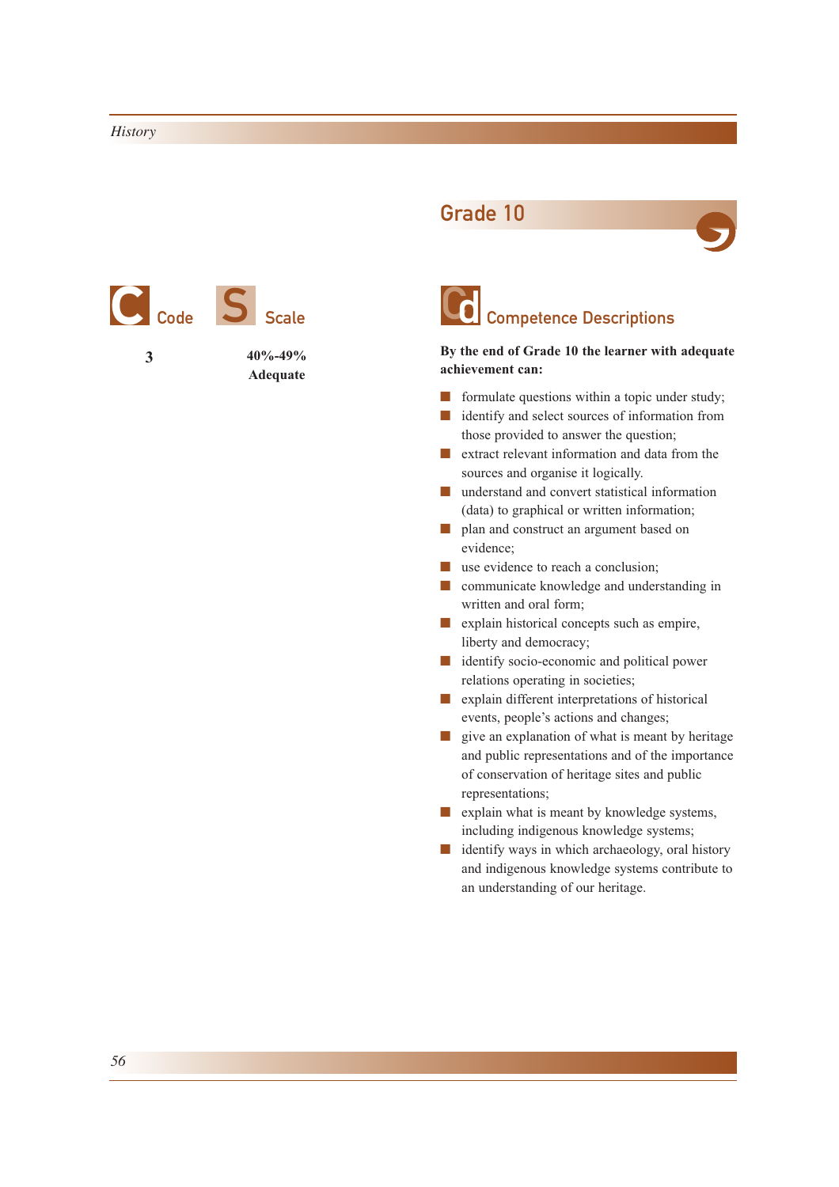## Grade 10

| Code | Scale |
| --- | --- |
| 3 | 40%-49% Adequate |

### Competence Descriptions

**By the end of Grade 10 the learner with adequate achievement can:**

- formulate questions within a topic under study;
- identify and select sources of information from those provided to answer the question;
- extract relevant information and data from the sources and organise it logically.
- understand and convert statistical information (data) to graphical or written information;
- plan and construct an argument based on evidence;
- use evidence to reach a conclusion;
- communicate knowledge and understanding in written and oral form;
- explain historical concepts such as empire, liberty and democracy;
- identify socio-economic and political power relations operating in societies;
- explain different interpretations of historical events, people's actions and changes;
- give an explanation of what is meant by heritage and public representations and of the importance of conservation of heritage sites and public representations;
- explain what is meant by knowledge systems, including indigenous knowledge systems;
- identify ways in which archaeology, oral history and indigenous knowledge systems contribute to an understanding of our heritage.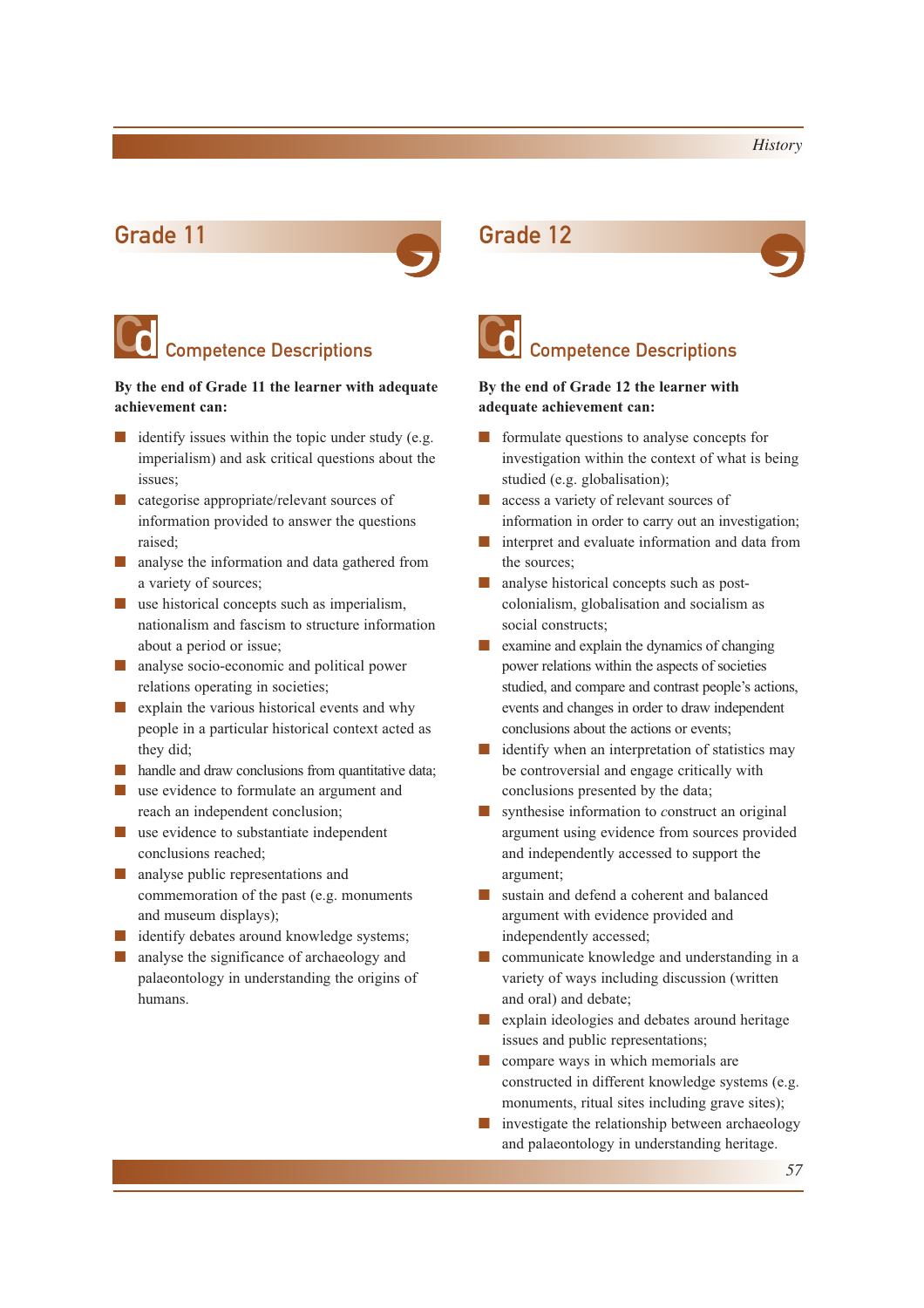## Grade 11

### Competence Descriptions

**By the end of Grade 11 the learner with adequate achievement can:**

- identify issues within the topic under study (e.g. imperialism) and ask critical questions about the issues;
- categorise appropriate/relevant sources of information provided to answer the questions raised;
- analyse the information and data gathered from a variety of sources;
- use historical concepts such as imperialism, nationalism and fascism to structure information about a period or issue;
- analyse socio-economic and political power relations operating in societies;
- explain the various historical events and why people in a particular historical context acted as they did;
- handle and draw conclusions from quantitative data;
- use evidence to formulate an argument and reach an independent conclusion;
- use evidence to substantiate independent conclusions reached;
- analyse public representations and commemoration of the past (e.g. monuments and museum displays);
- identify debates around knowledge systems;
- analyse the significance of archaeology and palaeontology in understanding the origins of humans.

## Grade 12

### Competence Descriptions

**By the end of Grade 12 the learner with adequate achievement can:**

- formulate questions to analyse concepts for investigation within the context of what is being studied (e.g. globalisation);
- access a variety of relevant sources of information in order to carry out an investigation;
- interpret and evaluate information and data from the sources;
- analyse historical concepts such as post-colonialism, globalisation and socialism as social constructs;
- examine and explain the dynamics of changing power relations within the aspects of societies studied, and compare and contrast people's actions, events and changes in order to draw independent conclusions about the actions or events;
- identify when an interpretation of statistics may be controversial and engage critically with conclusions presented by the data;
- synthesise information to construct an original argument using evidence from sources provided and independently accessed to support the argument;
- sustain and defend a coherent and balanced argument with evidence provided and independently accessed;
- communicate knowledge and understanding in a variety of ways including discussion (written and oral) and debate;
- explain ideologies and debates around heritage issues and public representations;
- compare ways in which memorials are constructed in different knowledge systems (e.g. monuments, ritual sites including grave sites);
- investigate the relationship between archaeology and palaeontology in understanding heritage.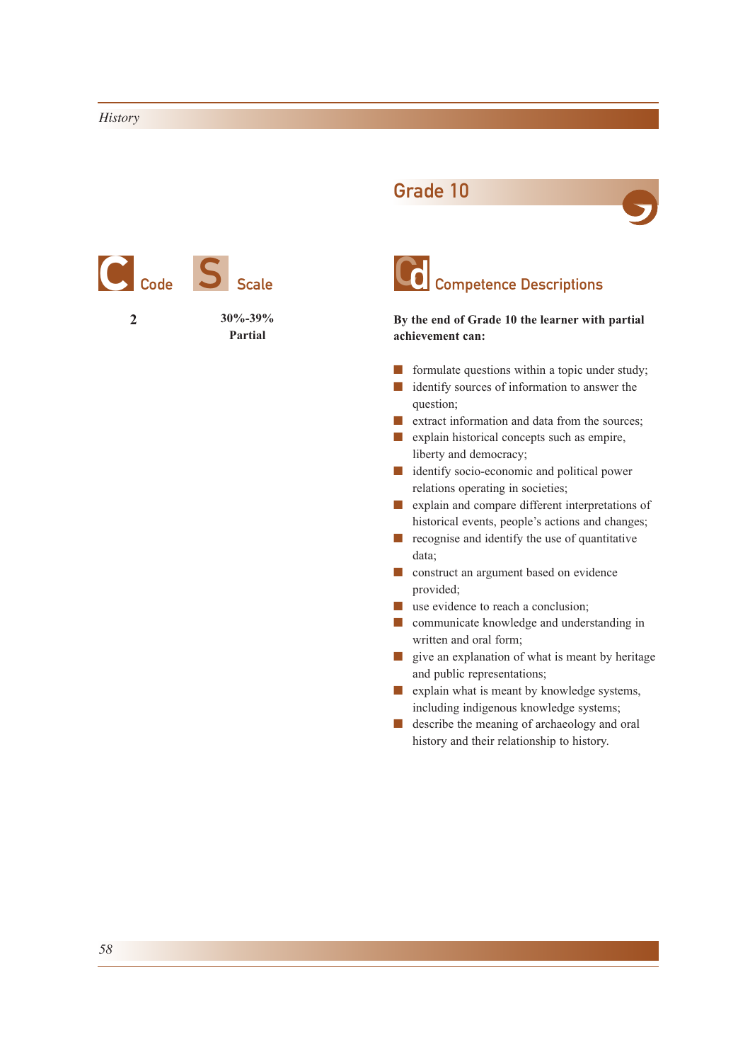## Grade 10

| Code | Scale |
|---|---|
| 2 | 30%-39% Partial |

## Competence Descriptions

**By the end of Grade 10 the learner with partial achievement can:**

- formulate questions within a topic under study;
- identify sources of information to answer the question;
- extract information and data from the sources;
- explain historical concepts such as empire, liberty and democracy;
- identify socio-economic and political power relations operating in societies;
- explain and compare different interpretations of historical events, people's actions and changes;
- recognise and identify the use of quantitative data;
- construct an argument based on evidence provided;
- use evidence to reach a conclusion;
- communicate knowledge and understanding in written and oral form;
- give an explanation of what is meant by heritage and public representations;
- explain what is meant by knowledge systems, including indigenous knowledge systems;
- describe the meaning of archaeology and oral history and their relationship to history.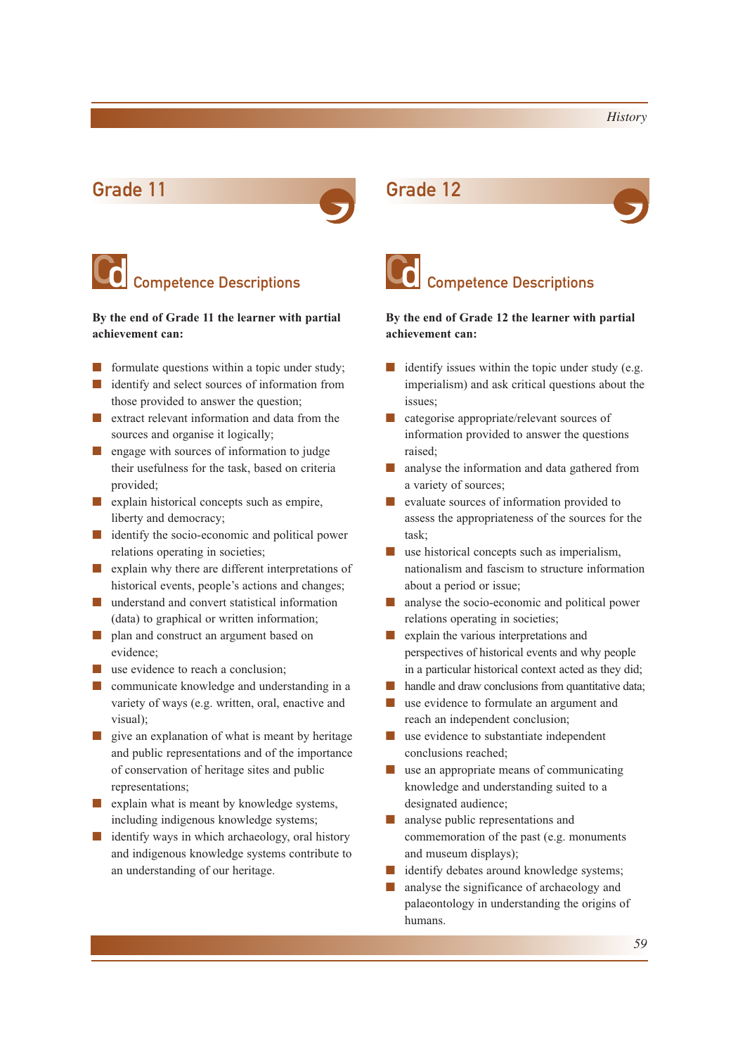## Grade 11

### Competence Descriptions

**By the end of Grade 11 the learner with partial achievement can:**

- formulate questions within a topic under study;
- identify and select sources of information from those provided to answer the question;
- extract relevant information and data from the sources and organise it logically;
- engage with sources of information to judge their usefulness for the task, based on criteria provided;
- explain historical concepts such as empire, liberty and democracy;
- identify the socio-economic and political power relations operating in societies;
- explain why there are different interpretations of historical events, people's actions and changes;
- understand and convert statistical information (data) to graphical or written information;
- plan and construct an argument based on evidence;
- use evidence to reach a conclusion;
- communicate knowledge and understanding in a variety of ways (e.g. written, oral, enactive and visual);
- give an explanation of what is meant by heritage and public representations and of the importance of conservation of heritage sites and public representations;
- explain what is meant by knowledge systems, including indigenous knowledge systems;
- identify ways in which archaeology, oral history and indigenous knowledge systems contribute to an understanding of our heritage.

## Grade 12

### Competence Descriptions

**By the end of Grade 12 the learner with partial achievement can:**

- identify issues within the topic under study (e.g. imperialism) and ask critical questions about the issues;
- categorise appropriate/relevant sources of information provided to answer the questions raised;
- analyse the information and data gathered from a variety of sources;
- evaluate sources of information provided to assess the appropriateness of the sources for the task;
- use historical concepts such as imperialism, nationalism and fascism to structure information about a period or issue;
- analyse the socio-economic and political power relations operating in societies;
- explain the various interpretations and perspectives of historical events and why people in a particular historical context acted as they did;
- handle and draw conclusions from quantitative data;
- use evidence to formulate an argument and reach an independent conclusion;
- use evidence to substantiate independent conclusions reached;
- use an appropriate means of communicating knowledge and understanding suited to a designated audience;
- analyse public representations and commemoration of the past (e.g. monuments and museum displays);
- identify debates around knowledge systems;
- analyse the significance of archaeology and palaeontology in understanding the origins of humans.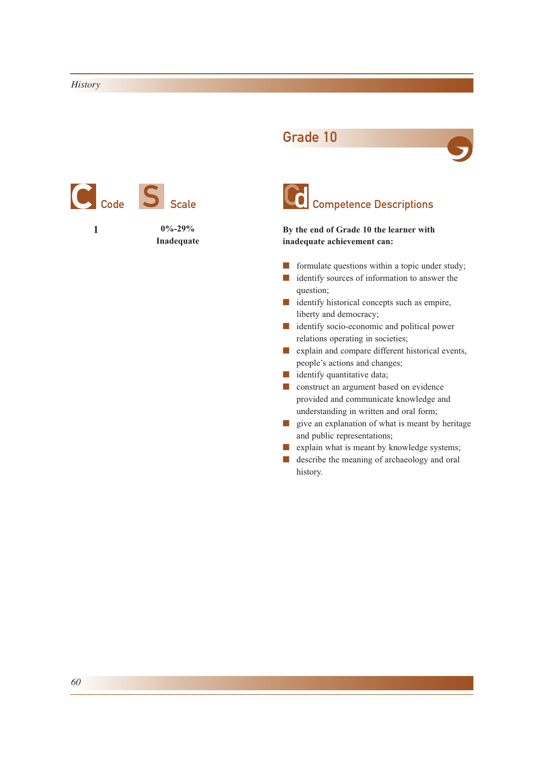## Grade 10

| Code | Scale | Competence Descriptions |
|---|---|---|
| 1 | 0%-29% **Inadequate** | **By the end of Grade 10 the learner with inadequate achievement can:** |

- formulate questions within a topic under study;
- identify sources of information to answer the question;
- identify historical concepts such as empire, liberty and democracy;
- identify socio-economic and political power relations operating in societies;
- explain and compare different historical events, people's actions and changes;
- identify quantitative data;
- construct an argument based on evidence provided and communicate knowledge and understanding in written and oral form;
- give an explanation of what is meant by heritage and public representations;
- explain what is meant by knowledge systems;
- describe the meaning of archaeology and oral history.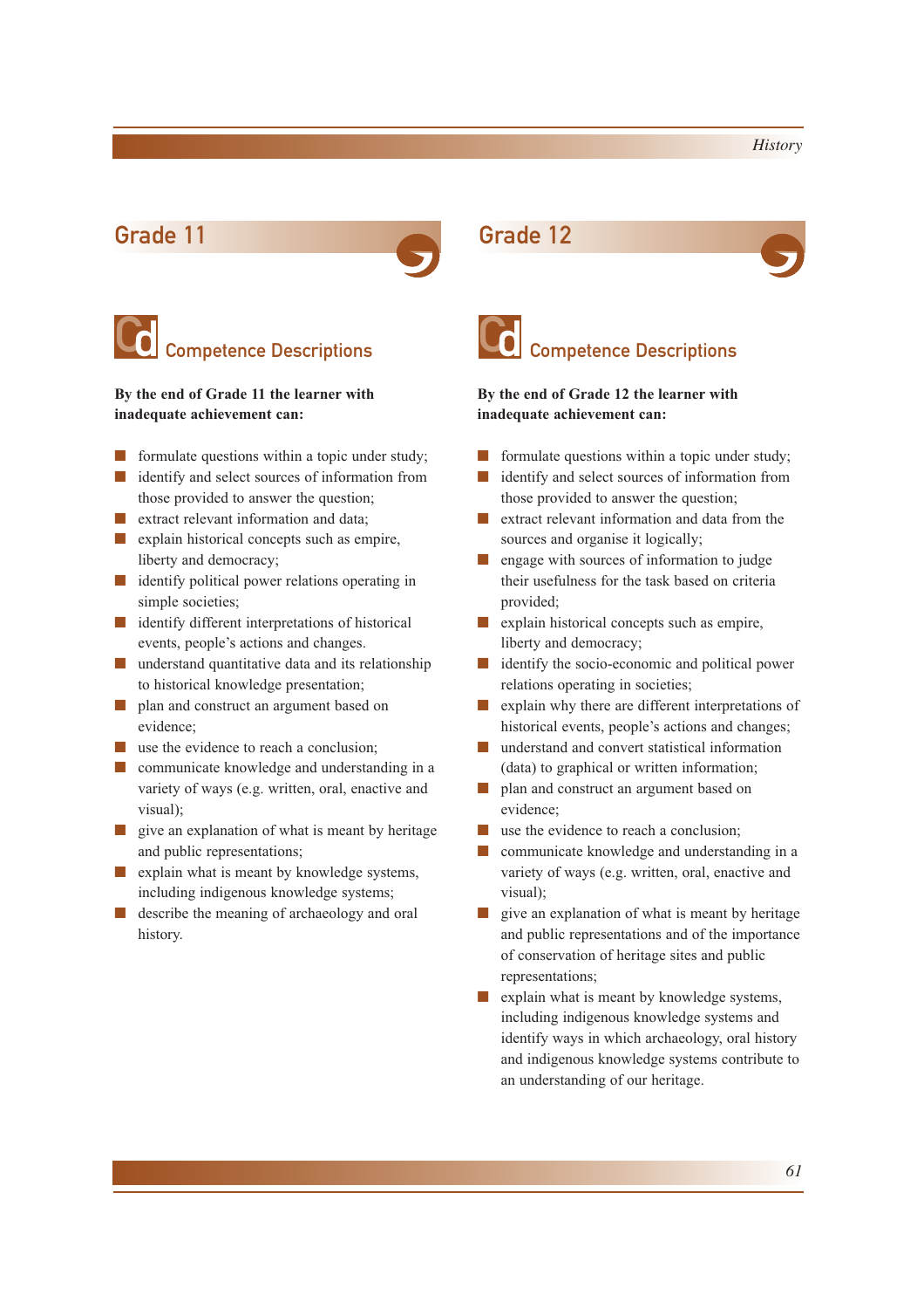## Grade 11

### Competence Descriptions

**By the end of Grade 11 the learner with inadequate achievement can:**

- formulate questions within a topic under study;
- identify and select sources of information from those provided to answer the question;
- extract relevant information and data;
- explain historical concepts such as empire, liberty and democracy;
- identify political power relations operating in simple societies;
- identify different interpretations of historical events, people's actions and changes.
- understand quantitative data and its relationship to historical knowledge presentation;
- plan and construct an argument based on evidence;
- use the evidence to reach a conclusion;
- communicate knowledge and understanding in a variety of ways (e.g. written, oral, enactive and visual);
- give an explanation of what is meant by heritage and public representations;
- explain what is meant by knowledge systems, including indigenous knowledge systems;
- describe the meaning of archaeology and oral history.

## Grade 12

### Competence Descriptions

**By the end of Grade 12 the learner with inadequate achievement can:**

- formulate questions within a topic under study;
- identify and select sources of information from those provided to answer the question;
- extract relevant information and data from the sources and organise it logically;
- engage with sources of information to judge their usefulness for the task based on criteria provided;
- explain historical concepts such as empire, liberty and democracy;
- identify the socio-economic and political power relations operating in societies;
- explain why there are different interpretations of historical events, people's actions and changes;
- understand and convert statistical information (data) to graphical or written information;
- plan and construct an argument based on evidence;
- use the evidence to reach a conclusion;
- communicate knowledge and understanding in a variety of ways (e.g. written, oral, enactive and visual);
- give an explanation of what is meant by heritage and public representations and of the importance of conservation of heritage sites and public representations;
- explain what is meant by knowledge systems, including indigenous knowledge systems and identify ways in which archaeology, oral history and indigenous knowledge systems contribute to an understanding of our heritage.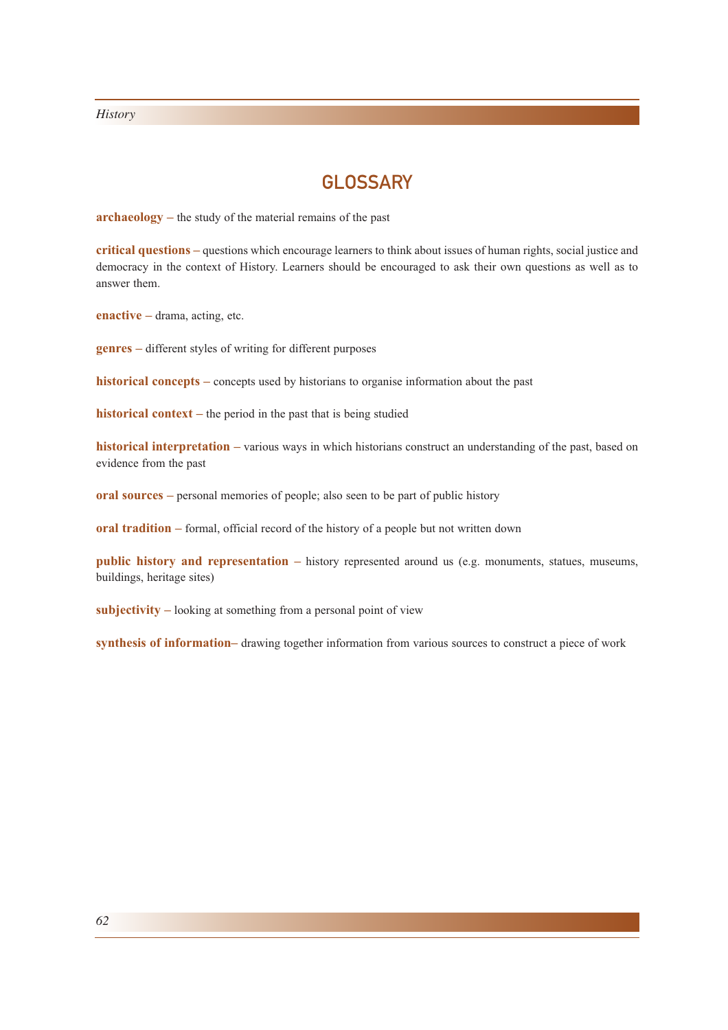# GLOSSARY

**archaeology** – the study of the material remains of the past

**critical questions** – questions which encourage learners to think about issues of human rights, social justice and democracy in the context of History. Learners should be encouraged to ask their own questions as well as to answer them.

**enactive –** drama, acting, etc.

**genres –** different styles of writing for different purposes

**historical concepts –** concepts used by historians to organise information about the past

**historical context** – the period in the past that is being studied

**historical interpretation** – various ways in which historians construct an understanding of the past, based on evidence from the past

**oral sources –** personal memories of people; also seen to be part of public history

**oral tradition –** formal, official record of the history of a people but not written down

**public history and representation –** history represented around us (e.g. monuments, statues, museums, buildings, heritage sites)

**subjectivity** – looking at something from a personal point of view

**synthesis of information**– drawing together information from various sources to construct a piece of work